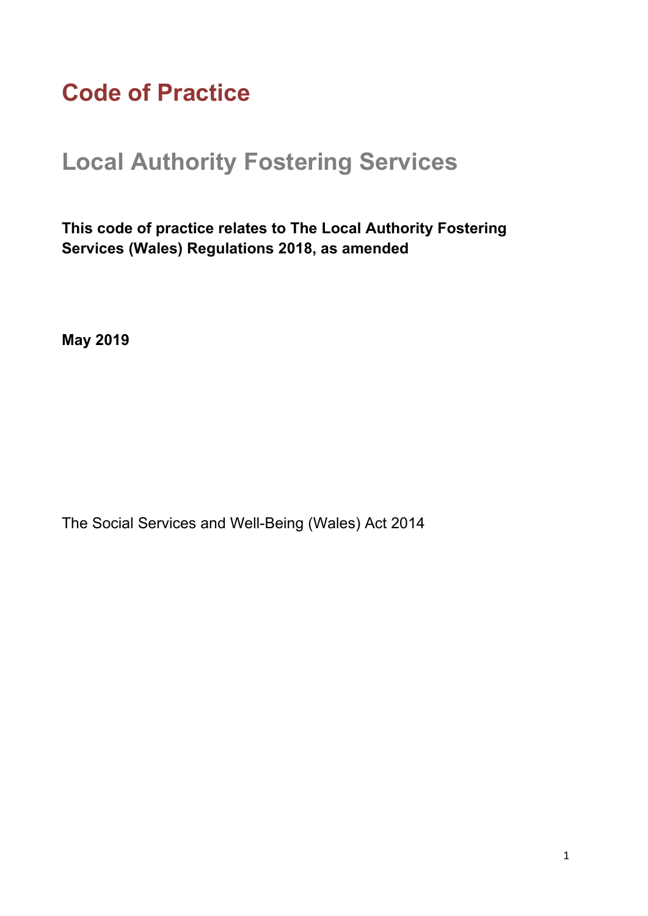# Code of Practice

## Local Authority Fostering Services

**This code of practice relates to The Local Authority Fostering Services (Wales) Regulations 2018, as amended**

**May 2019**

The Social Services and Well-Being (Wales) Act 2014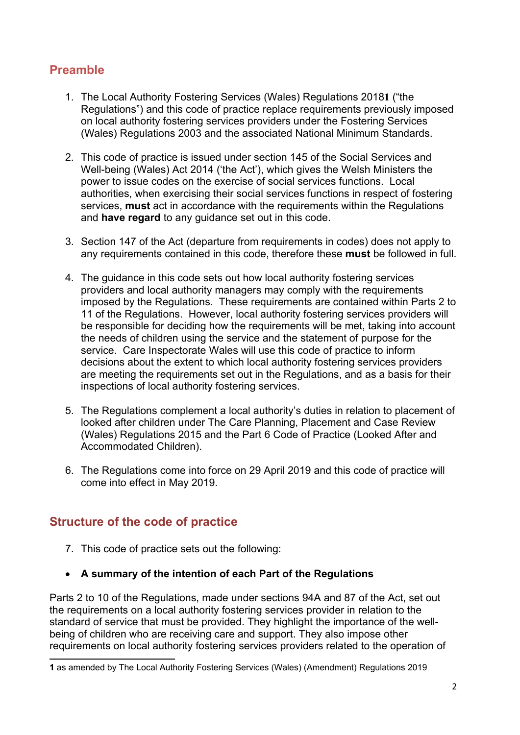## Preamble

1. The Local Authority Fostering Services (Wales) Regulations 2018[1] ("the Regulations") and this code of practice replace requirements previously imposed on local authority fostering services providers under the Fostering Services (Wales) Regulations 2003 and the associated National Minimum Standards.

2. This code of practice is issued under section 145 of the Social Services and Well-being (Wales) Act 2014 ('the Act'), which gives the Welsh Ministers the power to issue codes on the exercise of social services functions. Local authorities, when exercising their social services functions in respect of fostering services, **must** act in accordance with the requirements within the Regulations and **have regard** to any guidance set out in this code.

3. Section 147 of the Act (departure from requirements in codes) does not apply to any requirements contained in this code, therefore these **must** be followed in full.

4. The guidance in this code sets out how local authority fostering services providers and local authority managers may comply with the requirements imposed by the Regulations. These requirements are contained within Parts 2 to 11 of the Regulations. However, local authority fostering services providers will be responsible for deciding how the requirements will be met, taking into account the needs of children using the service and the statement of purpose for the service. Care Inspectorate Wales will use this code of practice to inform decisions about the extent to which local authority fostering services providers are meeting the requirements set out in the Regulations, and as a basis for their inspections of local authority fostering services.

5. The Regulations complement a local authority's duties in relation to placement of looked after children under The Care Planning, Placement and Case Review (Wales) Regulations 2015 and the Part 6 Code of Practice (Looked After and Accommodated Children).

6. The Regulations come into force on 29 April 2019 and this code of practice will come into effect in May 2019.

## Structure of the code of practice

7. This code of practice sets out the following:

- **A summary of the intention of each Part of the Regulations**

Parts 2 to 10 of the Regulations, made under sections 94A and 87 of the Act, set out the requirements on a local authority fostering services provider in relation to the standard of service that must be provided. They highlight the importance of the well-being of children who are receiving care and support. They also impose other requirements on local authority fostering services providers related to the operation of

---

[1] as amended by The Local Authority Fostering Services (Wales) (Amendment) Regulations 2019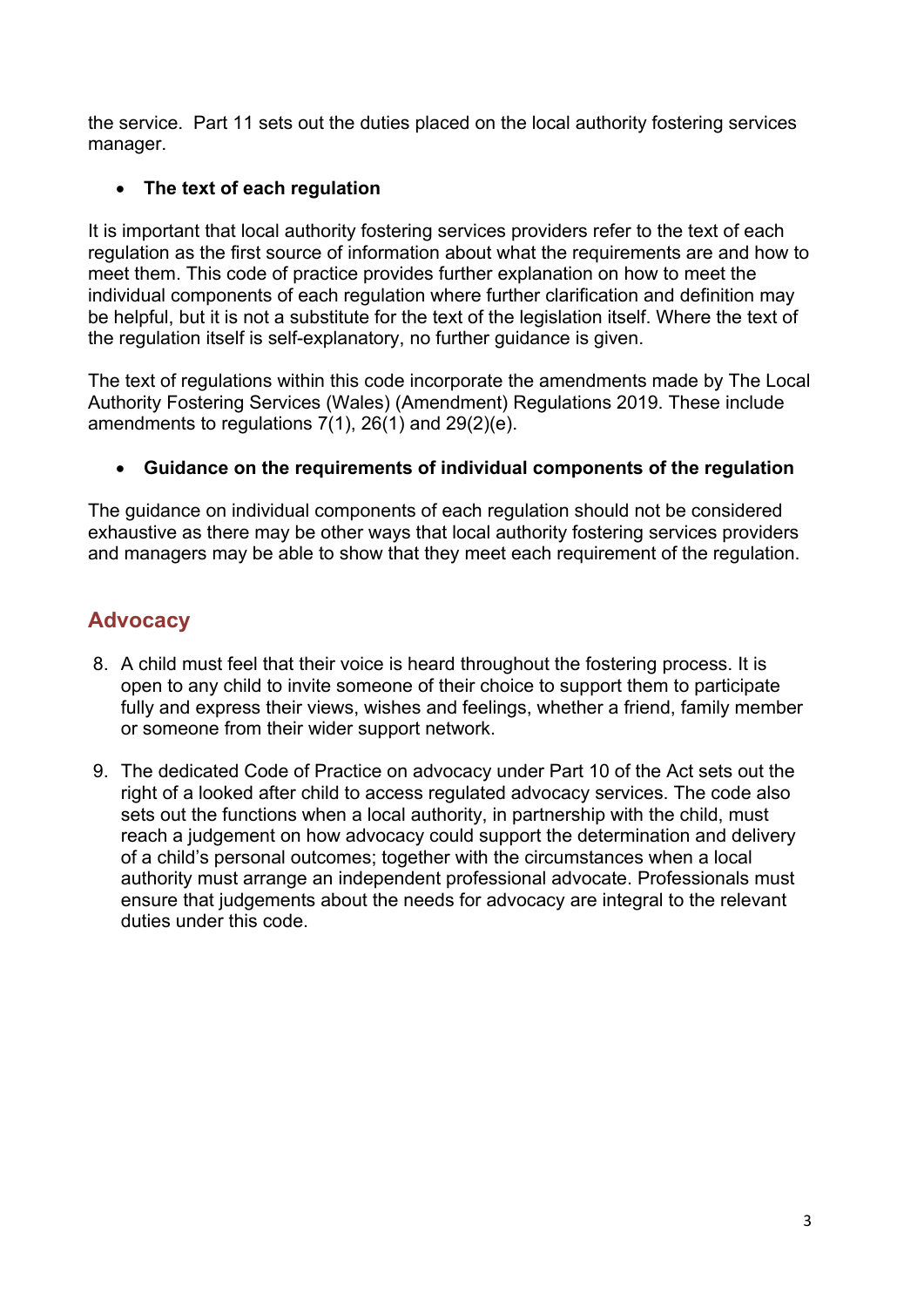the service. Part 11 sets out the duties placed on the local authority fostering services manager.

- **The text of each regulation**

It is important that local authority fostering services providers refer to the text of each regulation as the first source of information about what the requirements are and how to meet them. This code of practice provides further explanation on how to meet the individual components of each regulation where further clarification and definition may be helpful, but it is not a substitute for the text of the legislation itself. Where the text of the regulation itself is self-explanatory, no further guidance is given.

The text of regulations within this code incorporate the amendments made by The Local Authority Fostering Services (Wales) (Amendment) Regulations 2019. These include amendments to regulations 7(1), 26(1) and 29(2)(e).

- **Guidance on the requirements of individual components of the regulation**

The guidance on individual components of each regulation should not be considered exhaustive as there may be other ways that local authority fostering services providers and managers may be able to show that they meet each requirement of the regulation.

## Advocacy

8. A child must feel that their voice is heard throughout the fostering process. It is open to any child to invite someone of their choice to support them to participate fully and express their views, wishes and feelings, whether a friend, family member or someone from their wider support network.

9. The dedicated Code of Practice on advocacy under Part 10 of the Act sets out the right of a looked after child to access regulated advocacy services. The code also sets out the functions when a local authority, in partnership with the child, must reach a judgement on how advocacy could support the determination and delivery of a child's personal outcomes; together with the circumstances when a local authority must arrange an independent professional advocate. Professionals must ensure that judgements about the needs for advocacy are integral to the relevant duties under this code.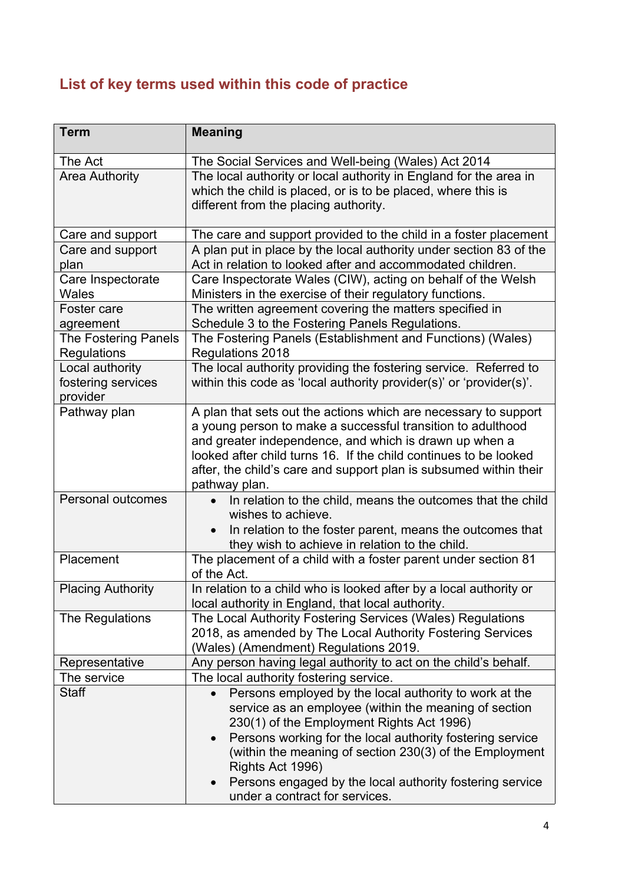## List of key terms used within this code of practice

| Term | Meaning |
| --- | --- |
| The Act | The Social Services and Well-being (Wales) Act 2014 |
| Area Authority | The local authority or local authority in England for the area in which the child is placed, or is to be placed, where this is different from the placing authority. |
| Care and support | The care and support provided to the child in a foster placement |
| Care and support plan | A plan put in place by the local authority under section 83 of the Act in relation to looked after and accommodated children. |
| Care Inspectorate Wales | Care Inspectorate Wales (CIW), acting on behalf of the Welsh Ministers in the exercise of their regulatory functions. |
| Foster care agreement | The written agreement covering the matters specified in Schedule 3 to the Fostering Panels Regulations. |
| The Fostering Panels Regulations | The Fostering Panels (Establishment and Functions) (Wales) Regulations 2018 |
| Local authority fostering services provider | The local authority providing the fostering service. Referred to within this code as 'local authority provider(s)' or 'provider(s)'. |
| Pathway plan | A plan that sets out the actions which are necessary to support a young person to make a successful transition to adulthood and greater independence, and which is drawn up when a looked after child turns 16. If the child continues to be looked after, the child's care and support plan is subsumed within their pathway plan. |
| Personal outcomes | • In relation to the child, means the outcomes that the child wishes to achieve.<br>• In relation to the foster parent, means the outcomes that they wish to achieve in relation to the child. |
| Placement | The placement of a child with a foster parent under section 81 of the Act. |
| Placing Authority | In relation to a child who is looked after by a local authority or local authority in England, that local authority. |
| The Regulations | The Local Authority Fostering Services (Wales) Regulations 2018, as amended by The Local Authority Fostering Services (Wales) (Amendment) Regulations 2019. |
| Representative | Any person having legal authority to act on the child's behalf. |
| The service | The local authority fostering service. |
| Staff | • Persons employed by the local authority to work at the service as an employee (within the meaning of section 230(1) of the Employment Rights Act 1996)<br>• Persons working for the local authority fostering service (within the meaning of section 230(3) of the Employment Rights Act 1996)<br>• Persons engaged by the local authority fostering service under a contract for services. |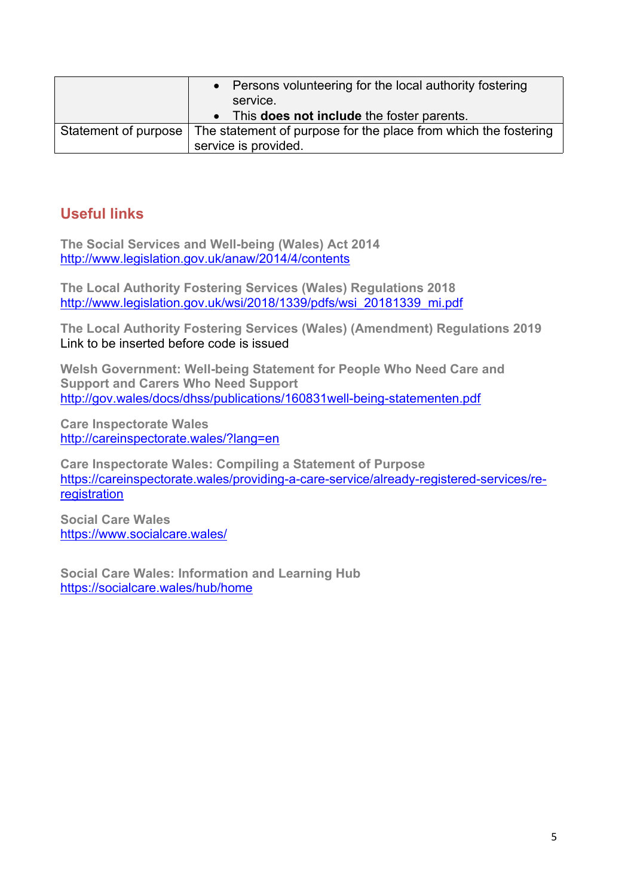|  |  |
|---|---|
|  | • Persons volunteering for the local authority fostering service.<br>• This **does not include** the foster parents. |
| Statement of purpose | The statement of purpose for the place from which the fostering service is provided. |

## Useful links

**The Social Services and Well-being (Wales) Act 2014**
http://www.legislation.gov.uk/anaw/2014/4/contents

**The Local Authority Fostering Services (Wales) Regulations 2018**
http://www.legislation.gov.uk/wsi/2018/1339/pdfs/wsi_20181339_mi.pdf

**The Local Authority Fostering Services (Wales) (Amendment) Regulations 2019**
Link to be inserted before code is issued

**Welsh Government: Well-being Statement for People Who Need Care and Support and Carers Who Need Support**
http://gov.wales/docs/dhss/publications/160831well-being-statementen.pdf

**Care Inspectorate Wales**
http://careinspectorate.wales/?lang=en

**Care Inspectorate Wales: Compiling a Statement of Purpose**
https://careinspectorate.wales/providing-a-care-service/already-registered-services/re-registration

**Social Care Wales**
https://www.socialcare.wales/

**Social Care Wales: Information and Learning Hub**
https://socialcare.wales/hub/home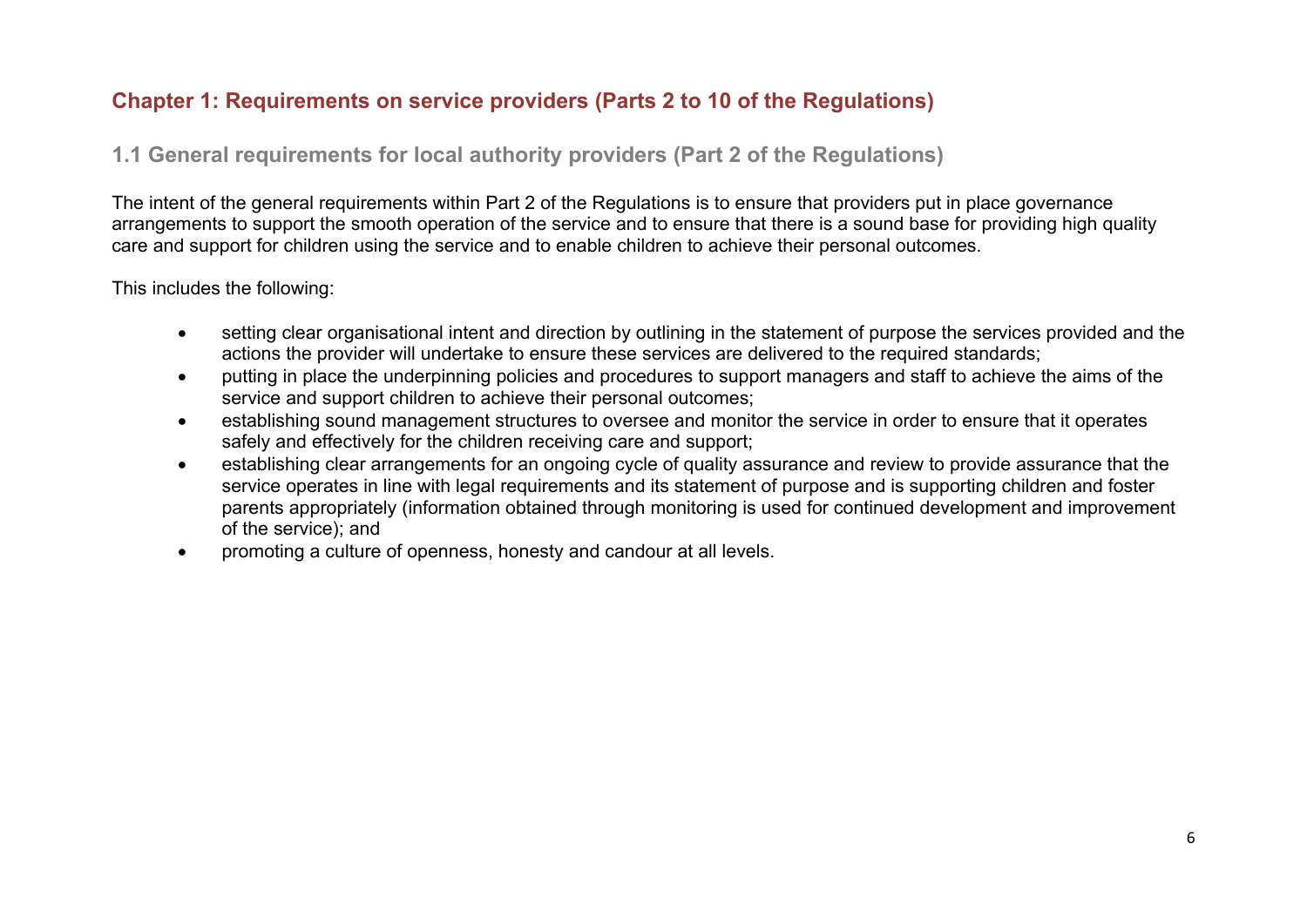# Chapter 1: Requirements on service providers (Parts 2 to 10 of the Regulations)

## 1.1 General requirements for local authority providers (Part 2 of the Regulations)

The intent of the general requirements within Part 2 of the Regulations is to ensure that providers put in place governance arrangements to support the smooth operation of the service and to ensure that there is a sound base for providing high quality care and support for children using the service and to enable children to achieve their personal outcomes.

This includes the following:

- setting clear organisational intent and direction by outlining in the statement of purpose the services provided and the actions the provider will undertake to ensure these services are delivered to the required standards;
- putting in place the underpinning policies and procedures to support managers and staff to achieve the aims of the service and support children to achieve their personal outcomes;
- establishing sound management structures to oversee and monitor the service in order to ensure that it operates safely and effectively for the children receiving care and support;
- establishing clear arrangements for an ongoing cycle of quality assurance and review to provide assurance that the service operates in line with legal requirements and its statement of purpose and is supporting children and foster parents appropriately (information obtained through monitoring is used for continued development and improvement of the service); and
- promoting a culture of openness, honesty and candour at all levels.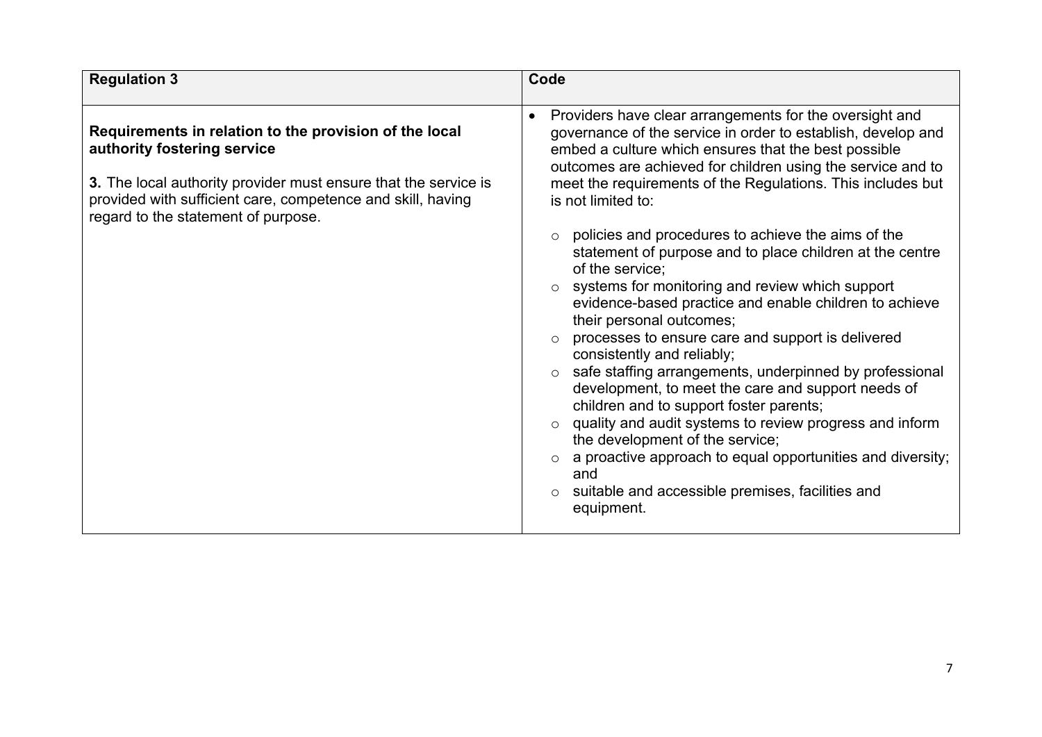| Regulation 3 | Code |
| --- | --- |
| **Requirements in relation to the provision of the local authority fostering service**<br><br>**3.** The local authority provider must ensure that the service is provided with sufficient care, competence and skill, having regard to the statement of purpose. | • Providers have clear arrangements for the oversight and governance of the service in order to establish, develop and embed a culture which ensures that the best possible outcomes are achieved for children using the service and to meet the requirements of the Regulations. This includes but is not limited to:<br><br>○ policies and procedures to achieve the aims of the statement of purpose and to place children at the centre of the service;<br>○ systems for monitoring and review which support evidence-based practice and enable children to achieve their personal outcomes;<br>○ processes to ensure care and support is delivered consistently and reliably;<br>○ safe staffing arrangements, underpinned by professional development, to meet the care and support needs of children and to support foster parents;<br>○ quality and audit systems to review progress and inform the development of the service;<br>○ a proactive approach to equal opportunities and diversity; and<br>○ suitable and accessible premises, facilities and equipment. |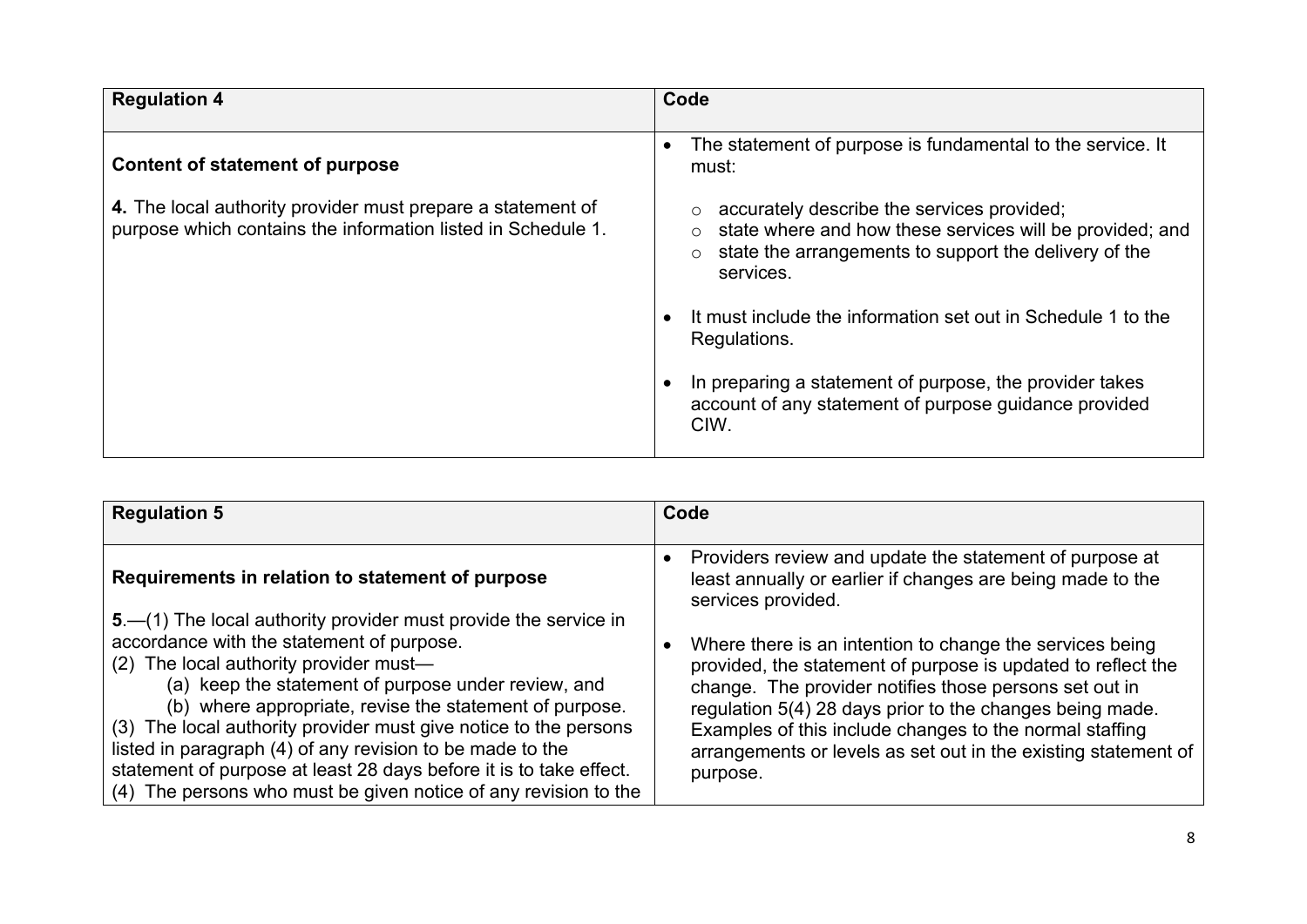| Regulation 4 | Code |
| --- | --- |
| **Content of statement of purpose**<br><br>**4.** The local authority provider must prepare a statement of purpose which contains the information listed in Schedule 1. | • The statement of purpose is fundamental to the service. It must:<br>  ○ accurately describe the services provided;<br>  ○ state where and how these services will be provided; and<br>  ○ state the arrangements to support the delivery of the services.<br><br>• It must include the information set out in Schedule 1 to the Regulations.<br><br>• In preparing a statement of purpose, the provider takes account of any statement of purpose guidance provided CIW. |

| Regulation 5 | Code |
| --- | --- |
| **Requirements in relation to statement of purpose**<br><br>**5**.—(1) The local authority provider must provide the service in accordance with the statement of purpose.<br>(2) The local authority provider must—<br>  (a) keep the statement of purpose under review, and<br>  (b) where appropriate, revise the statement of purpose.<br>(3) The local authority provider must give notice to the persons listed in paragraph (4) of any revision to be made to the statement of purpose at least 28 days before it is to take effect.<br>(4) The persons who must be given notice of any revision to the | • Providers review and update the statement of purpose at least annually or earlier if changes are being made to the services provided.<br><br>• Where there is an intention to change the services being provided, the statement of purpose is updated to reflect the change. The provider notifies those persons set out in regulation 5(4) 28 days prior to the changes being made. Examples of this include changes to the normal staffing arrangements or levels as set out in the existing statement of purpose. |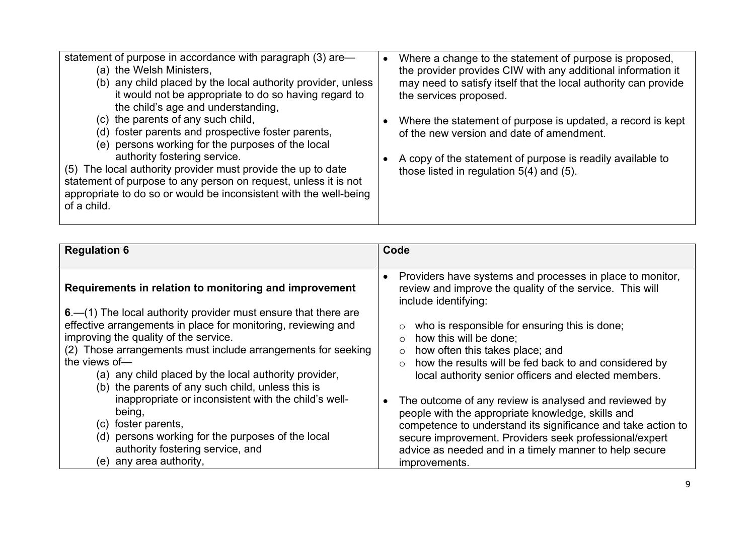| | |
|---|---|
| statement of purpose in accordance with paragraph (3) are—<br>(a) the Welsh Ministers,<br>(b) any child placed by the local authority provider, unless it would not be appropriate to do so having regard to the child's age and understanding,<br>(c) the parents of any such child,<br>(d) foster parents and prospective foster parents,<br>(e) persons working for the purposes of the local authority fostering service.<br>(5) The local authority provider must provide the up to date statement of purpose to any person on request, unless it is not appropriate to do so or would be inconsistent with the well-being of a child. | • Where a change to the statement of purpose is proposed, the provider provides CIW with any additional information it may need to satisfy itself that the local authority can provide the services proposed.<br><br>• Where the statement of purpose is updated, a record is kept of the new version and date of amendment.<br><br>• A copy of the statement of purpose is readily available to those listed in regulation 5(4) and (5). |

| **Regulation 6** | **Code** |
|---|---|
| **Requirements in relation to monitoring and improvement**<br><br>**6**.—(1) The local authority provider must ensure that there are effective arrangements in place for monitoring, reviewing and improving the quality of the service.<br>(2) Those arrangements must include arrangements for seeking the views of—<br>(a) any child placed by the local authority provider,<br>(b) the parents of any such child, unless this is inappropriate or inconsistent with the child's well-being,<br>(c) foster parents,<br>(d) persons working for the purposes of the local authority fostering service, and<br>(e) any area authority, | • Providers have systems and processes in place to monitor, review and improve the quality of the service. This will include identifying:<br><br>○ who is responsible for ensuring this is done;<br>○ how this will be done;<br>○ how often this takes place; and<br>○ how the results will be fed back to and considered by local authority senior officers and elected members.<br><br>• The outcome of any review is analysed and reviewed by people with the appropriate knowledge, skills and competence to understand its significance and take action to secure improvement. Providers seek professional/expert advice as needed and in a timely manner to help secure improvements. |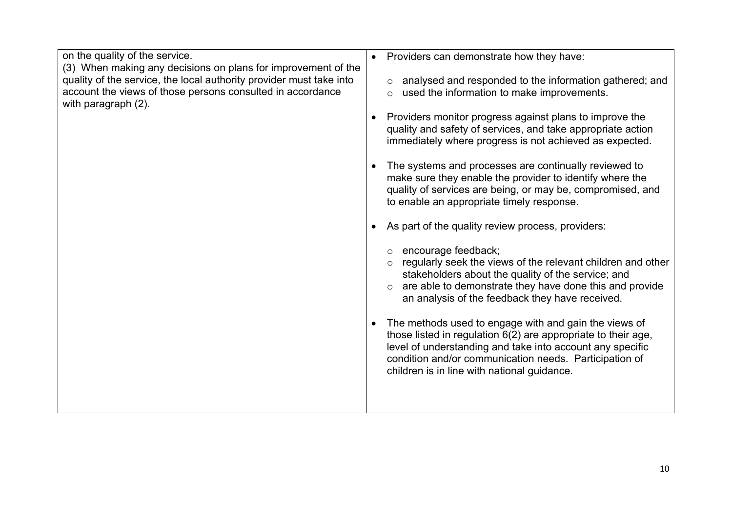| | |
|---|---|
| on the quality of the service.<br>(3) When making any decisions on plans for improvement of the quality of the service, the local authority provider must take into account the views of those persons consulted in accordance with paragraph (2). | • Providers can demonstrate how they have:<br>&nbsp;&nbsp;&nbsp;&nbsp;○ analysed and responded to the information gathered; and<br>&nbsp;&nbsp;&nbsp;&nbsp;○ used the information to make improvements.<br><br>• Providers monitor progress against plans to improve the quality and safety of services, and take appropriate action immediately where progress is not achieved as expected.<br><br>• The systems and processes are continually reviewed to make sure they enable the provider to identify where the quality of services are being, or may be, compromised, and to enable an appropriate timely response.<br><br>• As part of the quality review process, providers:<br>&nbsp;&nbsp;&nbsp;&nbsp;○ encourage feedback;<br>&nbsp;&nbsp;&nbsp;&nbsp;○ regularly seek the views of the relevant children and other stakeholders about the quality of the service; and<br>&nbsp;&nbsp;&nbsp;&nbsp;○ are able to demonstrate they have done this and provide an analysis of the feedback they have received.<br><br>• The methods used to engage with and gain the views of those listed in regulation 6(2) are appropriate to their age, level of understanding and take into account any specific condition and/or communication needs. Participation of children is in line with national guidance. |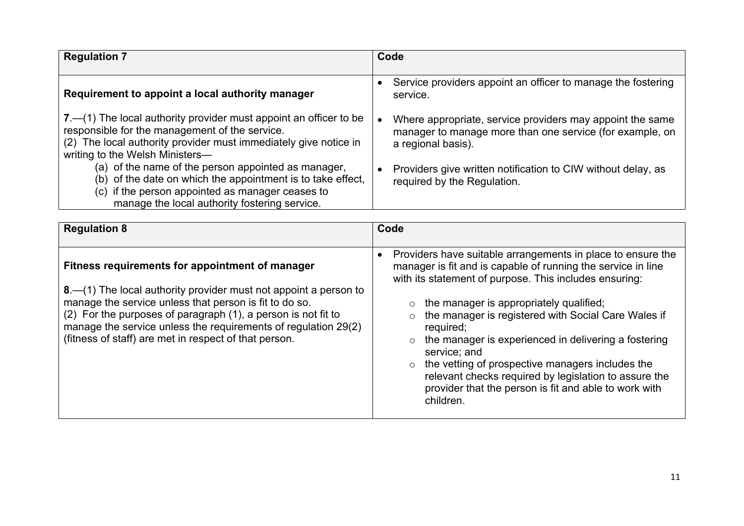| Regulation 7 | Code |
|---|---|
| **Requirement to appoint a local authority manager**<br><br>**7**.—(1) The local authority provider must appoint an officer to be responsible for the management of the service.<br>(2) The local authority provider must immediately give notice in writing to the Welsh Ministers—<br>(a) of the name of the person appointed as manager,<br>(b) of the date on which the appointment is to take effect,<br>(c) if the person appointed as manager ceases to manage the local authority fostering service. | • Service providers appoint an officer to manage the fostering service.<br><br>• Where appropriate, service providers may appoint the same manager to manage more than one service (for example, on a regional basis).<br><br>• Providers give written notification to CIW without delay, as required by the Regulation. |

| Regulation 8 | Code |
|---|---|
| **Fitness requirements for appointment of manager**<br><br>**8**.—(1) The local authority provider must not appoint a person to manage the service unless that person is fit to do so.<br>(2) For the purposes of paragraph (1), a person is not fit to manage the service unless the requirements of regulation 29(2) (fitness of staff) are met in respect of that person. | • Providers have suitable arrangements in place to ensure the manager is fit and is capable of running the service in line with its statement of purpose. This includes ensuring:<br><br>○ the manager is appropriately qualified;<br>○ the manager is registered with Social Care Wales if required;<br>○ the manager is experienced in delivering a fostering service; and<br>○ the vetting of prospective managers includes the relevant checks required by legislation to assure the provider that the person is fit and able to work with children. |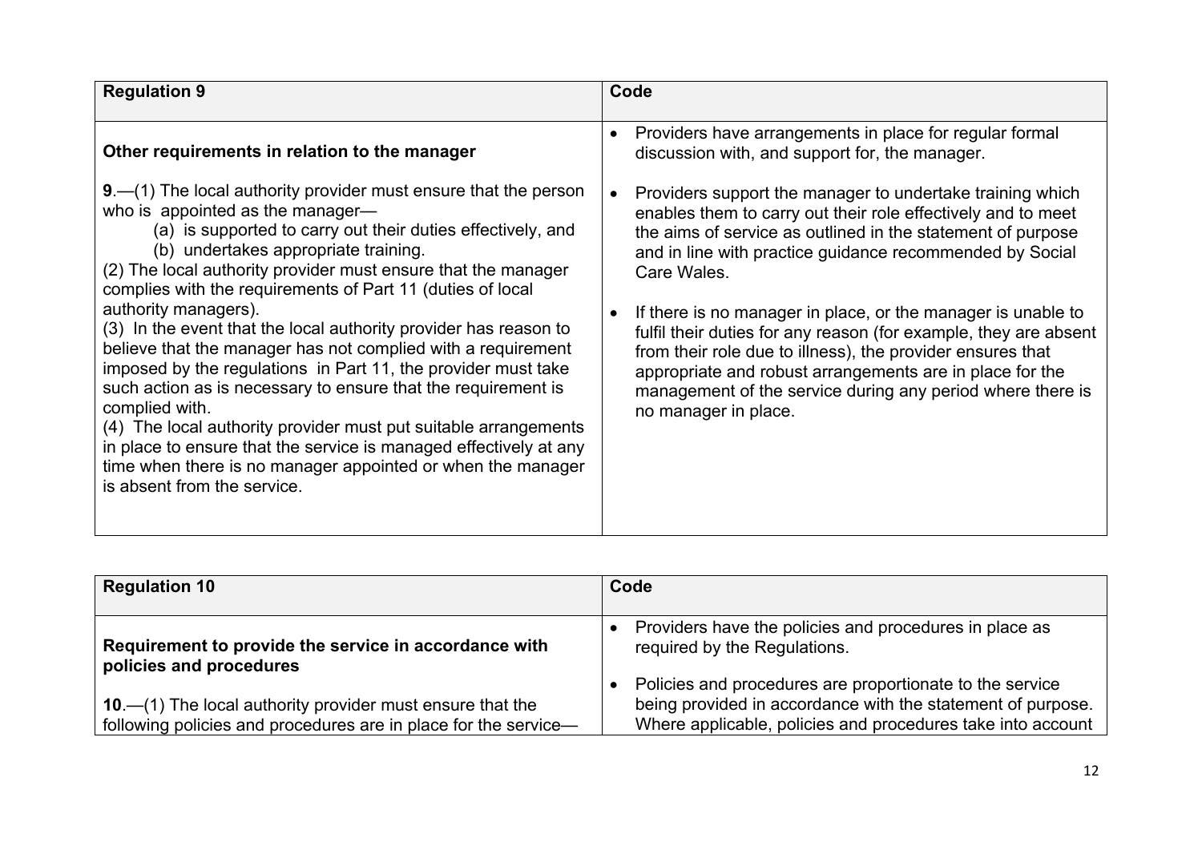| Regulation 9 | Code |
|---|---|
| **Other requirements in relation to the manager**<br><br>**9**.—(1) The local authority provider must ensure that the person who is appointed as the manager—<br>(a) is supported to carry out their duties effectively, and<br>(b) undertakes appropriate training.<br>(2) The local authority provider must ensure that the manager complies with the requirements of Part 11 (duties of local authority managers).<br>(3) In the event that the local authority provider has reason to believe that the manager has not complied with a requirement imposed by the regulations in Part 11, the provider must take such action as is necessary to ensure that the requirement is complied with.<br>(4) The local authority provider must put suitable arrangements in place to ensure that the service is managed effectively at any time when there is no manager appointed or when the manager is absent from the service. | • Providers have arrangements in place for regular formal discussion with, and support for, the manager.<br><br>• Providers support the manager to undertake training which enables them to carry out their role effectively and to meet the aims of service as outlined in the statement of purpose and in line with practice guidance recommended by Social Care Wales.<br><br>• If there is no manager in place, or the manager is unable to fulfil their duties for any reason (for example, they are absent from their role due to illness), the provider ensures that appropriate and robust arrangements are in place for the management of the service during any period where there is no manager in place. |

| Regulation 10 | Code |
|---|---|
| **Requirement to provide the service in accordance with policies and procedures**<br><br>**10**.—(1) The local authority provider must ensure that the following policies and procedures are in place for the service— | • Providers have the policies and procedures in place as required by the Regulations.<br><br>• Policies and procedures are proportionate to the service being provided in accordance with the statement of purpose. Where applicable, policies and procedures take into account |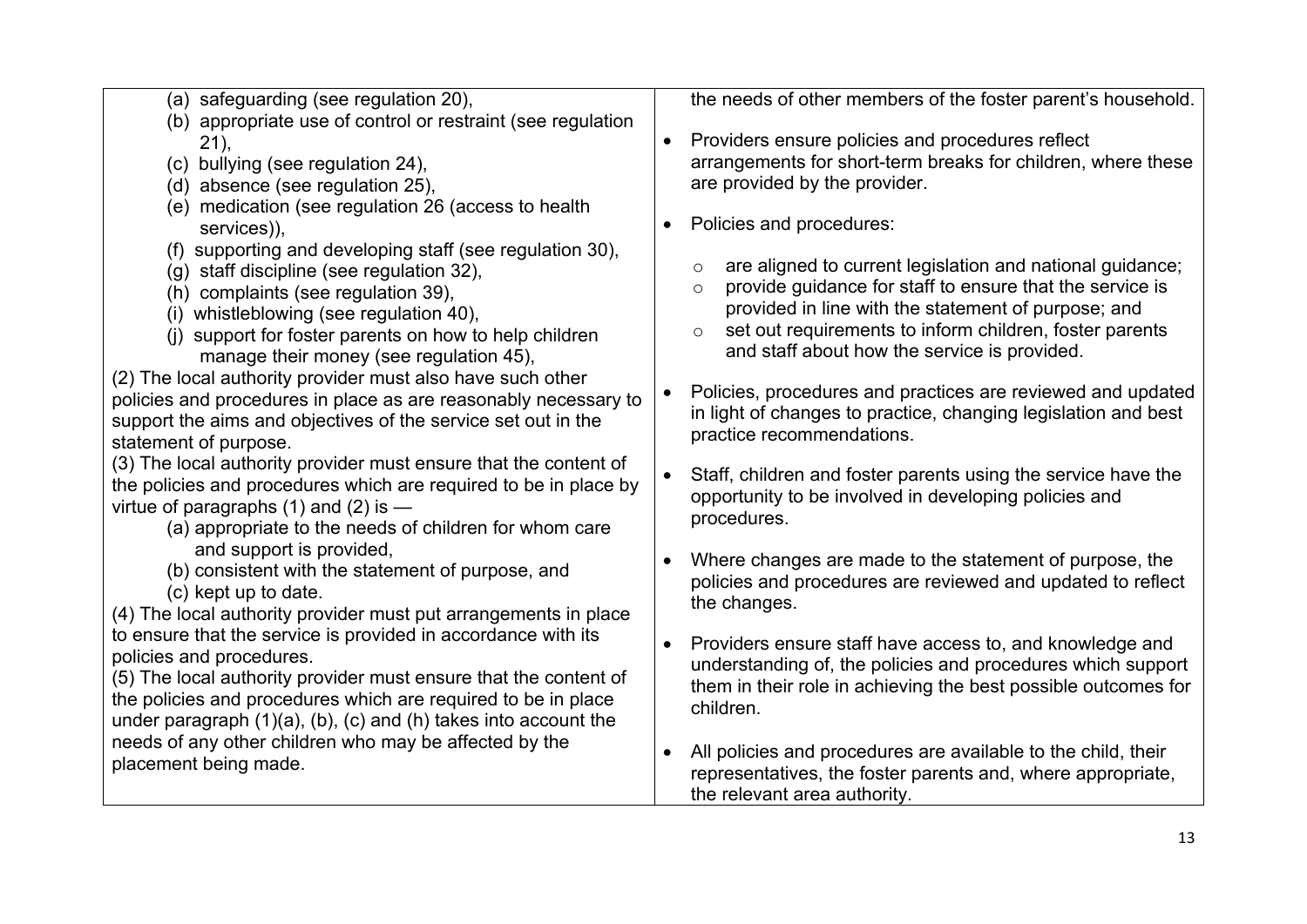| | |
|---|---|
| (a) safeguarding (see regulation 20),<br>(b) appropriate use of control or restraint (see regulation 21),<br>(c) bullying (see regulation 24),<br>(d) absence (see regulation 25),<br>(e) medication (see regulation 26 (access to health services)),<br>(f) supporting and developing staff (see regulation 30),<br>(g) staff discipline (see regulation 32),<br>(h) complaints (see regulation 39),<br>(i) whistleblowing (see regulation 40),<br>(j) support for foster parents on how to help children manage their money (see regulation 45),<br>(2) The local authority provider must also have such other policies and procedures in place as are reasonably necessary to support the aims and objectives of the service set out in the statement of purpose.<br>(3) The local authority provider must ensure that the content of the policies and procedures which are required to be in place by virtue of paragraphs (1) and (2) is —<br>(a) appropriate to the needs of children for whom care and support is provided,<br>(b) consistent with the statement of purpose, and<br>(c) kept up to date.<br>(4) The local authority provider must put arrangements in place to ensure that the service is provided in accordance with its policies and procedures.<br>(5) The local authority provider must ensure that the content of the policies and procedures which are required to be in place under paragraph (1)(a), (b), (c) and (h) takes into account the needs of any other children who may be affected by the placement being made. | the needs of other members of the foster parent's household.<br><br>• Providers ensure policies and procedures reflect arrangements for short-term breaks for children, where these are provided by the provider.<br><br>• Policies and procedures:<br>&nbsp;&nbsp;○ are aligned to current legislation and national guidance;<br>&nbsp;&nbsp;○ provide guidance for staff to ensure that the service is provided in line with the statement of purpose; and<br>&nbsp;&nbsp;○ set out requirements to inform children, foster parents and staff about how the service is provided.<br><br>• Policies, procedures and practices are reviewed and updated in light of changes to practice, changing legislation and best practice recommendations.<br><br>• Staff, children and foster parents using the service have the opportunity to be involved in developing policies and procedures.<br><br>• Where changes are made to the statement of purpose, the policies and procedures are reviewed and updated to reflect the changes.<br><br>• Providers ensure staff have access to, and knowledge and understanding of, the policies and procedures which support them in their role in achieving the best possible outcomes for children.<br><br>• All policies and procedures are available to the child, their representatives, the foster parents and, where appropriate, the relevant area authority. |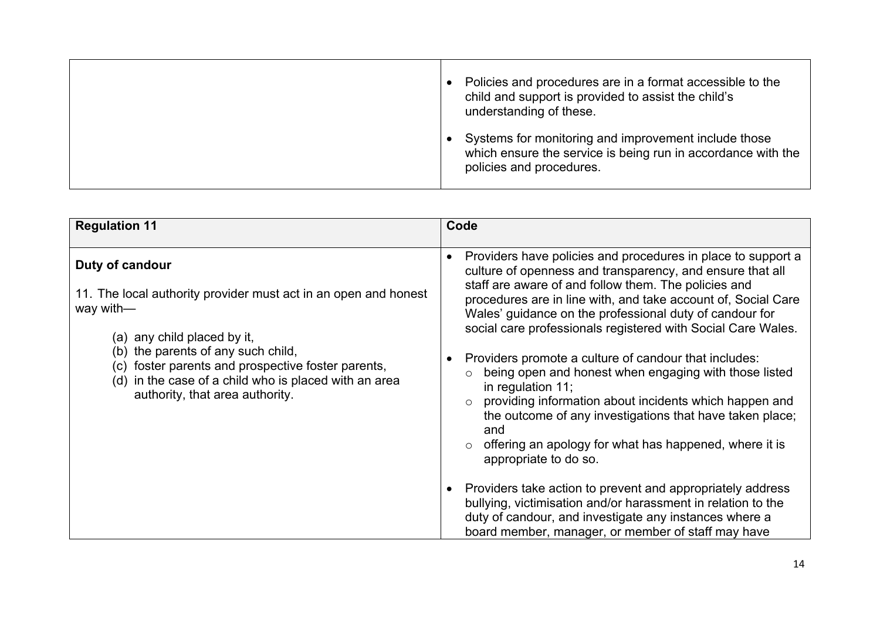| | |
|---|---|
| | • Policies and procedures are in a format accessible to the child and support is provided to assist the child's understanding of these.<br><br>• Systems for monitoring and improvement include those which ensure the service is being run in accordance with the policies and procedures. |

| Regulation 11 | Code |
|---|---|
| **Duty of candour**<br><br>11. The local authority provider must act in an open and honest way with—<br><br>(a) any child placed by it,<br>(b) the parents of any such child,<br>(c) foster parents and prospective foster parents,<br>(d) in the case of a child who is placed with an area authority, that area authority. | • Providers have policies and procedures in place to support a culture of openness and transparency, and ensure that all staff are aware of and follow them. The policies and procedures are in line with, and take account of, Social Care Wales' guidance on the professional duty of candour for social care professionals registered with Social Care Wales.<br><br>• Providers promote a culture of candour that includes:<br>○ being open and honest when engaging with those listed in regulation 11;<br>○ providing information about incidents which happen and the outcome of any investigations that have taken place; and<br>○ offering an apology for what has happened, where it is appropriate to do so.<br><br>• Providers take action to prevent and appropriately address bullying, victimisation and/or harassment in relation to the duty of candour, and investigate any instances where a board member, manager, or member of staff may have |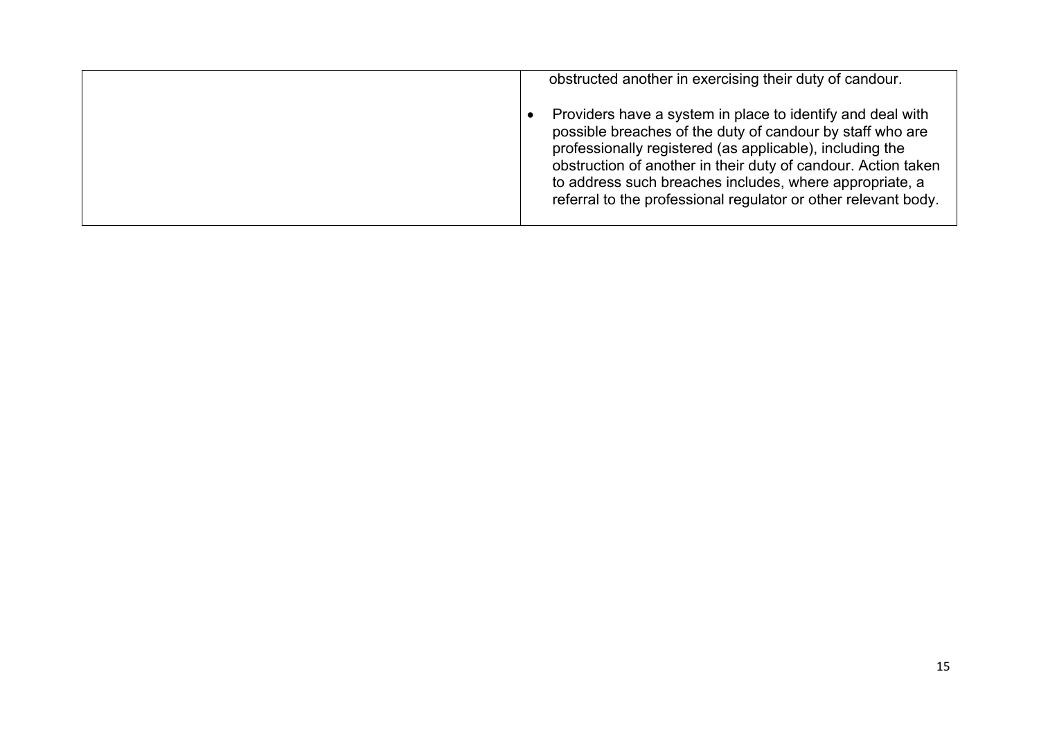| | |
|---|---|
| | obstructed another in exercising their duty of candour.<br><br>• Providers have a system in place to identify and deal with possible breaches of the duty of candour by staff who are professionally registered (as applicable), including the obstruction of another in their duty of candour. Action taken to address such breaches includes, where appropriate, a referral to the professional regulator or other relevant body. |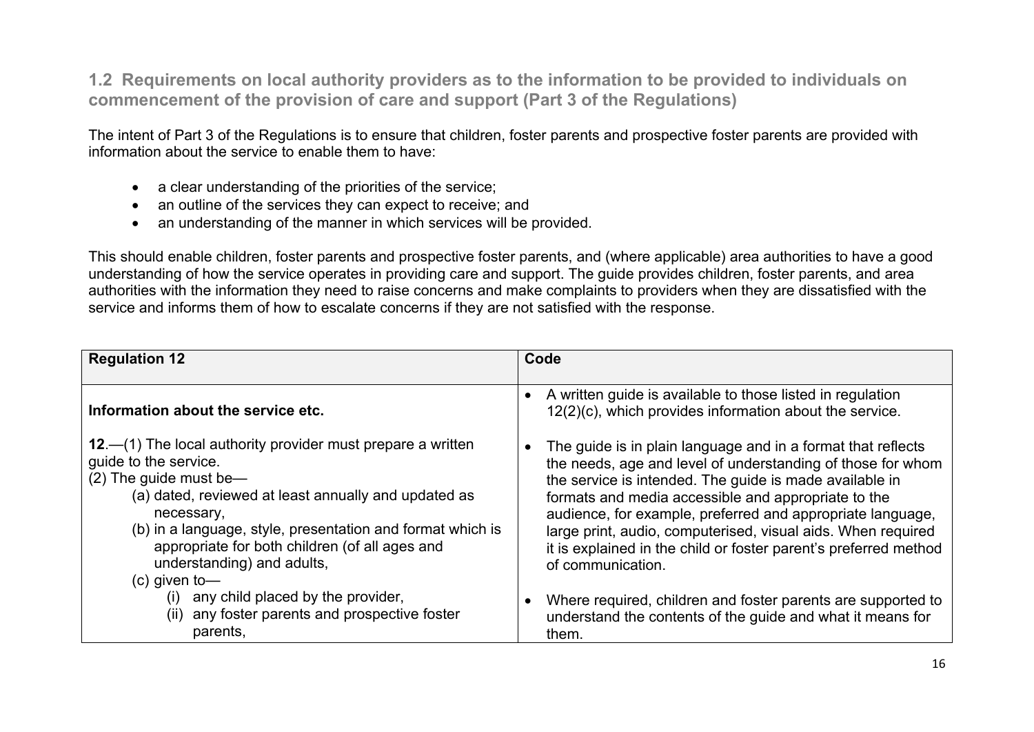## 1.2 Requirements on local authority providers as to the information to be provided to individuals on commencement of the provision of care and support (Part 3 of the Regulations)

The intent of Part 3 of the Regulations is to ensure that children, foster parents and prospective foster parents are provided with information about the service to enable them to have:

- a clear understanding of the priorities of the service;
- an outline of the services they can expect to receive; and
- an understanding of the manner in which services will be provided.

This should enable children, foster parents and prospective foster parents, and (where applicable) area authorities to have a good understanding of how the service operates in providing care and support. The guide provides children, foster parents, and area authorities with the information they need to raise concerns and make complaints to providers when they are dissatisfied with the service and informs them of how to escalate concerns if they are not satisfied with the response.

| Regulation 12 | Code |
|---|---|
| **Information about the service etc.**<br><br>**12**.—(1) The local authority provider must prepare a written guide to the service.<br>(2) The guide must be—<br>(a) dated, reviewed at least annually and updated as necessary,<br>(b) in a language, style, presentation and format which is appropriate for both children (of all ages and understanding) and adults,<br>(c) given to—<br>(i) any child placed by the provider,<br>(ii) any foster parents and prospective foster parents, | • A written guide is available to those listed in regulation 12(2)(c), which provides information about the service.<br><br>• The guide is in plain language and in a format that reflects the needs, age and level of understanding of those for whom the service is intended. The guide is made available in formats and media accessible and appropriate to the audience, for example, preferred and appropriate language, large print, audio, computerised, visual aids. When required it is explained in the child or foster parent's preferred method of communication.<br><br>• Where required, children and foster parents are supported to understand the contents of the guide and what it means for them. |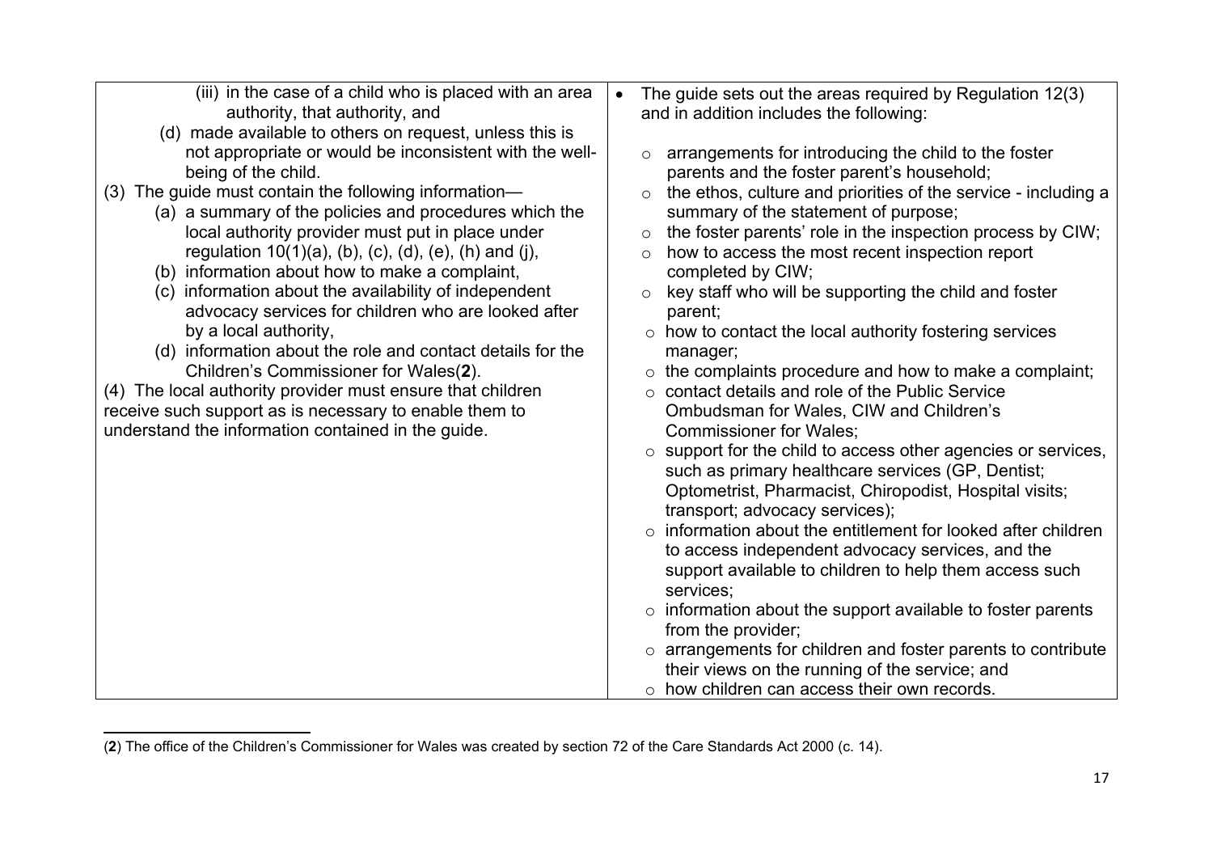| | |
|---|---|
| (iii) in the case of a child who is placed with an area authority, that authority, and<br>(d) made available to others on request, unless this is not appropriate or would be inconsistent with the well-being of the child.<br>(3) The guide must contain the following information—<br>(a) a summary of the policies and procedures which the local authority provider must put in place under regulation 10(1)(a), (b), (c), (d), (e), (h) and (j),<br>(b) information about how to make a complaint,<br>(c) information about the availability of independent advocacy services for children who are looked after by a local authority,<br>(d) information about the role and contact details for the Children's Commissioner for Wales(**2**).<br>(4) The local authority provider must ensure that children receive such support as is necessary to enable them to understand the information contained in the guide. | • The guide sets out the areas required by Regulation 12(3) and in addition includes the following:<br>○ arrangements for introducing the child to the foster parents and the foster parent's household;<br>○ the ethos, culture and priorities of the service - including a summary of the statement of purpose;<br>○ the foster parents' role in the inspection process by CIW;<br>○ how to access the most recent inspection report completed by CIW;<br>○ key staff who will be supporting the child and foster parent;<br>○ how to contact the local authority fostering services manager;<br>○ the complaints procedure and how to make a complaint;<br>○ contact details and role of the Public Service Ombudsman for Wales, CIW and Children's Commissioner for Wales;<br>○ support for the child to access other agencies or services, such as primary healthcare services (GP, Dentist; Optometrist, Pharmacist, Chiropodist, Hospital visits; transport; advocacy services);<br>○ information about the entitlement for looked after children to access independent advocacy services, and the support available to children to help them access such services;<br>○ information about the support available to foster parents from the provider;<br>○ arrangements for children and foster parents to contribute their views on the running of the service; and<br>○ how children can access their own records. |

(**2**) The office of the Children's Commissioner for Wales was created by section 72 of the Care Standards Act 2000 (c. 14).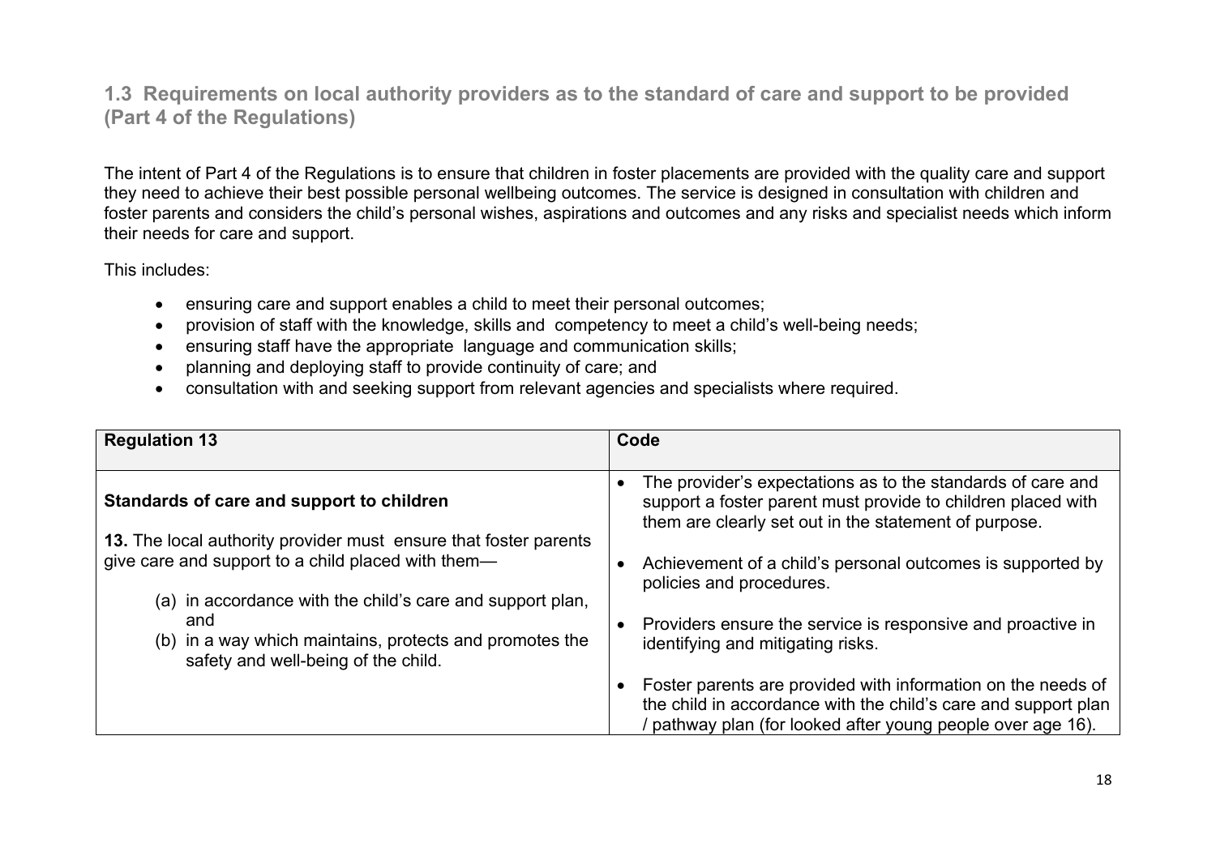## 1.3 Requirements on local authority providers as to the standard of care and support to be provided (Part 4 of the Regulations)

The intent of Part 4 of the Regulations is to ensure that children in foster placements are provided with the quality care and support they need to achieve their best possible personal wellbeing outcomes. The service is designed in consultation with children and foster parents and considers the child's personal wishes, aspirations and outcomes and any risks and specialist needs which inform their needs for care and support.

This includes:

- ensuring care and support enables a child to meet their personal outcomes;
- provision of staff with the knowledge, skills and competency to meet a child's well-being needs;
- ensuring staff have the appropriate language and communication skills;
- planning and deploying staff to provide continuity of care; and
- consultation with and seeking support from relevant agencies and specialists where required.

| Regulation 13 | Code |
|---|---|
| **Standards of care and support to children**<br><br>**13.** The local authority provider must ensure that foster parents give care and support to a child placed with them—<br><br>(a) in accordance with the child's care and support plan, and<br>(b) in a way which maintains, protects and promotes the safety and well-being of the child. | • The provider's expectations as to the standards of care and support a foster parent must provide to children placed with them are clearly set out in the statement of purpose.<br><br>• Achievement of a child's personal outcomes is supported by policies and procedures.<br><br>• Providers ensure the service is responsive and proactive in identifying and mitigating risks.<br><br>• Foster parents are provided with information on the needs of the child in accordance with the child's care and support plan / pathway plan (for looked after young people over age 16). |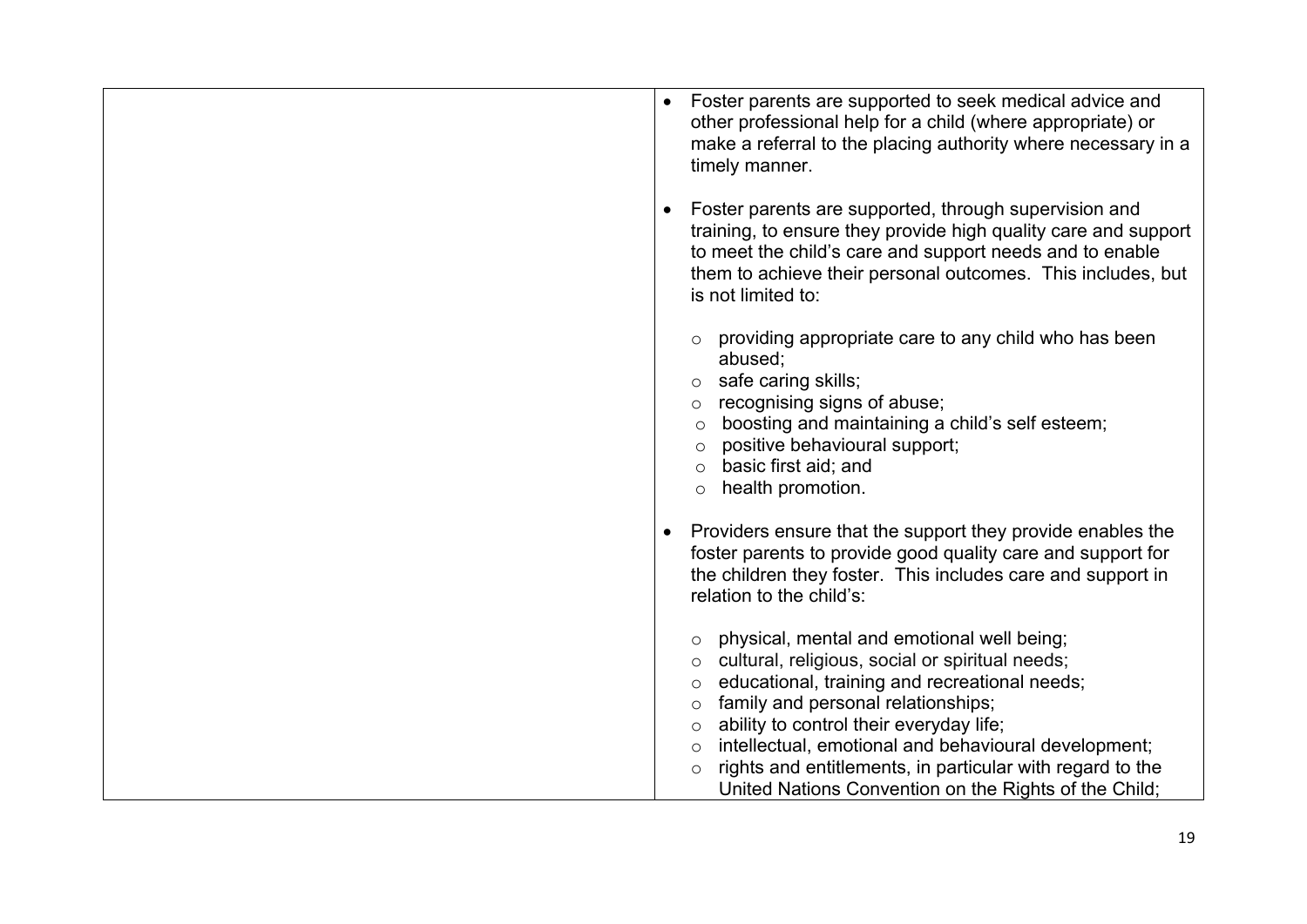| | |
|---|---|
| | • Foster parents are supported to seek medical advice and other professional help for a child (where appropriate) or make a referral to the placing authority where necessary in a timely manner.<br><br>• Foster parents are supported, through supervision and training, to ensure they provide high quality care and support to meet the child's care and support needs and to enable them to achieve their personal outcomes. This includes, but is not limited to:<br><br>  ○ providing appropriate care to any child who has been abused;<br>  ○ safe caring skills;<br>  ○ recognising signs of abuse;<br>  ○ boosting and maintaining a child's self esteem;<br>  ○ positive behavioural support;<br>  ○ basic first aid; and<br>  ○ health promotion.<br><br>• Providers ensure that the support they provide enables the foster parents to provide good quality care and support for the children they foster. This includes care and support in relation to the child's:<br><br>  ○ physical, mental and emotional well being;<br>  ○ cultural, religious, social or spiritual needs;<br>  ○ educational, training and recreational needs;<br>  ○ family and personal relationships;<br>  ○ ability to control their everyday life;<br>  ○ intellectual, emotional and behavioural development;<br>  ○ rights and entitlements, in particular with regard to the United Nations Convention on the Rights of the Child; |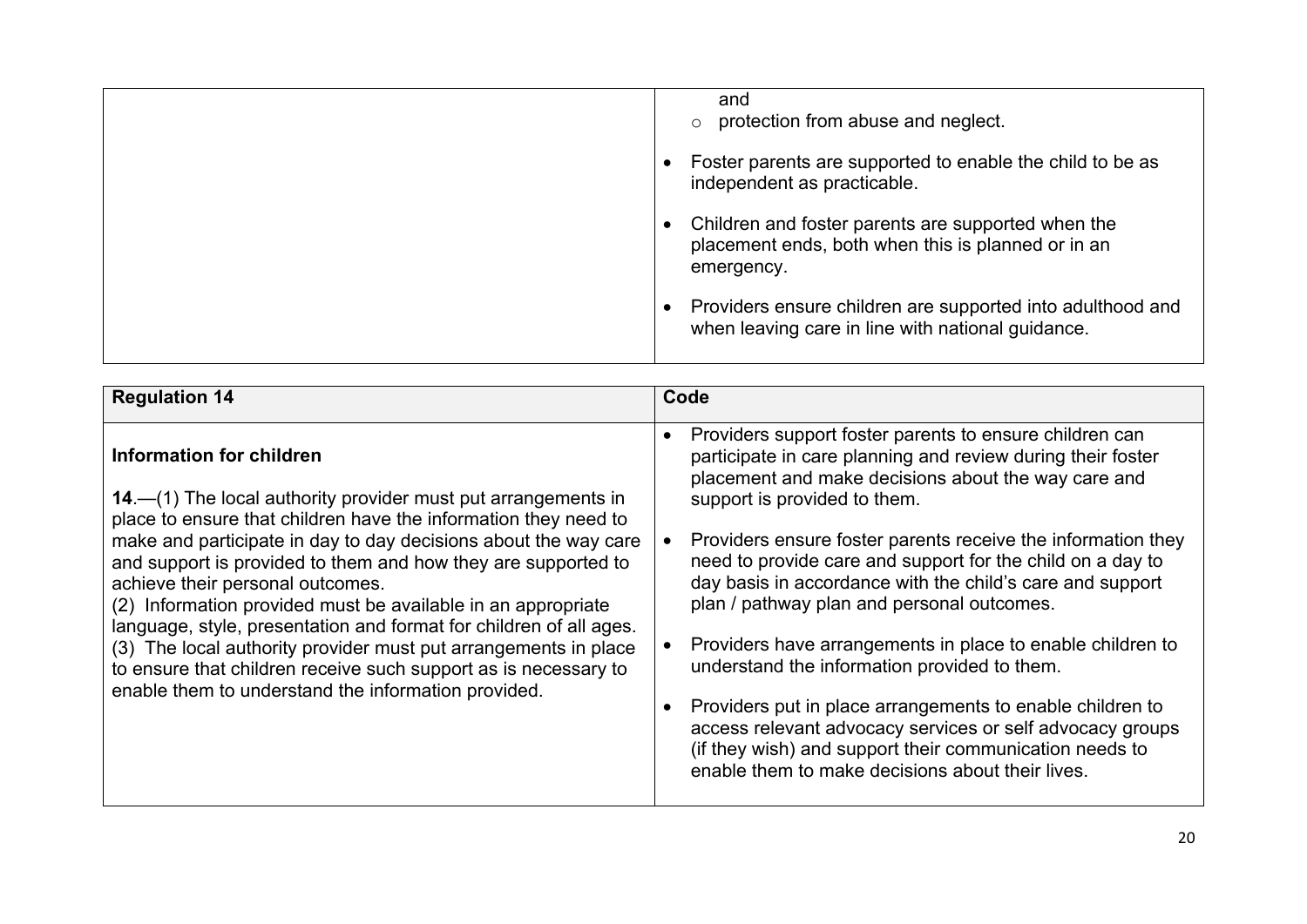| | |
|---|---|
| | and<br>o protection from abuse and neglect.<br><br>• Foster parents are supported to enable the child to be as independent as practicable.<br><br>• Children and foster parents are supported when the placement ends, both when this is planned or in an emergency.<br><br>• Providers ensure children are supported into adulthood and when leaving care in line with national guidance. |

| **Regulation 14** | **Code** |
|---|---|
| **Information for children**<br><br>**14**.—(1) The local authority provider must put arrangements in place to ensure that children have the information they need to make and participate in day to day decisions about the way care and support is provided to them and how they are supported to achieve their personal outcomes.<br>(2) Information provided must be available in an appropriate language, style, presentation and format for children of all ages.<br>(3) The local authority provider must put arrangements in place to ensure that children receive such support as is necessary to enable them to understand the information provided. | • Providers support foster parents to ensure children can participate in care planning and review during their foster placement and make decisions about the way care and support is provided to them.<br><br>• Providers ensure foster parents receive the information they need to provide care and support for the child on a day to day basis in accordance with the child's care and support plan / pathway plan and personal outcomes.<br><br>• Providers have arrangements in place to enable children to understand the information provided to them.<br><br>• Providers put in place arrangements to enable children to access relevant advocacy services or self advocacy groups (if they wish) and support their communication needs to enable them to make decisions about their lives. |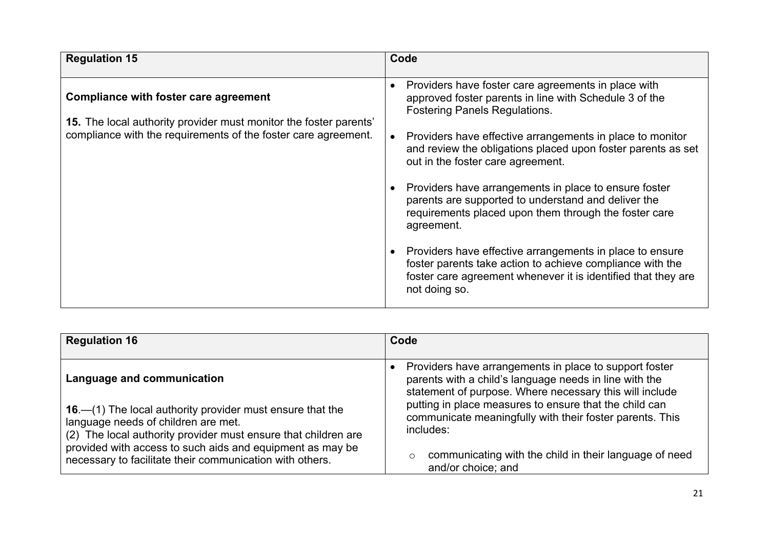| Regulation 15 | Code |
|---|---|
| **Compliance with foster care agreement**<br><br>**15.** The local authority provider must monitor the foster parents' compliance with the requirements of the foster care agreement. | • Providers have foster care agreements in place with approved foster parents in line with Schedule 3 of the Fostering Panels Regulations.<br><br>• Providers have effective arrangements in place to monitor and review the obligations placed upon foster parents as set out in the foster care agreement.<br><br>• Providers have arrangements in place to ensure foster parents are supported to understand and deliver the requirements placed upon them through the foster care agreement.<br><br>• Providers have effective arrangements in place to ensure foster parents take action to achieve compliance with the foster care agreement whenever it is identified that they are not doing so. |

| Regulation 16 | Code |
|---|---|
| **Language and communication**<br><br>**16**.—(1) The local authority provider must ensure that the language needs of children are met.<br>(2) The local authority provider must ensure that children are provided with access to such aids and equipment as may be necessary to facilitate their communication with others. | • Providers have arrangements in place to support foster parents with a child's language needs in line with the statement of purpose. Where necessary this will include putting in place measures to ensure that the child can communicate meaningfully with their foster parents. This includes:<br><br>&nbsp;&nbsp;&nbsp;&nbsp;○ communicating with the child in their language of need and/or choice; and |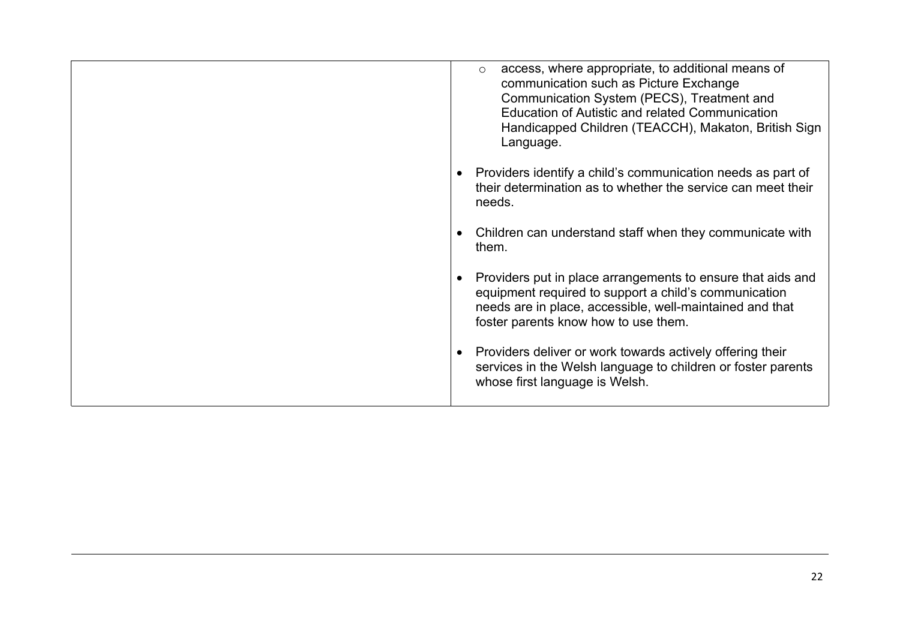| | |
|---|---|
| | <ul><li style="list-style-type: circle">access, where appropriate, to additional means of communication such as Picture Exchange Communication System (PECS), Treatment and Education of Autistic and related Communication Handicapped Children (TEACCH), Makaton, British Sign Language.</li></ul><ul><li>Providers identify a child's communication needs as part of their determination as to whether the service can meet their needs.</li><li>Children can understand staff when they communicate with them.</li><li>Providers put in place arrangements to ensure that aids and equipment required to support a child's communication needs are in place, accessible, well-maintained and that foster parents know how to use them.</li><li>Providers deliver or work towards actively offering their services in the Welsh language to children or foster parents whose first language is Welsh.</li></ul> |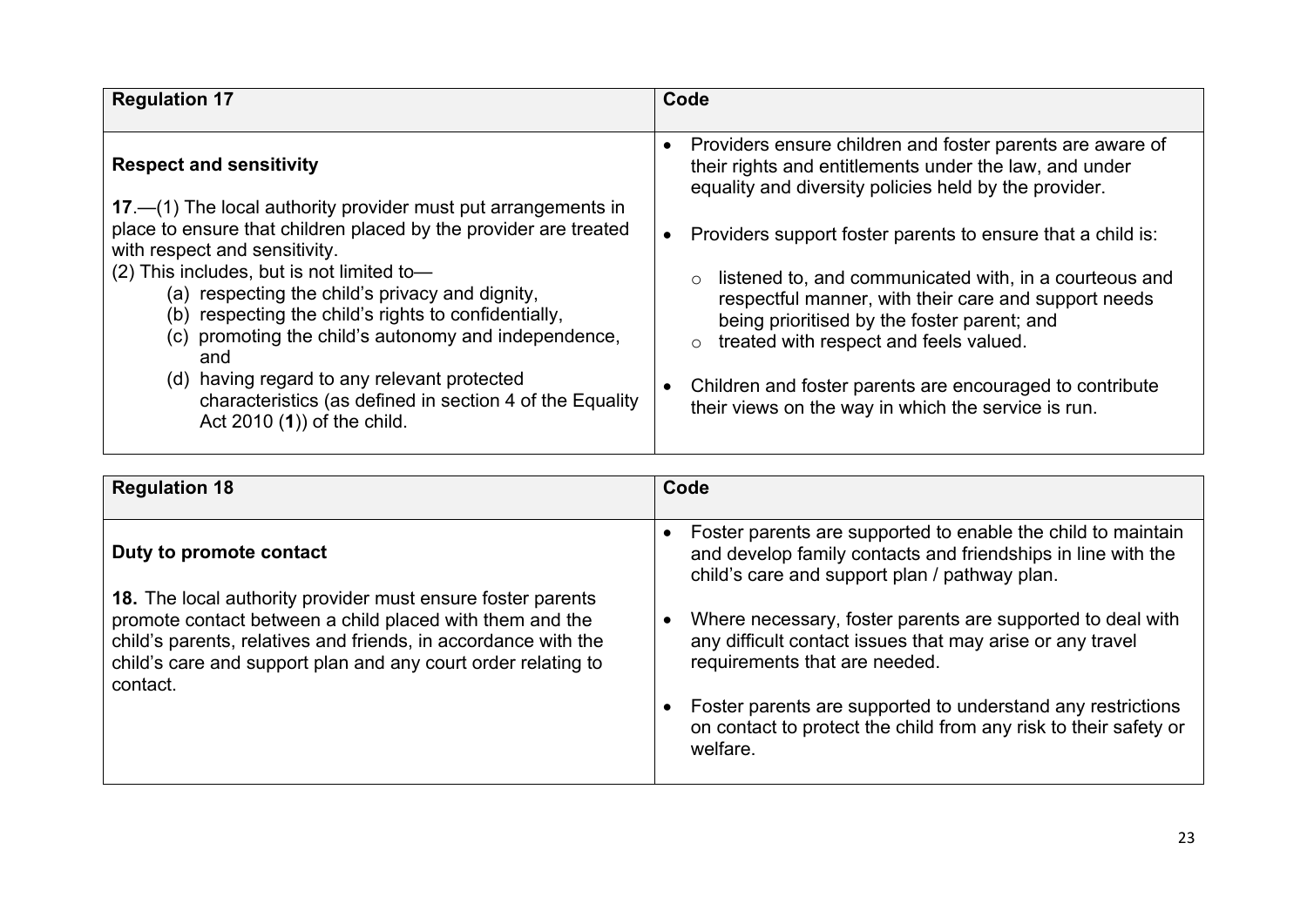| Regulation 17 | Code |
|---|---|
| **Respect and sensitivity**<br><br>**17**.—(1) The local authority provider must put arrangements in place to ensure that children placed by the provider are treated with respect and sensitivity.<br>(2) This includes, but is not limited to—<br>(a) respecting the child's privacy and dignity,<br>(b) respecting the child's rights to confidentially,<br>(c) promoting the child's autonomy and independence, and<br>(d) having regard to any relevant protected characteristics (as defined in section 4 of the Equality Act 2010 (**1**)) of the child. | • Providers ensure children and foster parents are aware of their rights and entitlements under the law, and under equality and diversity policies held by the provider.<br><br>• Providers support foster parents to ensure that a child is:<br>○ listened to, and communicated with, in a courteous and respectful manner, with their care and support needs being prioritised by the foster parent; and<br>○ treated with respect and feels valued.<br><br>• Children and foster parents are encouraged to contribute their views on the way in which the service is run. |

| Regulation 18 | Code |
|---|---|
| **Duty to promote contact**<br><br>**18.** The local authority provider must ensure foster parents promote contact between a child placed with them and the child's parents, relatives and friends, in accordance with the child's care and support plan and any court order relating to contact. | • Foster parents are supported to enable the child to maintain and develop family contacts and friendships in line with the child's care and support plan / pathway plan.<br><br>• Where necessary, foster parents are supported to deal with any difficult contact issues that may arise or any travel requirements that are needed.<br><br>• Foster parents are supported to understand any restrictions on contact to protect the child from any risk to their safety or welfare. |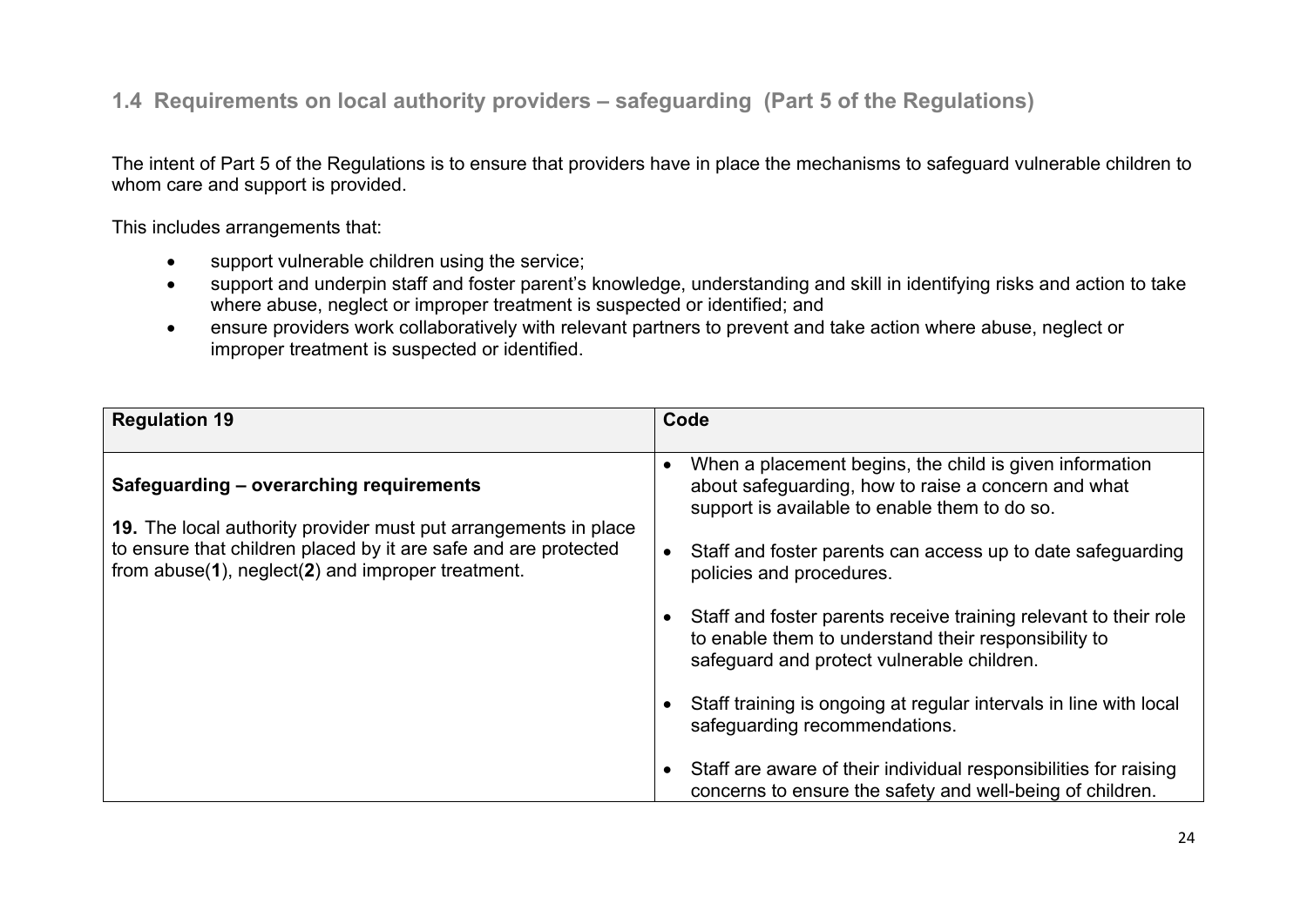## 1.4 Requirements on local authority providers – safeguarding (Part 5 of the Regulations)

The intent of Part 5 of the Regulations is to ensure that providers have in place the mechanisms to safeguard vulnerable children to whom care and support is provided.

This includes arrangements that:

- support vulnerable children using the service;
- support and underpin staff and foster parent's knowledge, understanding and skill in identifying risks and action to take where abuse, neglect or improper treatment is suspected or identified; and
- ensure providers work collaboratively with relevant partners to prevent and take action where abuse, neglect or improper treatment is suspected or identified.

| Regulation 19 | Code |
| --- | --- |
| **Safeguarding – overarching requirements**<br><br>**19.** The local authority provider must put arrangements in place to ensure that children placed by it are safe and are protected from abuse(**1**), neglect(**2**) and improper treatment. | • When a placement begins, the child is given information about safeguarding, how to raise a concern and what support is available to enable them to do so.<br><br>• Staff and foster parents can access up to date safeguarding policies and procedures.<br><br>• Staff and foster parents receive training relevant to their role to enable them to understand their responsibility to safeguard and protect vulnerable children.<br><br>• Staff training is ongoing at regular intervals in line with local safeguarding recommendations.<br><br>• Staff are aware of their individual responsibilities for raising concerns to ensure the safety and well-being of children. |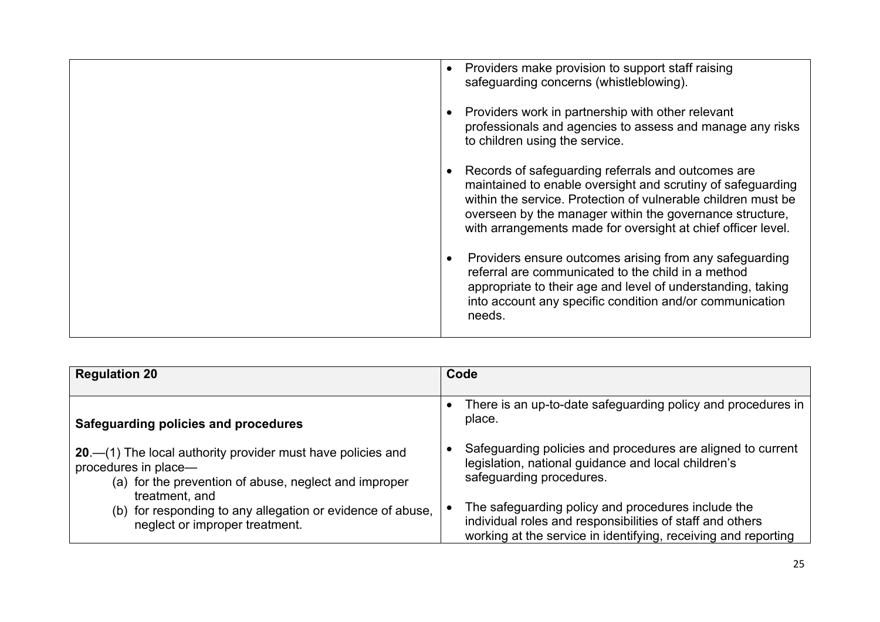| | |
|---|---|
| | • Providers make provision to support staff raising safeguarding concerns (whistleblowing).<br><br>• Providers work in partnership with other relevant professionals and agencies to assess and manage any risks to children using the service.<br><br>• Records of safeguarding referrals and outcomes are maintained to enable oversight and scrutiny of safeguarding within the service. Protection of vulnerable children must be overseen by the manager within the governance structure, with arrangements made for oversight at chief officer level.<br><br>• Providers ensure outcomes arising from any safeguarding referral are communicated to the child in a method appropriate to their age and level of understanding, taking into account any specific condition and/or communication needs. |

| Regulation 20 | Code |
|---|---|
| **Safeguarding policies and procedures**<br><br>**20**.—(1) The local authority provider must have policies and procedures in place—<br>(a) for the prevention of abuse, neglect and improper treatment, and<br>(b) for responding to any allegation or evidence of abuse, neglect or improper treatment. | • There is an up-to-date safeguarding policy and procedures in place.<br><br>• Safeguarding policies and procedures are aligned to current legislation, national guidance and local children's safeguarding procedures.<br><br>• The safeguarding policy and procedures include the individual roles and responsibilities of staff and others working at the service in identifying, receiving and reporting |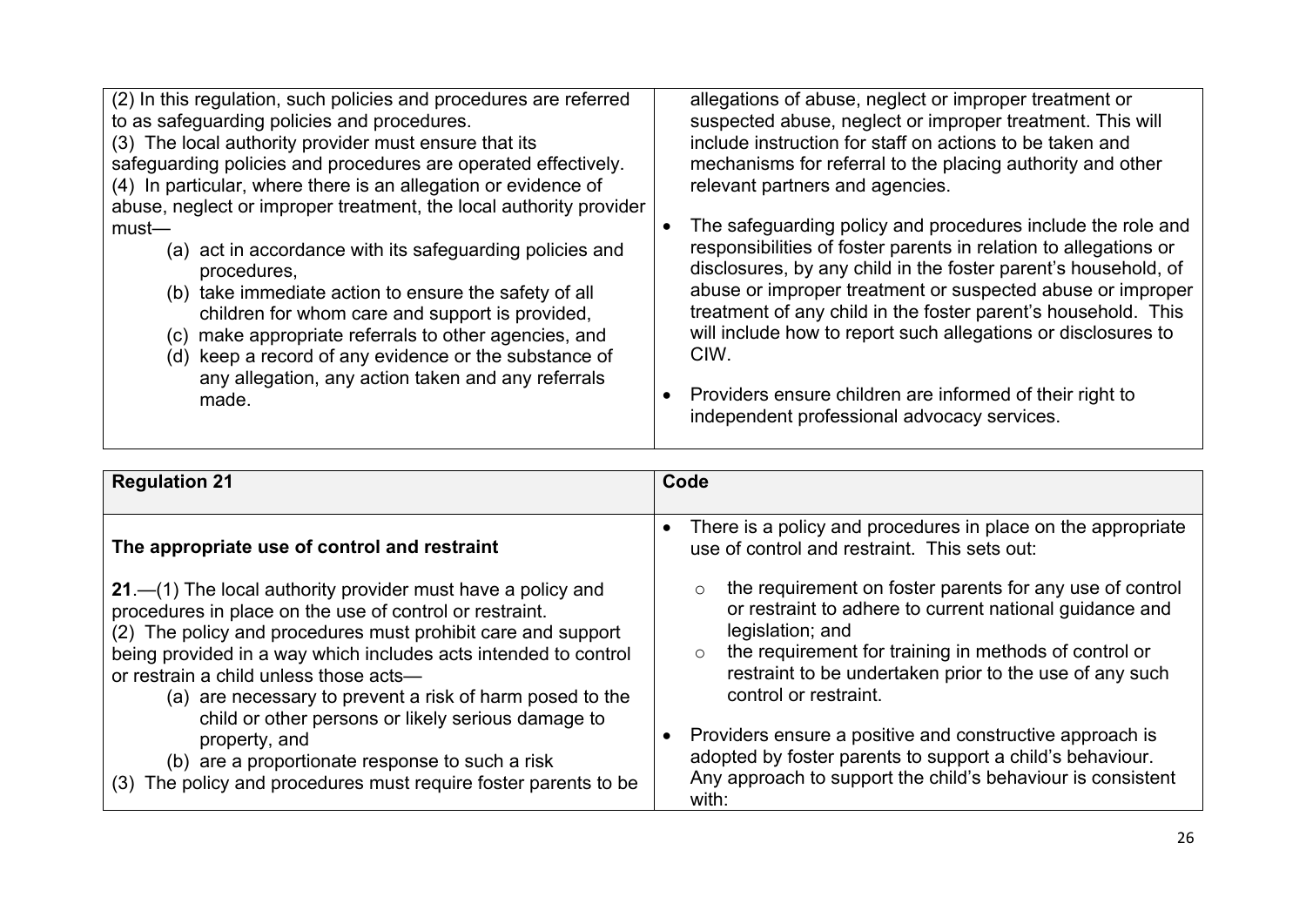| | |
|---|---|
| (2) In this regulation, such policies and procedures are referred to as safeguarding policies and procedures.<br>(3) The local authority provider must ensure that its safeguarding policies and procedures are operated effectively.<br>(4) In particular, where there is an allegation or evidence of abuse, neglect or improper treatment, the local authority provider must—<br>(a) act in accordance with its safeguarding policies and procedures,<br>(b) take immediate action to ensure the safety of all children for whom care and support is provided,<br>(c) make appropriate referrals to other agencies, and<br>(d) keep a record of any evidence or the substance of any allegation, any action taken and any referrals made. | allegations of abuse, neglect or improper treatment or suspected abuse, neglect or improper treatment. This will include instruction for staff on actions to be taken and mechanisms for referral to the placing authority and other relevant partners and agencies.<br><br>• The safeguarding policy and procedures include the role and responsibilities of foster parents in relation to allegations or disclosures, by any child in the foster parent's household, of abuse or improper treatment or suspected abuse or improper treatment of any child in the foster parent's household. This will include how to report such allegations or disclosures to CIW.<br><br>• Providers ensure children are informed of their right to independent professional advocacy services. |

| **Regulation 21** | **Code** |
|---|---|
| **The appropriate use of control and restraint**<br><br>**21**.—(1) The local authority provider must have a policy and procedures in place on the use of control or restraint.<br>(2) The policy and procedures must prohibit care and support being provided in a way which includes acts intended to control or restrain a child unless those acts—<br>(a) are necessary to prevent a risk of harm posed to the child or other persons or likely serious damage to property, and<br>(b) are a proportionate response to such a risk<br>(3) The policy and procedures must require foster parents to be | • There is a policy and procedures in place on the appropriate use of control and restraint. This sets out:<br>◦ the requirement on foster parents for any use of control or restraint to adhere to current national guidance and legislation; and<br>◦ the requirement for training in methods of control or restraint to be undertaken prior to the use of any such control or restraint.<br><br>• Providers ensure a positive and constructive approach is adopted by foster parents to support a child's behaviour. Any approach to support the child's behaviour is consistent with: |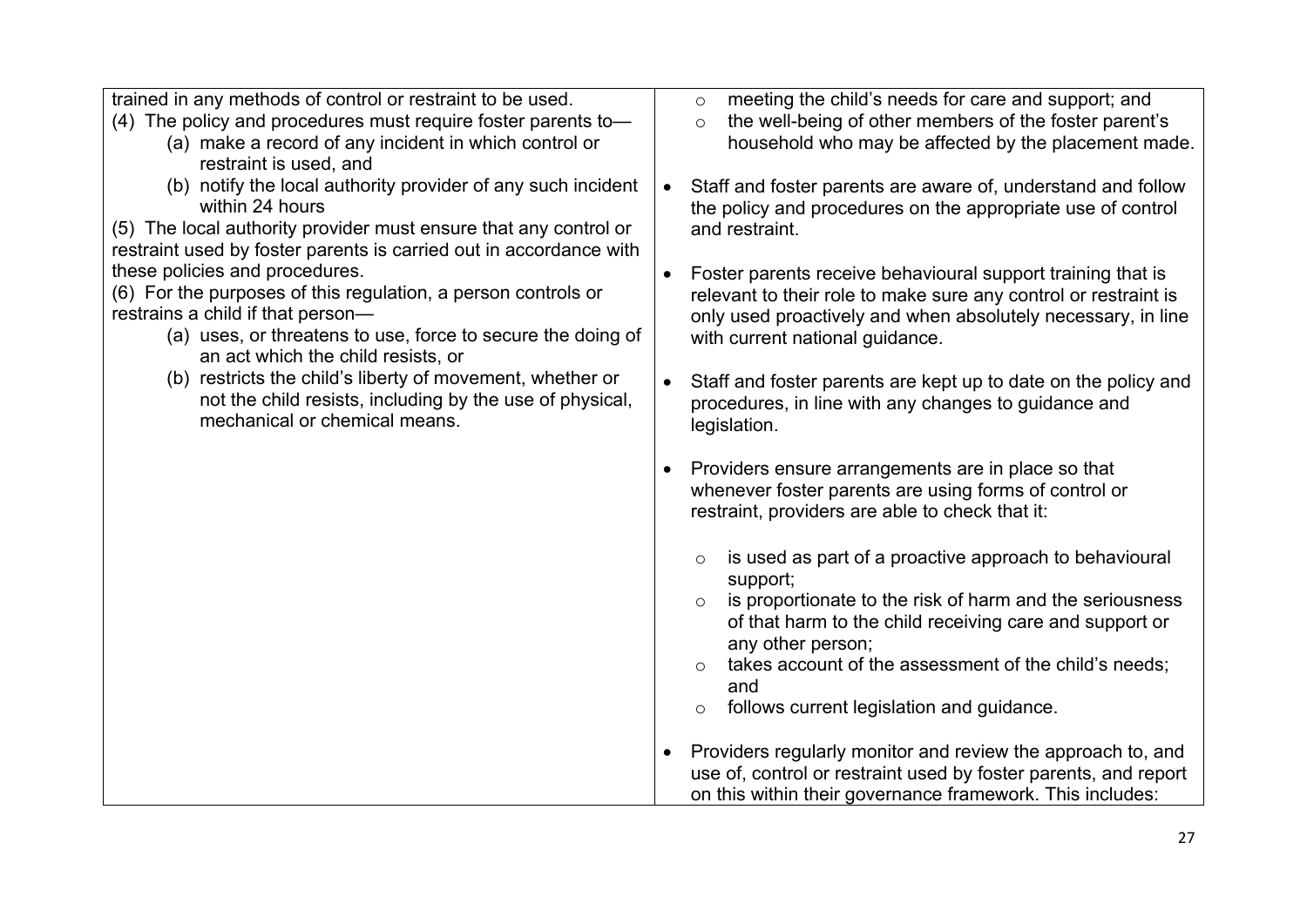| | |
|---|---|
| trained in any methods of control or restraint to be used.<br>(4) The policy and procedures must require foster parents to—<br>(a) make a record of any incident in which control or restraint is used, and<br>(b) notify the local authority provider of any such incident within 24 hours<br>(5) The local authority provider must ensure that any control or restraint used by foster parents is carried out in accordance with these policies and procedures.<br>(6) For the purposes of this regulation, a person controls or restrains a child if that person—<br>(a) uses, or threatens to use, force to secure the doing of an act which the child resists, or<br>(b) restricts the child's liberty of movement, whether or not the child resists, including by the use of physical, mechanical or chemical means. | ◦ meeting the child's needs for care and support; and<br>◦ the well-being of other members of the foster parent's household who may be affected by the placement made.<br><br>• Staff and foster parents are aware of, understand and follow the policy and procedures on the appropriate use of control and restraint.<br><br>• Foster parents receive behavioural support training that is relevant to their role to make sure any control or restraint is only used proactively and when absolutely necessary, in line with current national guidance.<br><br>• Staff and foster parents are kept up to date on the policy and procedures, in line with any changes to guidance and legislation.<br><br>• Providers ensure arrangements are in place so that whenever foster parents are using forms of control or restraint, providers are able to check that it:<br>◦ is used as part of a proactive approach to behavioural support;<br>◦ is proportionate to the risk of harm and the seriousness of that harm to the child receiving care and support or any other person;<br>◦ takes account of the assessment of the child's needs; and<br>◦ follows current legislation and guidance.<br><br>• Providers regularly monitor and review the approach to, and use of, control or restraint used by foster parents, and report on this within their governance framework. This includes: |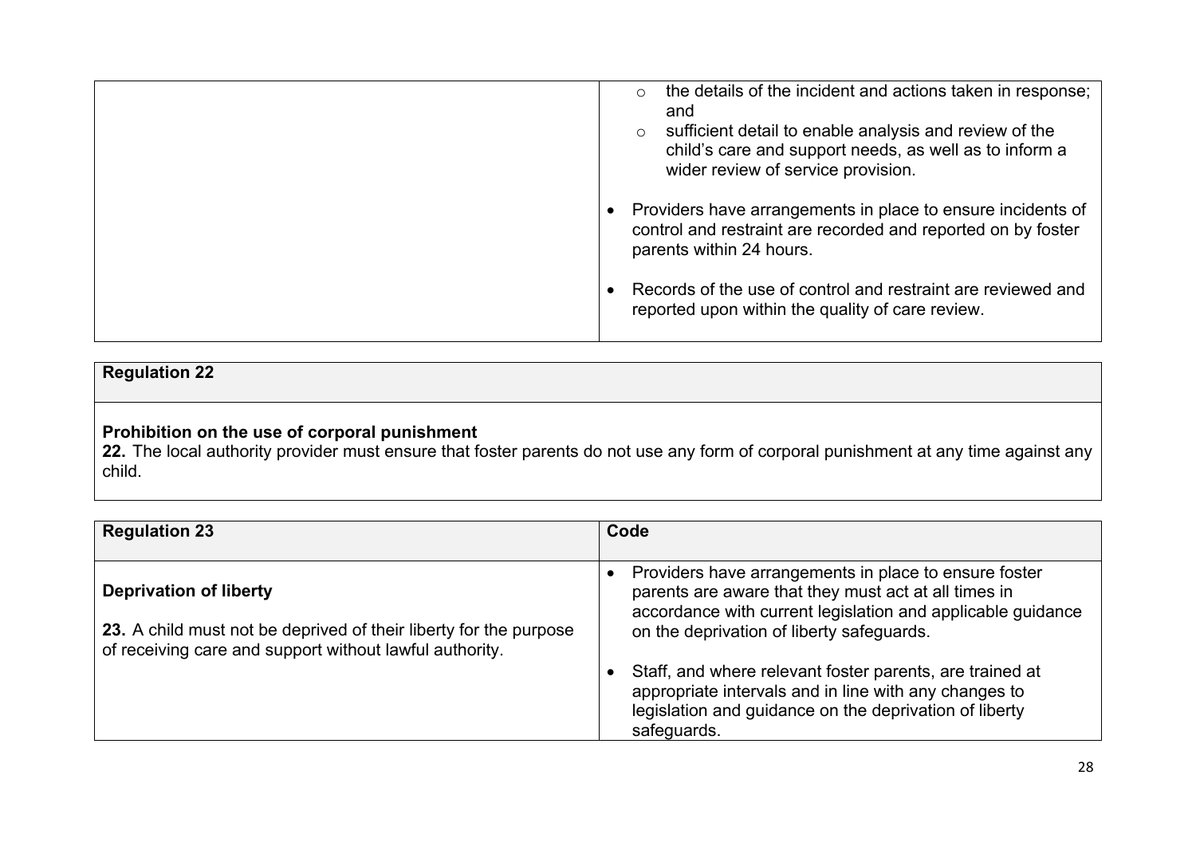| | |
|---|---|
| | o the details of the incident and actions taken in response; and<br>o sufficient detail to enable analysis and review of the child's care and support needs, as well as to inform a wider review of service provision.<br><br>• Providers have arrangements in place to ensure incidents of control and restraint are recorded and reported on by foster parents within 24 hours.<br><br>• Records of the use of control and restraint are reviewed and reported upon within the quality of care review. |

| **Regulation 22** |
|---|
| **Prohibition on the use of corporal punishment**<br>**22.** The local authority provider must ensure that foster parents do not use any form of corporal punishment at any time against any child. |

| **Regulation 23** | **Code** |
|---|---|
| **Deprivation of liberty**<br><br>**23.** A child must not be deprived of their liberty for the purpose of receiving care and support without lawful authority. | • Providers have arrangements in place to ensure foster parents are aware that they must act at all times in accordance with current legislation and applicable guidance on the deprivation of liberty safeguards.<br><br>• Staff, and where relevant foster parents, are trained at appropriate intervals and in line with any changes to legislation and guidance on the deprivation of liberty safeguards. |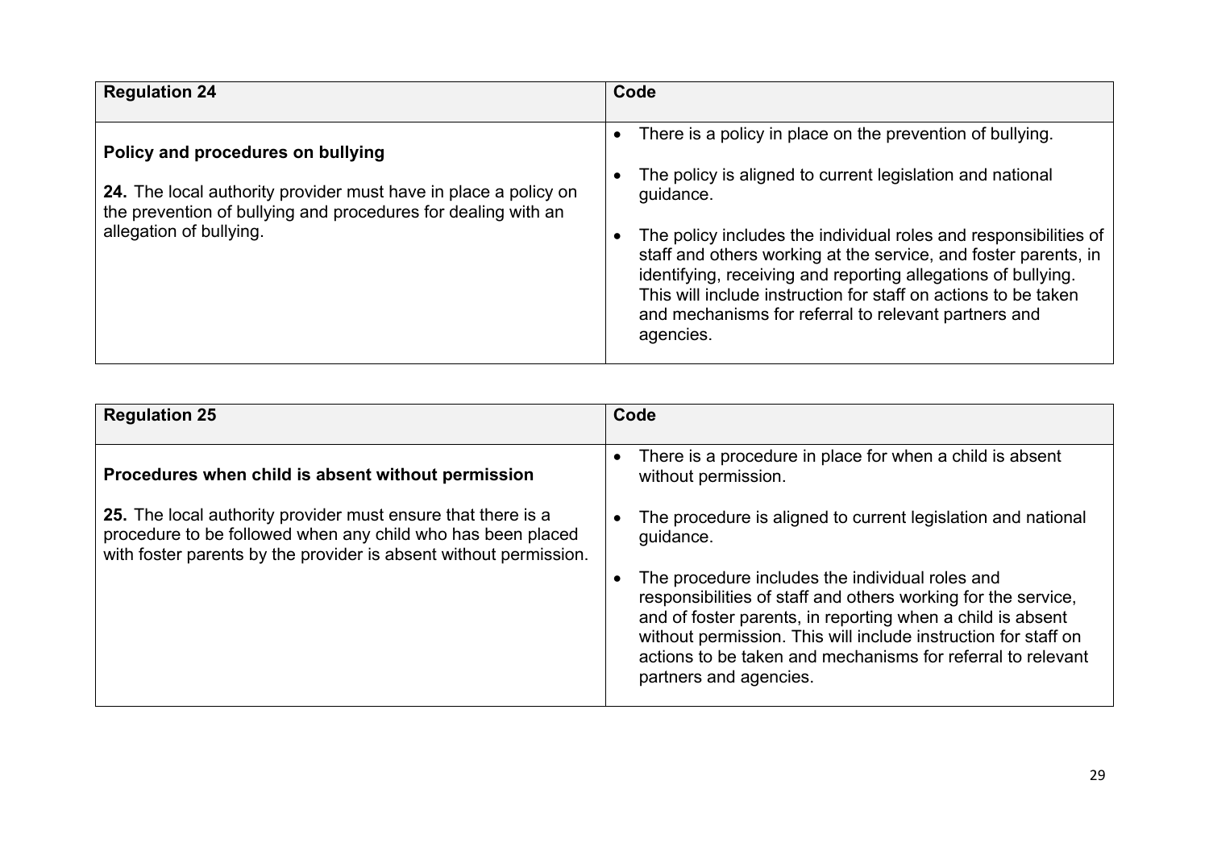| Regulation 24 | Code |
| --- | --- |
| **Policy and procedures on bullying**<br><br>**24.** The local authority provider must have in place a policy on the prevention of bullying and procedures for dealing with an allegation of bullying. | • There is a policy in place on the prevention of bullying.<br><br>• The policy is aligned to current legislation and national guidance.<br><br>• The policy includes the individual roles and responsibilities of staff and others working at the service, and foster parents, in identifying, receiving and reporting allegations of bullying. This will include instruction for staff on actions to be taken and mechanisms for referral to relevant partners and agencies. |

| Regulation 25 | Code |
| --- | --- |
| **Procedures when child is absent without permission**<br><br>**25.** The local authority provider must ensure that there is a procedure to be followed when any child who has been placed with foster parents by the provider is absent without permission. | • There is a procedure in place for when a child is absent without permission.<br><br>• The procedure is aligned to current legislation and national guidance.<br><br>• The procedure includes the individual roles and responsibilities of staff and others working for the service, and of foster parents, in reporting when a child is absent without permission. This will include instruction for staff on actions to be taken and mechanisms for referral to relevant partners and agencies. |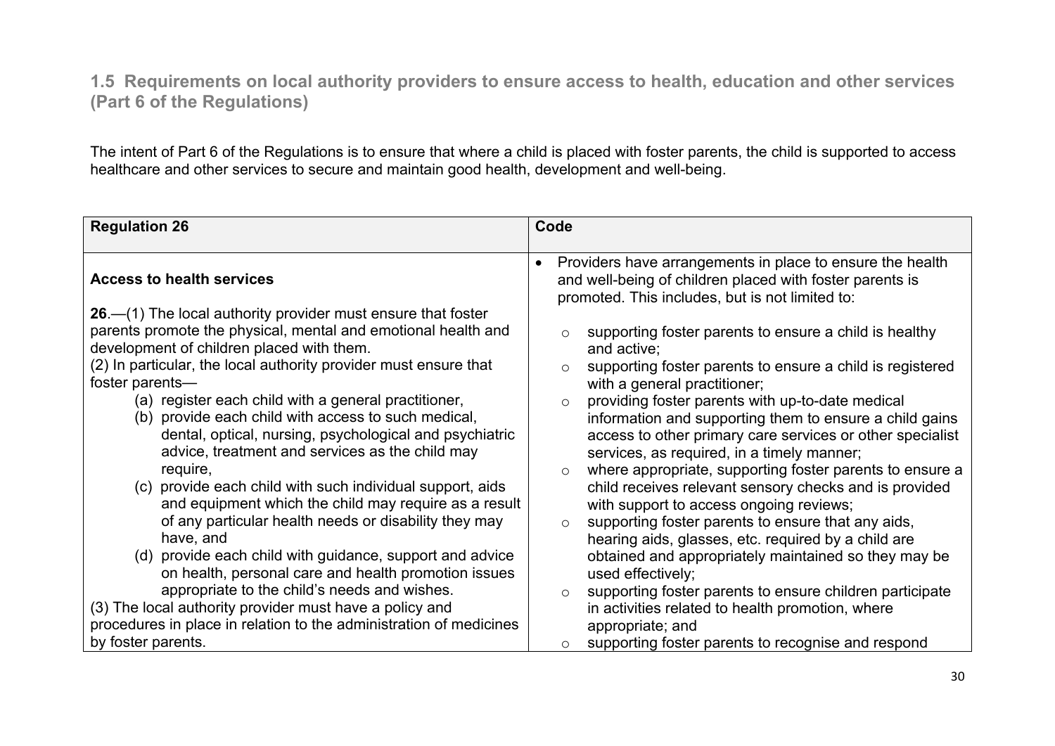## 1.5 Requirements on local authority providers to ensure access to health, education and other services (Part 6 of the Regulations)

The intent of Part 6 of the Regulations is to ensure that where a child is placed with foster parents, the child is supported to access healthcare and other services to secure and maintain good health, development and well-being.

| Regulation 26 | Code |
|---|---|
| **Access to health services**<br><br>**26**.—(1) The local authority provider must ensure that foster parents promote the physical, mental and emotional health and development of children placed with them.<br>(2) In particular, the local authority provider must ensure that foster parents—<br>(a) register each child with a general practitioner,<br>(b) provide each child with access to such medical, dental, optical, nursing, psychological and psychiatric advice, treatment and services as the child may require,<br>(c) provide each child with such individual support, aids and equipment which the child may require as a result of any particular health needs or disability they may have, and<br>(d) provide each child with guidance, support and advice on health, personal care and health promotion issues appropriate to the child's needs and wishes.<br>(3) The local authority provider must have a policy and procedures in place in relation to the administration of medicines by foster parents. | • Providers have arrangements in place to ensure the health and well-being of children placed with foster parents is promoted. This includes, but is not limited to:<br>◦ supporting foster parents to ensure a child is healthy and active;<br>◦ supporting foster parents to ensure a child is registered with a general practitioner;<br>◦ providing foster parents with up-to-date medical information and supporting them to ensure a child gains access to other primary care services or other specialist services, as required, in a timely manner;<br>◦ where appropriate, supporting foster parents to ensure a child receives relevant sensory checks and is provided with support to access ongoing reviews;<br>◦ supporting foster parents to ensure that any aids, hearing aids, glasses, etc. required by a child are obtained and appropriately maintained so they may be used effectively;<br>◦ supporting foster parents to ensure children participate in activities related to health promotion, where appropriate; and<br>◦ supporting foster parents to recognise and respond |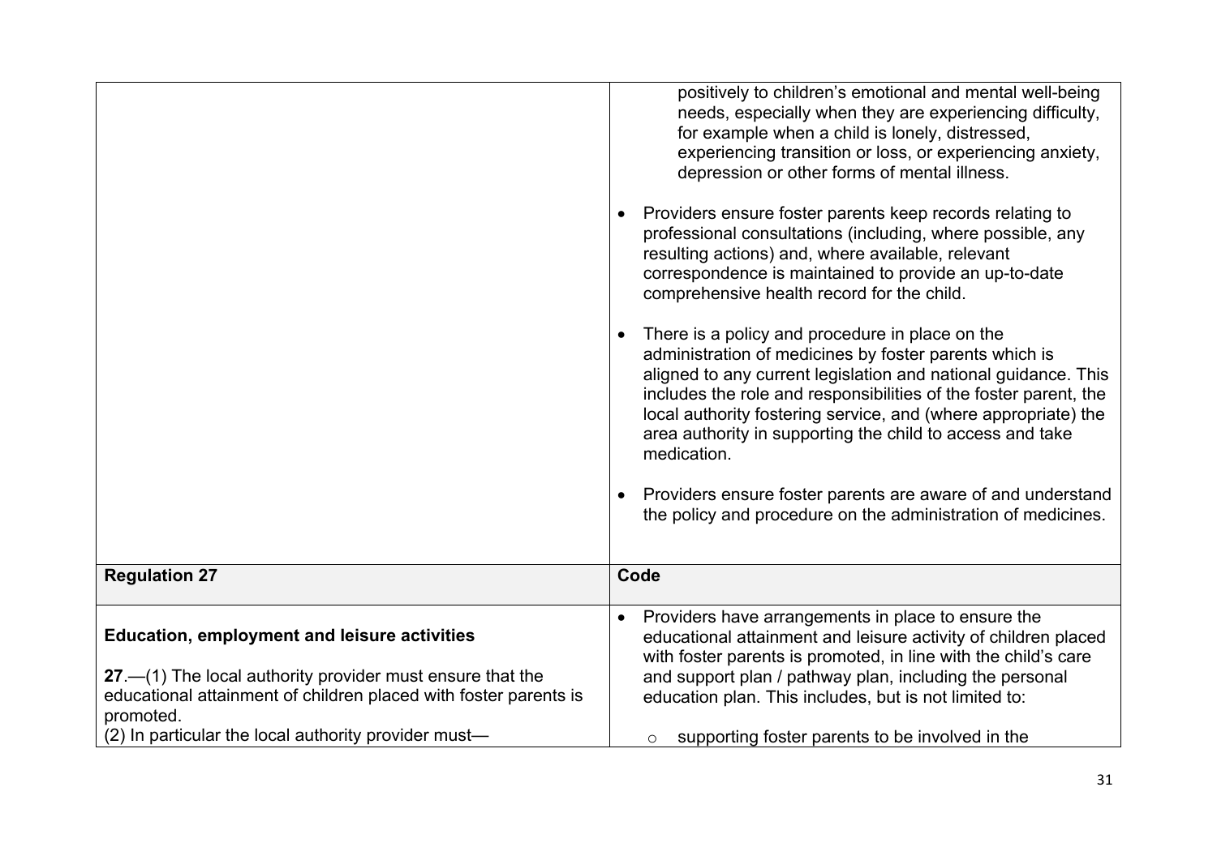| | |
|---|---|
| | positively to children's emotional and mental well-being needs, especially when they are experiencing difficulty, for example when a child is lonely, distressed, experiencing transition or loss, or experiencing anxiety, depression or other forms of mental illness.<br><br>• Providers ensure foster parents keep records relating to professional consultations (including, where possible, any resulting actions) and, where available, relevant correspondence is maintained to provide an up-to-date comprehensive health record for the child.<br><br>• There is a policy and procedure in place on the administration of medicines by foster parents which is aligned to any current legislation and national guidance. This includes the role and responsibilities of the foster parent, the local authority fostering service, and (where appropriate) the area authority in supporting the child to access and take medication.<br><br>• Providers ensure foster parents are aware of and understand the policy and procedure on the administration of medicines. |
| **Regulation 27** | **Code** |
| **Education, employment and leisure activities**<br><br>**27**.—(1) The local authority provider must ensure that the educational attainment of children placed with foster parents is promoted.<br>(2) In particular the local authority provider must— | • Providers have arrangements in place to ensure the educational attainment and leisure activity of children placed with foster parents is promoted, in line with the child's care and support plan / pathway plan, including the personal education plan. This includes, but is not limited to:<br><br>○ supporting foster parents to be involved in the |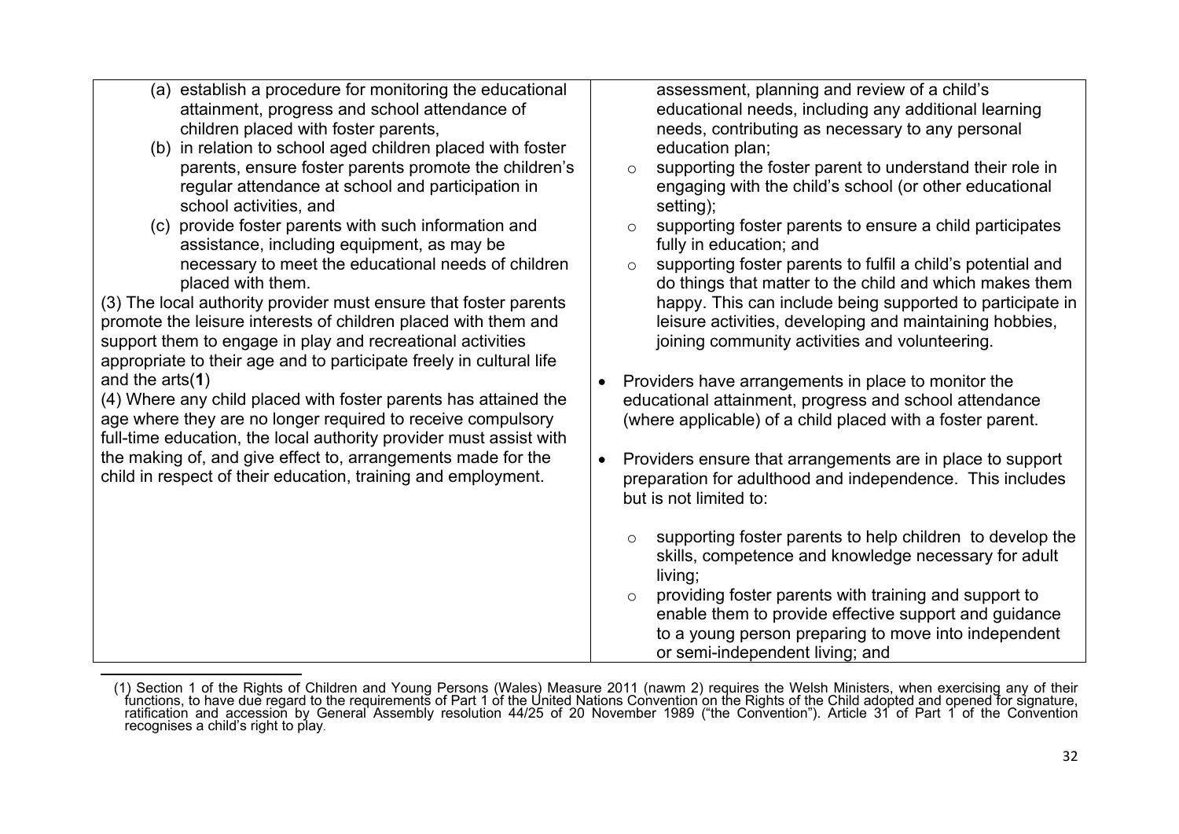| | |
|---|---|
| (a) establish a procedure for monitoring the educational attainment, progress and school attendance of children placed with foster parents,<br>(b) in relation to school aged children placed with foster parents, ensure foster parents promote the children's regular attendance at school and participation in school activities, and<br>(c) provide foster parents with such information and assistance, including equipment, as may be necessary to meet the educational needs of children placed with them.<br>(3) The local authority provider must ensure that foster parents promote the leisure interests of children placed with them and support them to engage in play and recreational activities appropriate to their age and to participate freely in cultural life and the arts(**1**)<br>(4) Where any child placed with foster parents has attained the age where they are no longer required to receive compulsory full-time education, the local authority provider must assist with the making of, and give effect to, arrangements made for the child in respect of their education, training and employment. | assessment, planning and review of a child's educational needs, including any additional learning needs, contributing as necessary to any personal education plan;<br>◦ supporting the foster parent to understand their role in engaging with the child's school (or other educational setting);<br>◦ supporting foster parents to ensure a child participates fully in education; and<br>◦ supporting foster parents to fulfil a child's potential and do things that matter to the child and which makes them happy. This can include being supported to participate in leisure activities, developing and maintaining hobbies, joining community activities and volunteering.<br><br>• Providers have arrangements in place to monitor the educational attainment, progress and school attendance (where applicable) of a child placed with a foster parent.<br><br>• Providers ensure that arrangements are in place to support preparation for adulthood and independence. This includes but is not limited to:<br><br>◦ supporting foster parents to help children to develop the skills, competence and knowledge necessary for adult living;<br>◦ providing foster parents with training and support to enable them to provide effective support and guidance to a young person preparing to move into independent or semi-independent living; and |

(1) Section 1 of the Rights of Children and Young Persons (Wales) Measure 2011 (nawm 2) requires the Welsh Ministers, when exercising any of their functions, to have due regard to the requirements of Part 1 of the United Nations Convention on the Rights of the Child adopted and opened for signature, ratification and accession by General Assembly resolution 44/25 of 20 November 1989 ("the Convention"). Article 31 of Part 1 of the Convention recognises a child's right to play.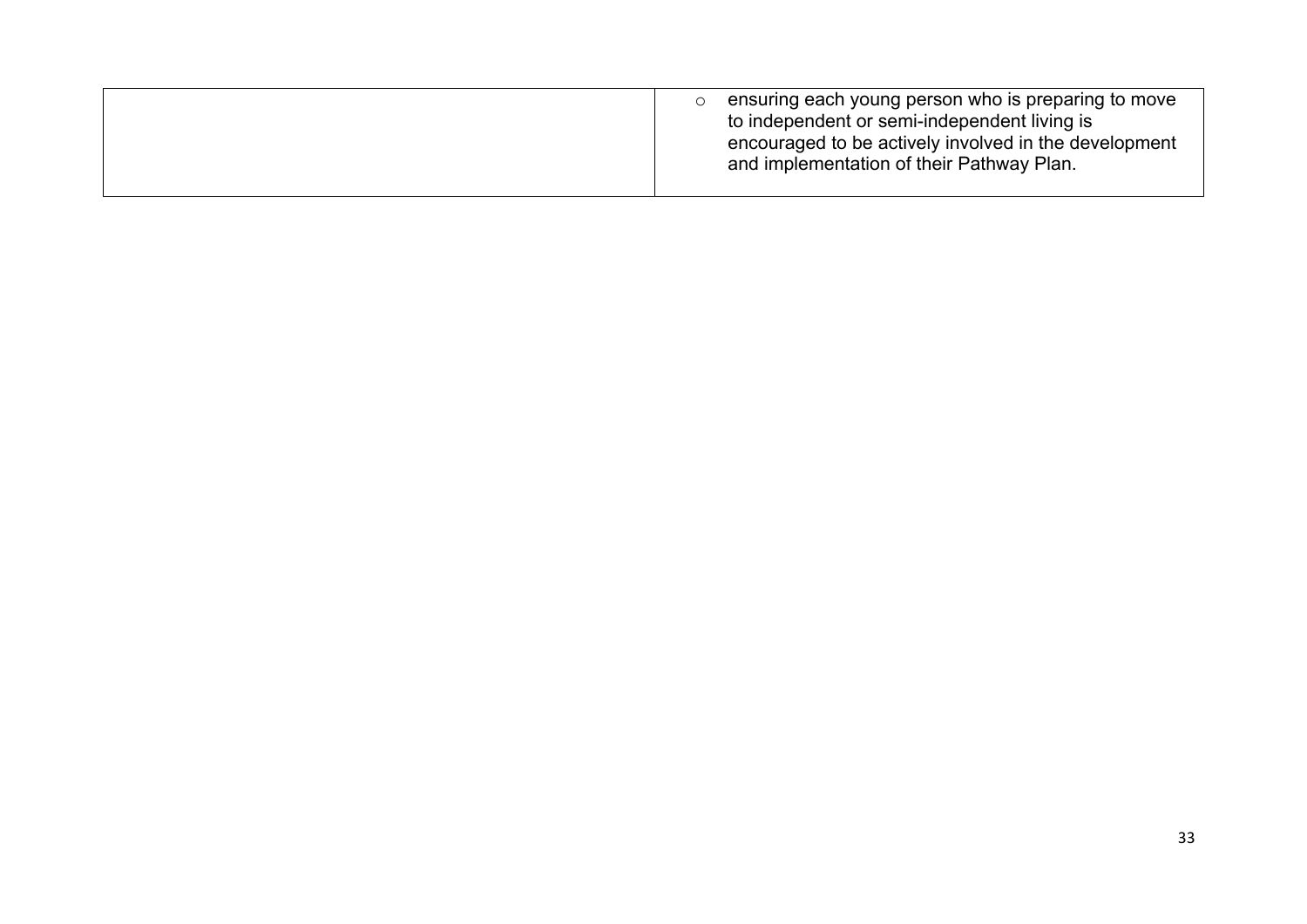| | |
|---|---|
| | ◦ ensuring each young person who is preparing to move to independent or semi-independent living is encouraged to be actively involved in the development and implementation of their Pathway Plan. |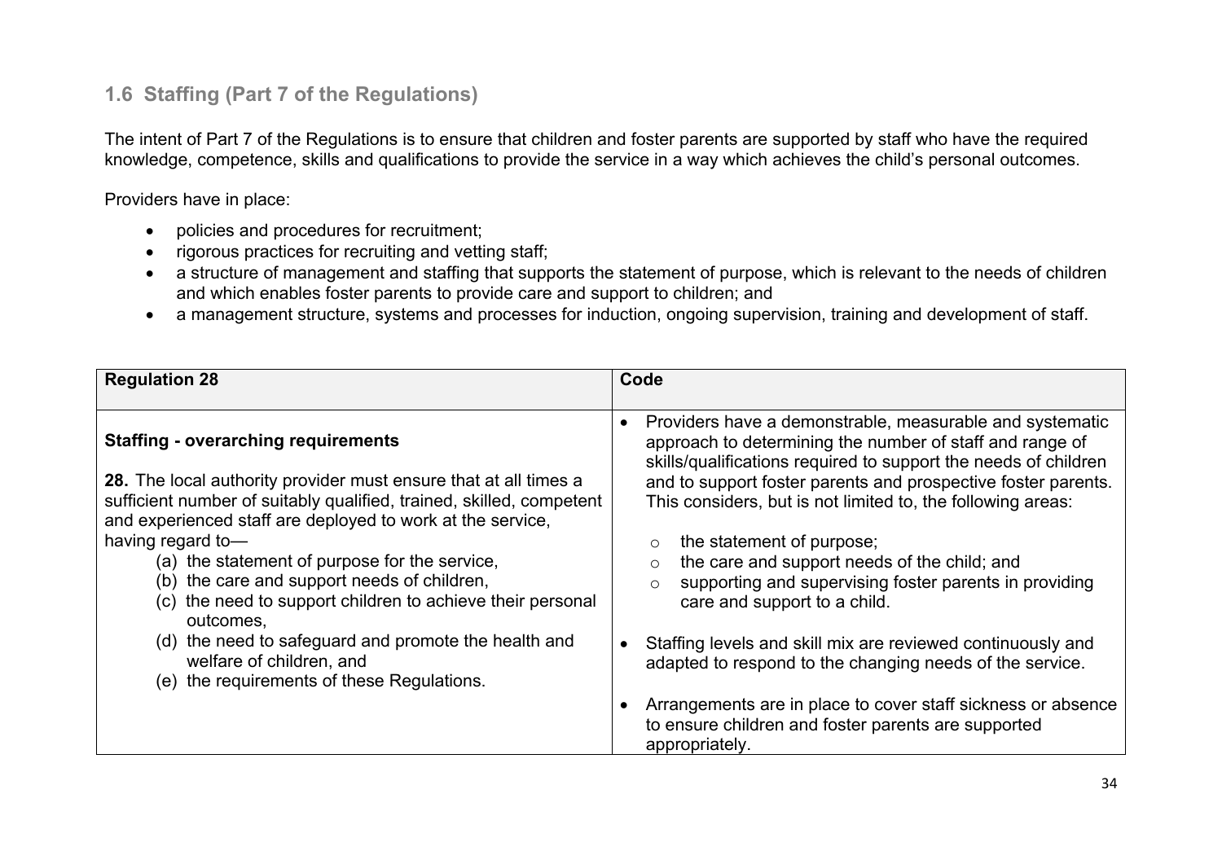### 1.6 Staffing (Part 7 of the Regulations)

The intent of Part 7 of the Regulations is to ensure that children and foster parents are supported by staff who have the required knowledge, competence, skills and qualifications to provide the service in a way which achieves the child's personal outcomes.

Providers have in place:

- policies and procedures for recruitment;
- rigorous practices for recruiting and vetting staff;
- a structure of management and staffing that supports the statement of purpose, which is relevant to the needs of children and which enables foster parents to provide care and support to children; and
- a management structure, systems and processes for induction, ongoing supervision, training and development of staff.

| Regulation 28 | Code |
|---|---|
| **Staffing - overarching requirements**<br><br>**28.** The local authority provider must ensure that at all times a sufficient number of suitably qualified, trained, skilled, competent and experienced staff are deployed to work at the service, having regard to—<br>(a) the statement of purpose for the service,<br>(b) the care and support needs of children,<br>(c) the need to support children to achieve their personal outcomes,<br>(d) the need to safeguard and promote the health and welfare of children, and<br>(e) the requirements of these Regulations. | • Providers have a demonstrable, measurable and systematic approach to determining the number of staff and range of skills/qualifications required to support the needs of children and to support foster parents and prospective foster parents. This considers, but is not limited to, the following areas:<br>○ the statement of purpose;<br>○ the care and support needs of the child; and<br>○ supporting and supervising foster parents in providing care and support to a child.<br><br>• Staffing levels and skill mix are reviewed continuously and adapted to respond to the changing needs of the service.<br><br>• Arrangements are in place to cover staff sickness or absence to ensure children and foster parents are supported appropriately. |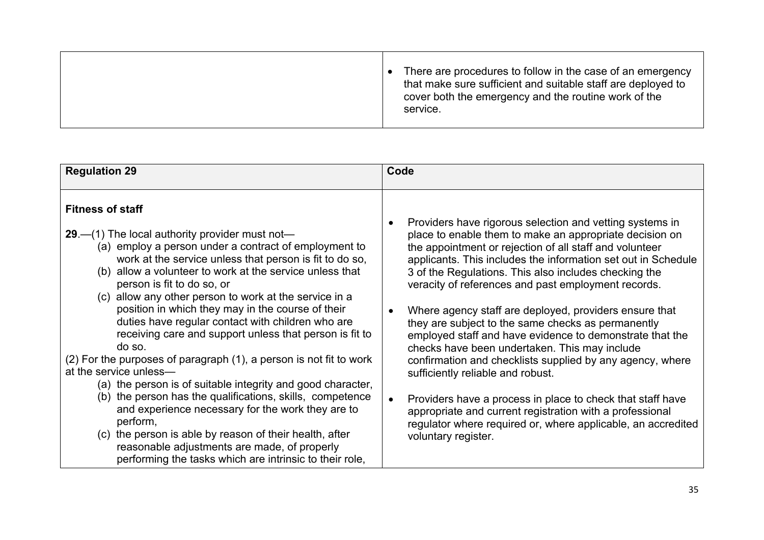| | |
|---|---|
| | • There are procedures to follow in the case of an emergency that make sure sufficient and suitable staff are deployed to cover both the emergency and the routine work of the service. |

| Regulation 29 | Code |
|---|---|
| **Fitness of staff**<br><br>**29**.—(1) The local authority provider must not—<br>(a) employ a person under a contract of employment to work at the service unless that person is fit to do so,<br>(b) allow a volunteer to work at the service unless that person is fit to do so, or<br>(c) allow any other person to work at the service in a position in which they may in the course of their duties have regular contact with children who are receiving care and support unless that person is fit to do so.<br>(2) For the purposes of paragraph (1), a person is not fit to work at the service unless—<br>(a) the person is of suitable integrity and good character,<br>(b) the person has the qualifications, skills, competence and experience necessary for the work they are to perform,<br>(c) the person is able by reason of their health, after reasonable adjustments are made, of properly performing the tasks which are intrinsic to their role, | • Providers have rigorous selection and vetting systems in place to enable them to make an appropriate decision on the appointment or rejection of all staff and volunteer applicants. This includes the information set out in Schedule 3 of the Regulations. This also includes checking the veracity of references and past employment records.<br><br>• Where agency staff are deployed, providers ensure that they are subject to the same checks as permanently employed staff and have evidence to demonstrate that the checks have been undertaken. This may include confirmation and checklists supplied by any agency, where sufficiently reliable and robust.<br><br>• Providers have a process in place to check that staff have appropriate and current registration with a professional regulator where required or, where applicable, an accredited voluntary register. |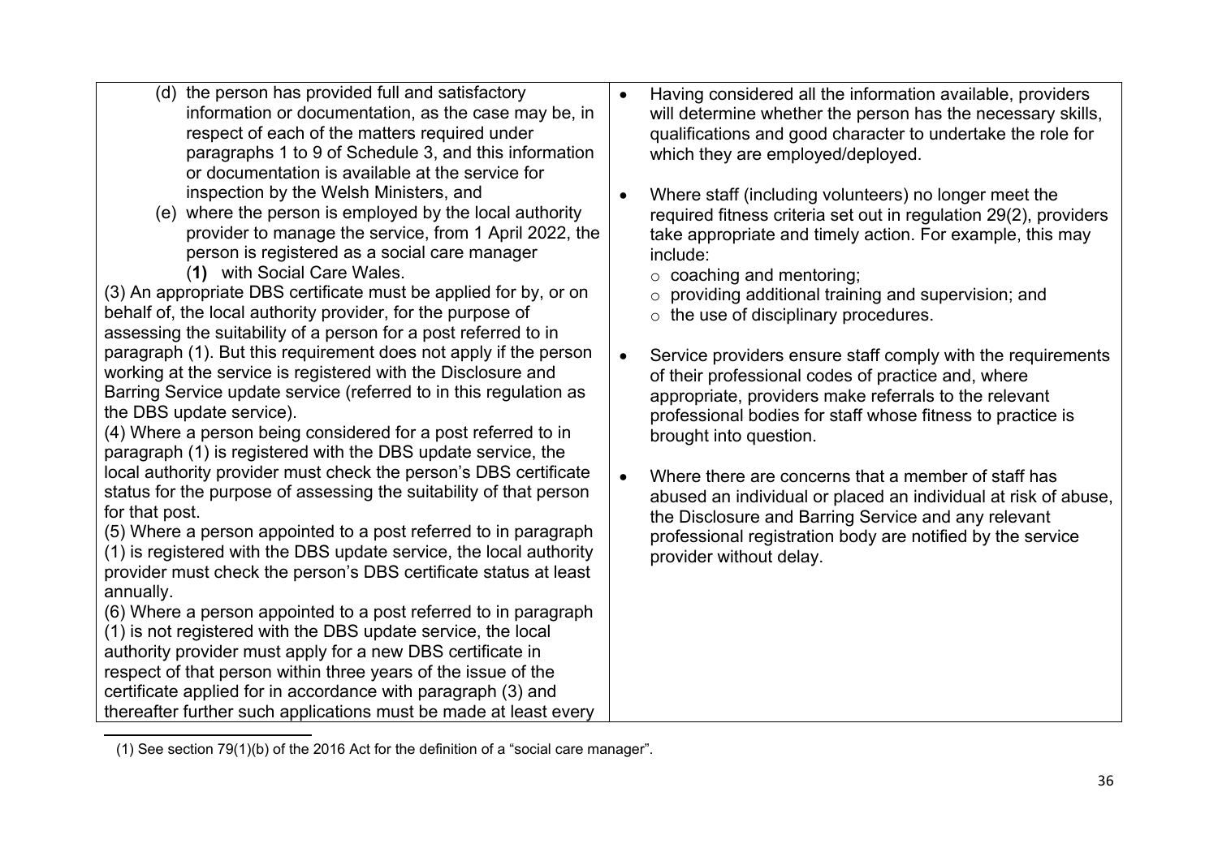| | |
|---|---|
| (d) the person has provided full and satisfactory information or documentation, as the case may be, in respect of each of the matters required under paragraphs 1 to 9 of Schedule 3, and this information or documentation is available at the service for inspection by the Welsh Ministers, and<br>(e) where the person is employed by the local authority provider to manage the service, from 1 April 2022, the person is registered as a social care manager (**1)** with Social Care Wales.<br>(3) An appropriate DBS certificate must be applied for by, or on behalf of, the local authority provider, for the purpose of assessing the suitability of a person for a post referred to in paragraph (1). But this requirement does not apply if the person working at the service is registered with the Disclosure and Barring Service update service (referred to in this regulation as the DBS update service).<br>(4) Where a person being considered for a post referred to in paragraph (1) is registered with the DBS update service, the local authority provider must check the person's DBS certificate status for the purpose of assessing the suitability of that person for that post.<br>(5) Where a person appointed to a post referred to in paragraph (1) is registered with the DBS update service, the local authority provider must check the person's DBS certificate status at least annually.<br>(6) Where a person appointed to a post referred to in paragraph (1) is not registered with the DBS update service, the local authority provider must apply for a new DBS certificate in respect of that person within three years of the issue of the certificate applied for in accordance with paragraph (3) and thereafter further such applications must be made at least every | • Having considered all the information available, providers will determine whether the person has the necessary skills, qualifications and good character to undertake the role for which they are employed/deployed.<br><br>• Where staff (including volunteers) no longer meet the required fitness criteria set out in regulation 29(2), providers take appropriate and timely action. For example, this may include:<br>○ coaching and mentoring;<br>○ providing additional training and supervision; and<br>○ the use of disciplinary procedures.<br><br>• Service providers ensure staff comply with the requirements of their professional codes of practice and, where appropriate, providers make referrals to the relevant professional bodies for staff whose fitness to practice is brought into question.<br><br>• Where there are concerns that a member of staff has abused an individual or placed an individual at risk of abuse, the Disclosure and Barring Service and any relevant professional registration body are notified by the service provider without delay. |

(1) See section 79(1)(b) of the 2016 Act for the definition of a "social care manager".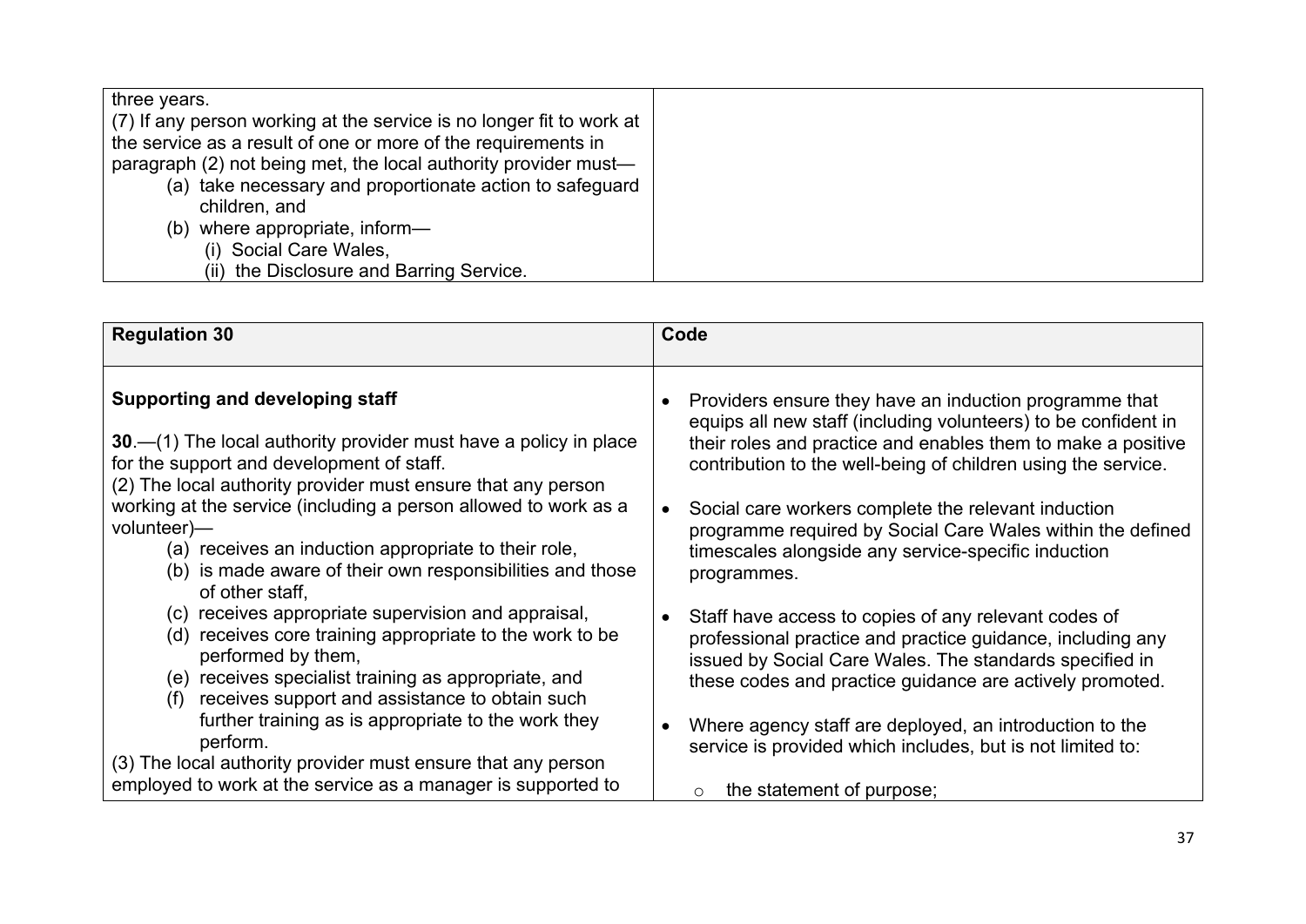| | |
|---|---|
| three years.<br>(7) If any person working at the service is no longer fit to work at the service as a result of one or more of the requirements in paragraph (2) not being met, the local authority provider must—<br>(a) take necessary and proportionate action to safeguard children, and<br>(b) where appropriate, inform—<br>(i) Social Care Wales,<br>(ii) the Disclosure and Barring Service. | |

| Regulation 30 | Code |
|---|---|
| **Supporting and developing staff**<br><br>**30**.—(1) The local authority provider must have a policy in place for the support and development of staff.<br>(2) The local authority provider must ensure that any person working at the service (including a person allowed to work as a volunteer)—<br>(a) receives an induction appropriate to their role,<br>(b) is made aware of their own responsibilities and those of other staff,<br>(c) receives appropriate supervision and appraisal,<br>(d) receives core training appropriate to the work to be performed by them,<br>(e) receives specialist training as appropriate, and<br>(f) receives support and assistance to obtain such further training as is appropriate to the work they perform.<br>(3) The local authority provider must ensure that any person employed to work at the service as a manager is supported to | • Providers ensure they have an induction programme that equips all new staff (including volunteers) to be confident in their roles and practice and enables them to make a positive contribution to the well-being of children using the service.<br><br>• Social care workers complete the relevant induction programme required by Social Care Wales within the defined timescales alongside any service-specific induction programmes.<br><br>• Staff have access to copies of any relevant codes of professional practice and practice guidance, including any issued by Social Care Wales. The standards specified in these codes and practice guidance are actively promoted.<br><br>• Where agency staff are deployed, an introduction to the service is provided which includes, but is not limited to:<br><br>○ the statement of purpose; |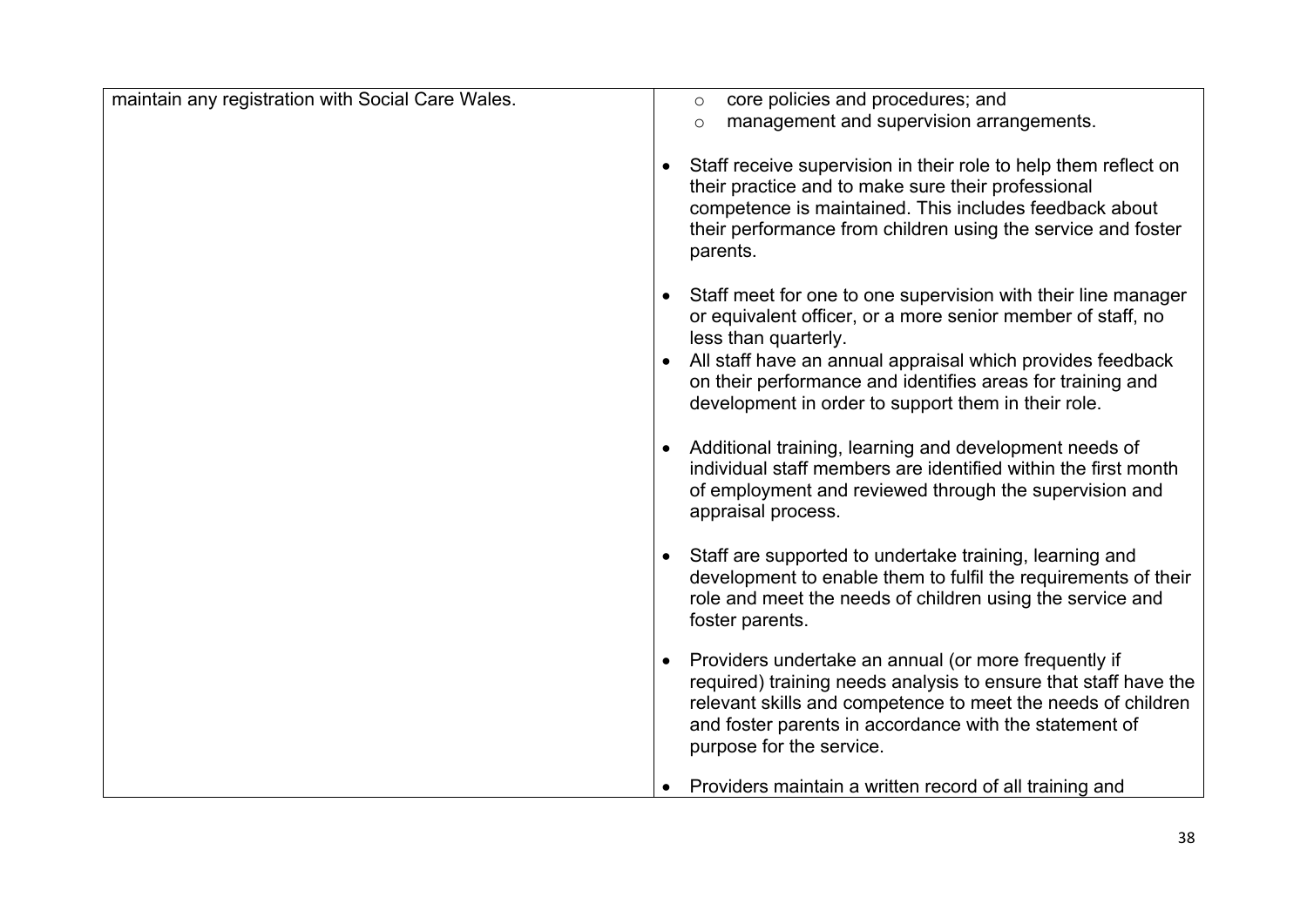| | |
|---|---|
| maintain any registration with Social Care Wales. | ◦ core policies and procedures; and<br>◦ management and supervision arrangements.<br><br>• Staff receive supervision in their role to help them reflect on their practice and to make sure their professional competence is maintained. This includes feedback about their performance from children using the service and foster parents.<br><br>• Staff meet for one to one supervision with their line manager or equivalent officer, or a more senior member of staff, no less than quarterly.<br>• All staff have an annual appraisal which provides feedback on their performance and identifies areas for training and development in order to support them in their role.<br><br>• Additional training, learning and development needs of individual staff members are identified within the first month of employment and reviewed through the supervision and appraisal process.<br><br>• Staff are supported to undertake training, learning and development to enable them to fulfil the requirements of their role and meet the needs of children using the service and foster parents.<br><br>• Providers undertake an annual (or more frequently if required) training needs analysis to ensure that staff have the relevant skills and competence to meet the needs of children and foster parents in accordance with the statement of purpose for the service.<br><br>• Providers maintain a written record of all training and |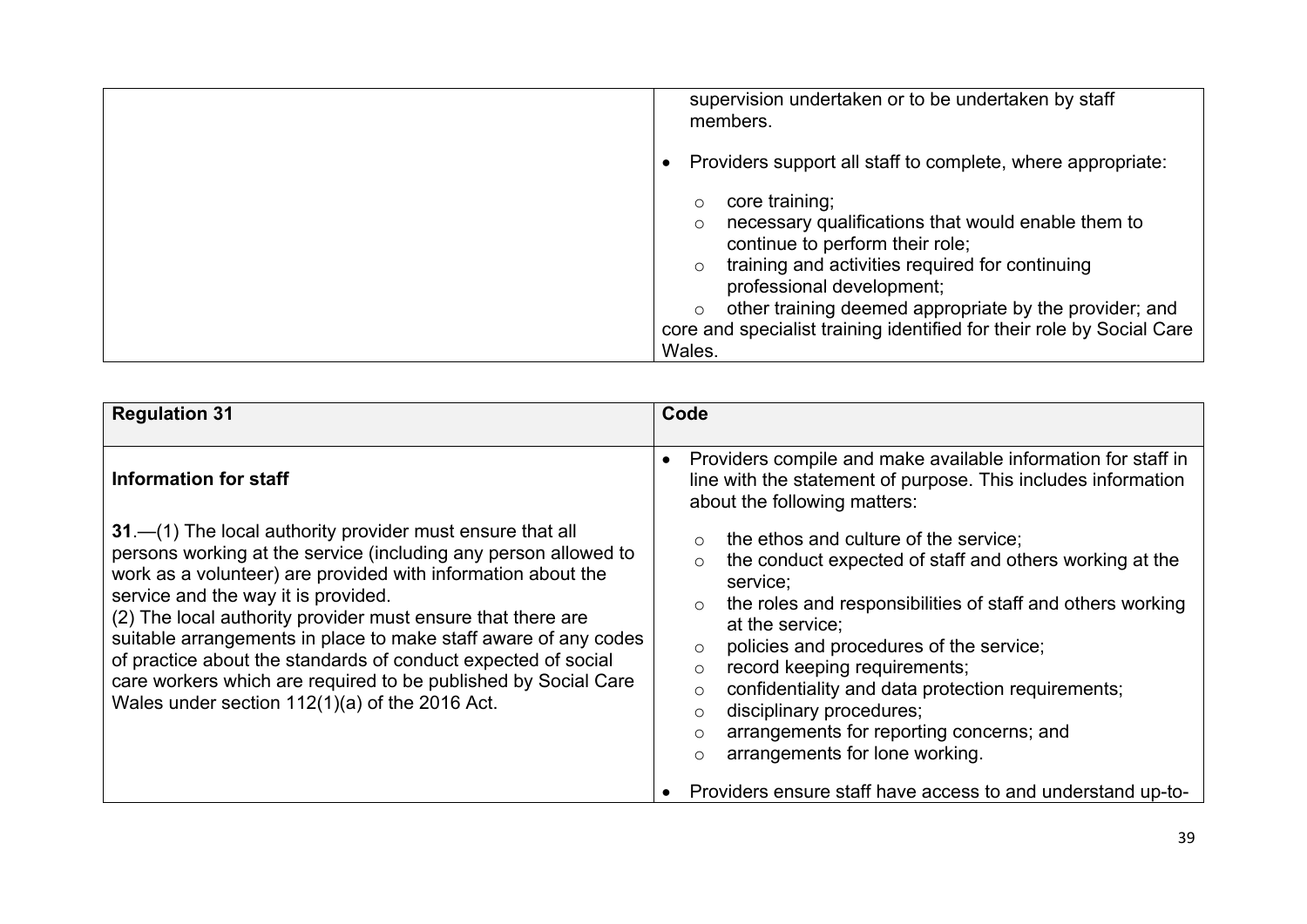| | |
|---|---|
| | supervision undertaken or to be undertaken by staff members.<br><br>• Providers support all staff to complete, where appropriate:<br>  ○ core training;<br>  ○ necessary qualifications that would enable them to continue to perform their role;<br>  ○ training and activities required for continuing professional development;<br>  ○ other training deemed appropriate by the provider; and<br>core and specialist training identified for their role by Social Care Wales. |

| Regulation 31 | Code |
|---|---|
| **Information for staff**<br><br>**31**.—(1) The local authority provider must ensure that all persons working at the service (including any person allowed to work as a volunteer) are provided with information about the service and the way it is provided.<br>(2) The local authority provider must ensure that there are suitable arrangements in place to make staff aware of any codes of practice about the standards of conduct expected of social care workers which are required to be published by Social Care Wales under section 112(1)(a) of the 2016 Act. | • Providers compile and make available information for staff in line with the statement of purpose. This includes information about the following matters:<br>  ○ the ethos and culture of the service;<br>  ○ the conduct expected of staff and others working at the service;<br>  ○ the roles and responsibilities of staff and others working at the service;<br>  ○ policies and procedures of the service;<br>  ○ record keeping requirements;<br>  ○ confidentiality and data protection requirements;<br>  ○ disciplinary procedures;<br>  ○ arrangements for reporting concerns; and<br>  ○ arrangements for lone working.<br><br>• Providers ensure staff have access to and understand up-to- |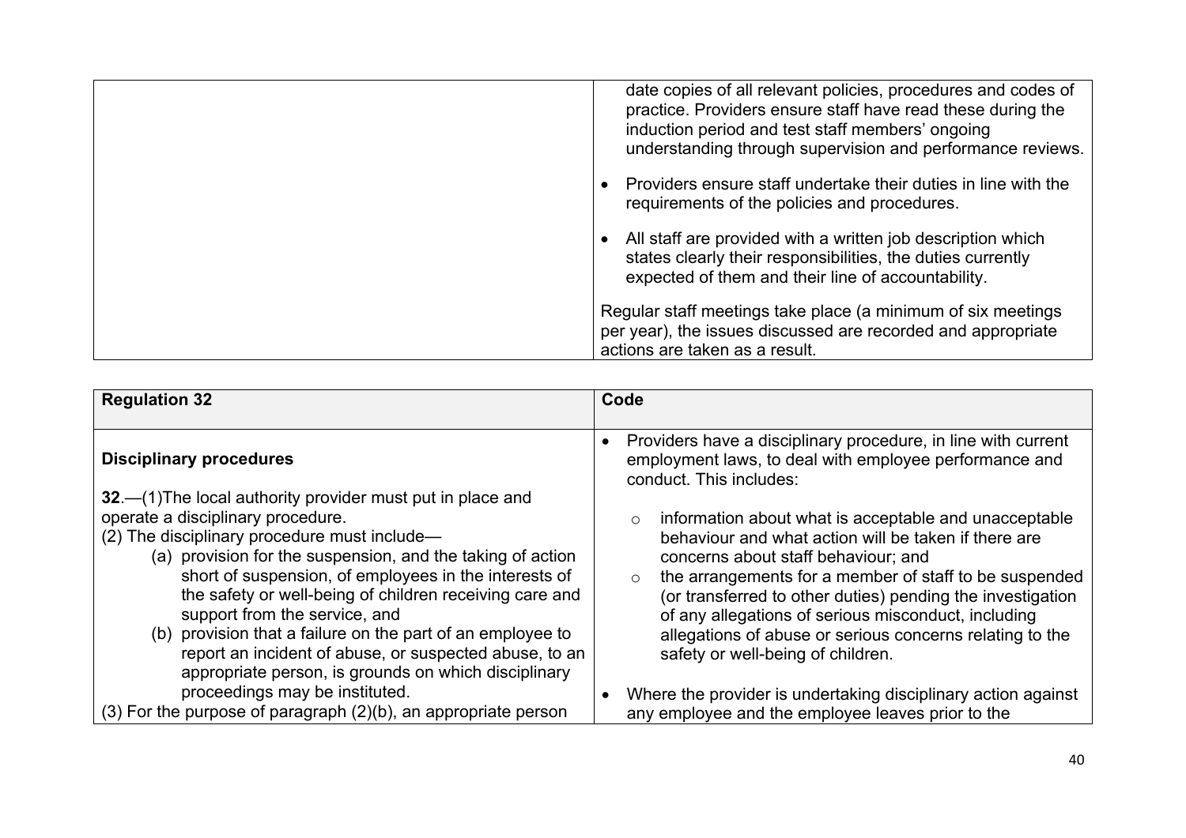| | |
|---|---|
| | date copies of all relevant policies, procedures and codes of practice. Providers ensure staff have read these during the induction period and test staff members' ongoing understanding through supervision and performance reviews.<br><br>• Providers ensure staff undertake their duties in line with the requirements of the policies and procedures.<br><br>• All staff are provided with a written job description which states clearly their responsibilities, the duties currently expected of them and their line of accountability.<br><br>Regular staff meetings take place (a minimum of six meetings per year), the issues discussed are recorded and appropriate actions are taken as a result. |

| Regulation 32 | Code |
|---|---|
| **Disciplinary procedures**<br><br>**32**.—(1)The local authority provider must put in place and operate a disciplinary procedure.<br>(2) The disciplinary procedure must include—<br>(a) provision for the suspension, and the taking of action short of suspension, of employees in the interests of the safety or well-being of children receiving care and support from the service, and<br>(b) provision that a failure on the part of an employee to report an incident of abuse, or suspected abuse, to an appropriate person, is grounds on which disciplinary proceedings may be instituted.<br>(3) For the purpose of paragraph (2)(b), an appropriate person | • Providers have a disciplinary procedure, in line with current employment laws, to deal with employee performance and conduct. This includes:<br><br>◦ information about what is acceptable and unacceptable behaviour and what action will be taken if there are concerns about staff behaviour; and<br>◦ the arrangements for a member of staff to be suspended (or transferred to other duties) pending the investigation of any allegations of serious misconduct, including allegations of abuse or serious concerns relating to the safety or well-being of children.<br><br>• Where the provider is undertaking disciplinary action against any employee and the employee leaves prior to the |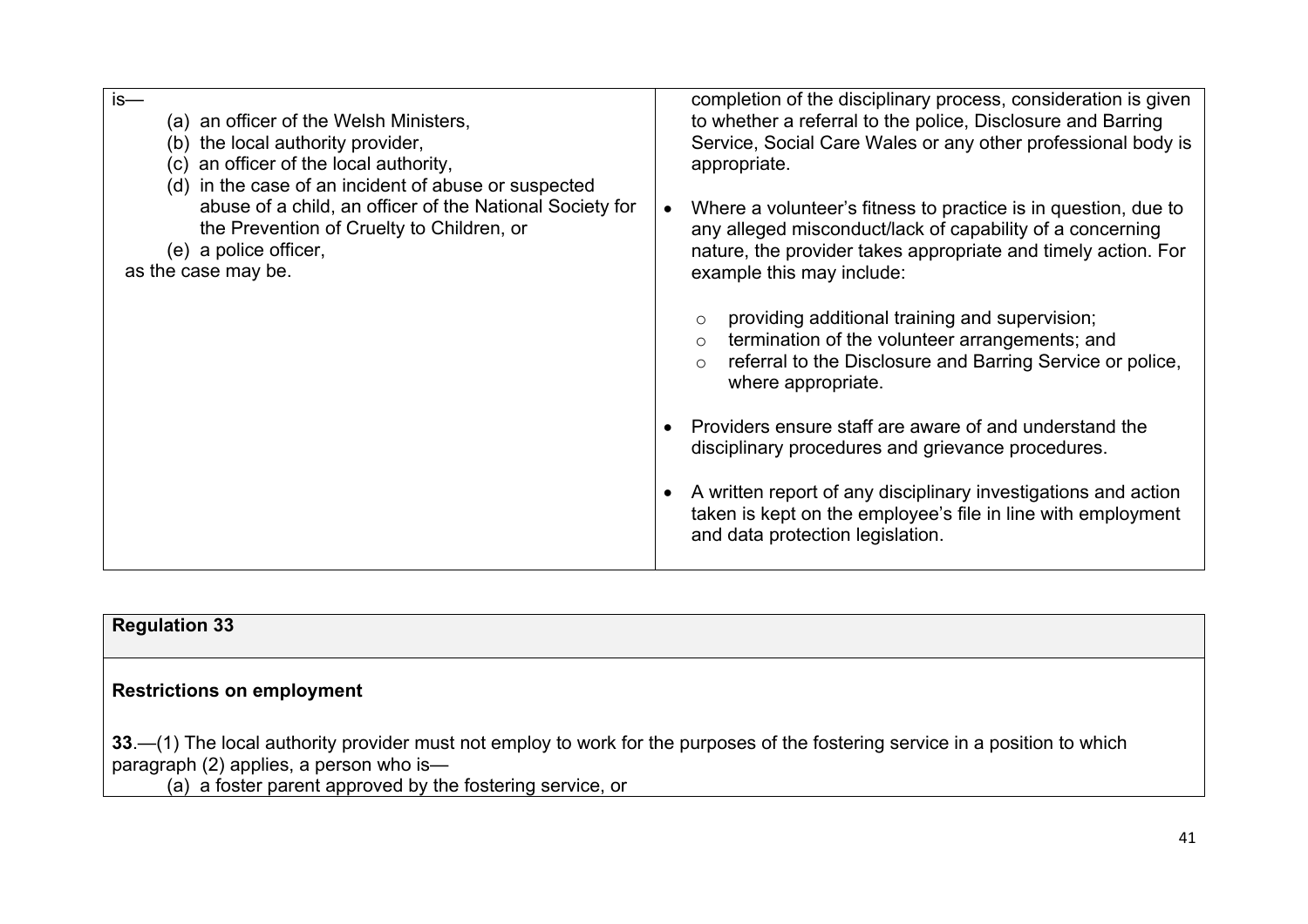| | |
|---|---|
| is—<br>(a) an officer of the Welsh Ministers,<br>(b) the local authority provider,<br>(c) an officer of the local authority,<br>(d) in the case of an incident of abuse or suspected abuse of a child, an officer of the National Society for the Prevention of Cruelty to Children, or<br>(e) a police officer,<br>as the case may be. | completion of the disciplinary process, consideration is given to whether a referral to the police, Disclosure and Barring Service, Social Care Wales or any other professional body is appropriate.<br><br>• Where a volunteer's fitness to practice is in question, due to any alleged misconduct/lack of capability of a concerning nature, the provider takes appropriate and timely action. For example this may include:<br>&nbsp;&nbsp;&nbsp;&nbsp;○ providing additional training and supervision;<br>&nbsp;&nbsp;&nbsp;&nbsp;○ termination of the volunteer arrangements; and<br>&nbsp;&nbsp;&nbsp;&nbsp;○ referral to the Disclosure and Barring Service or police, where appropriate.<br><br>• Providers ensure staff are aware of and understand the disciplinary procedures and grievance procedures.<br><br>• A written report of any disciplinary investigations and action taken is kept on the employee's file in line with employment and data protection legislation. |

| **Regulation 33** |
|---|
| **Restrictions on employment**<br><br>**33**.—(1) The local authority provider must not employ to work for the purposes of the fostering service in a position to which paragraph (2) applies, a person who is—<br>(a) a foster parent approved by the fostering service, or |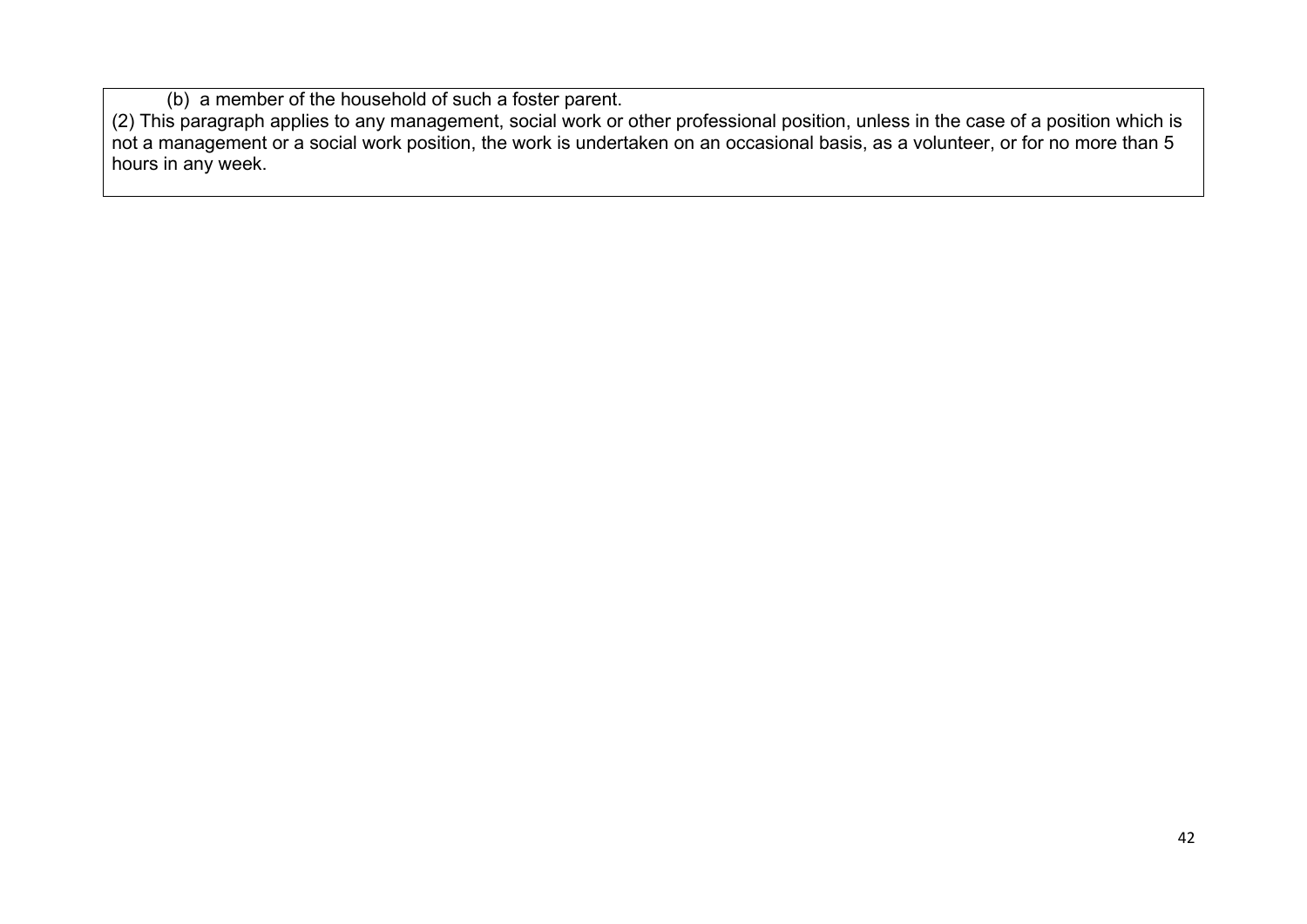(b) a member of the household of such a foster parent.

(2) This paragraph applies to any management, social work or other professional position, unless in the case of a position which is not a management or a social work position, the work is undertaken on an occasional basis, as a volunteer, or for no more than 5 hours in any week.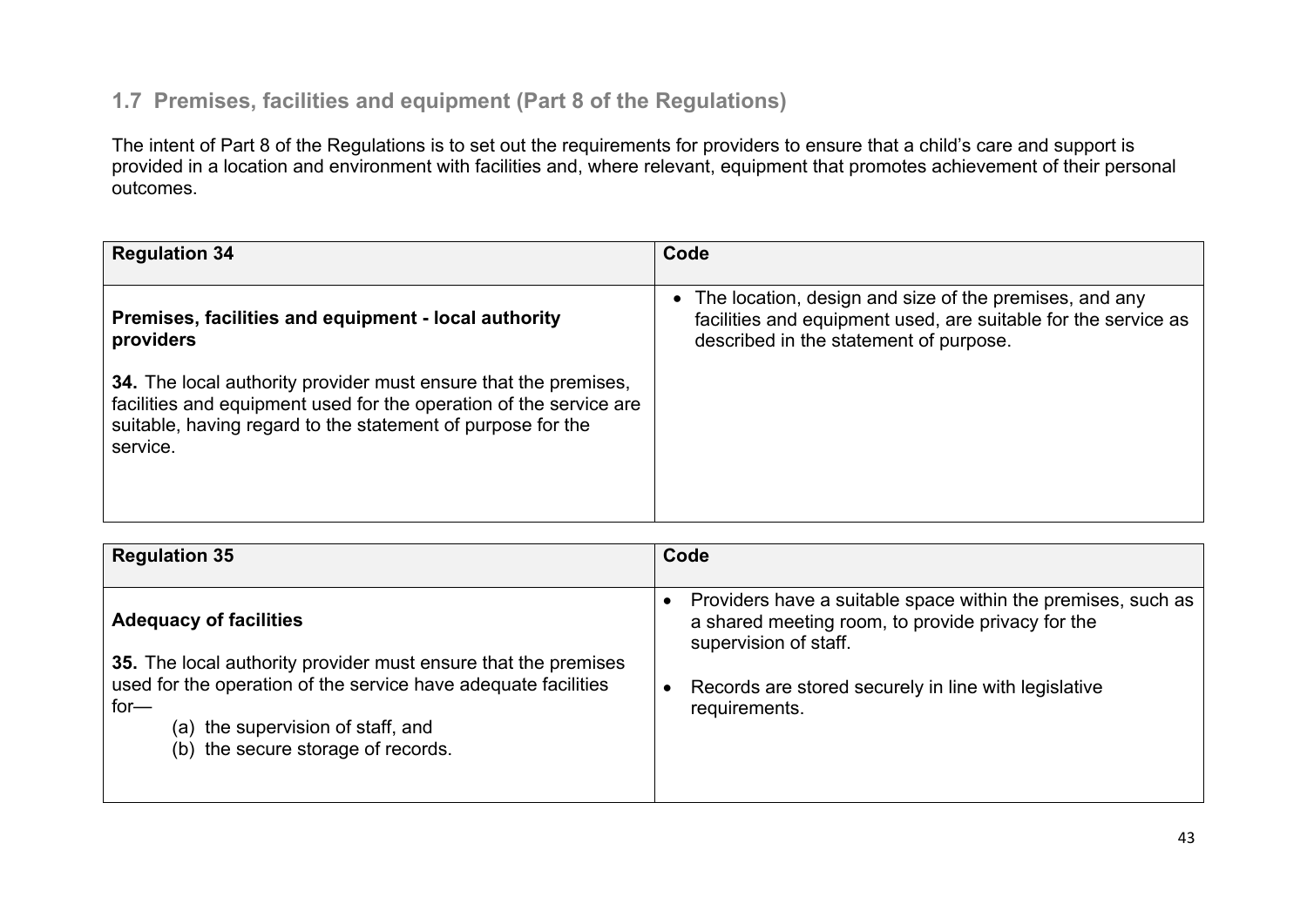## 1.7 Premises, facilities and equipment (Part 8 of the Regulations)

The intent of Part 8 of the Regulations is to set out the requirements for providers to ensure that a child's care and support is provided in a location and environment with facilities and, where relevant, equipment that promotes achievement of their personal outcomes.

| Regulation 34 | Code |
| --- | --- |
| **Premises, facilities and equipment - local authority providers**<br><br>**34.** The local authority provider must ensure that the premises, facilities and equipment used for the operation of the service are suitable, having regard to the statement of purpose for the service. | • The location, design and size of the premises, and any facilities and equipment used, are suitable for the service as described in the statement of purpose. |

| Regulation 35 | Code |
| --- | --- |
| **Adequacy of facilities**<br><br>**35.** The local authority provider must ensure that the premises used for the operation of the service have adequate facilities for—<br>(a) the supervision of staff, and<br>(b) the secure storage of records. | • Providers have a suitable space within the premises, such as a shared meeting room, to provide privacy for the supervision of staff.<br><br>• Records are stored securely in line with legislative requirements. |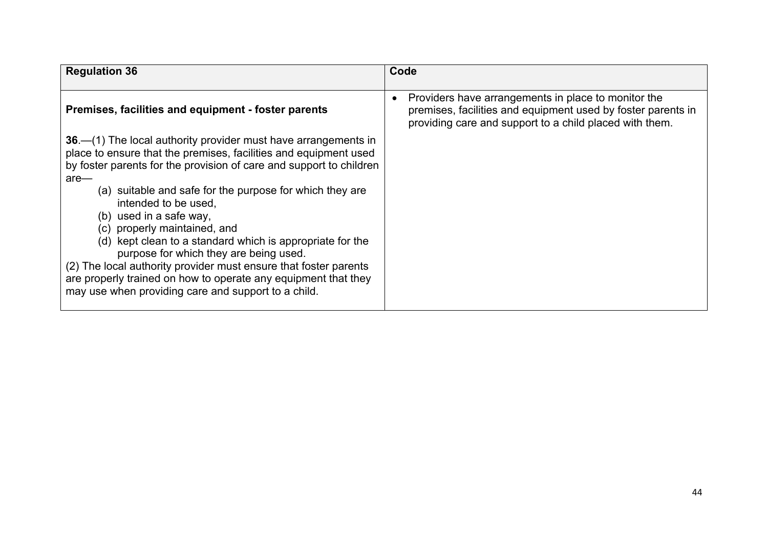| Regulation 36 | Code |
| --- | --- |
| **Premises, facilities and equipment - foster parents**<br><br>**36**.—(1) The local authority provider must have arrangements in place to ensure that the premises, facilities and equipment used by foster parents for the provision of care and support to children are—<br>(a) suitable and safe for the purpose for which they are intended to be used,<br>(b) used in a safe way,<br>(c) properly maintained, and<br>(d) kept clean to a standard which is appropriate for the purpose for which they are being used.<br>(2) The local authority provider must ensure that foster parents are properly trained on how to operate any equipment that they may use when providing care and support to a child. | • Providers have arrangements in place to monitor the premises, facilities and equipment used by foster parents in providing care and support to a child placed with them. |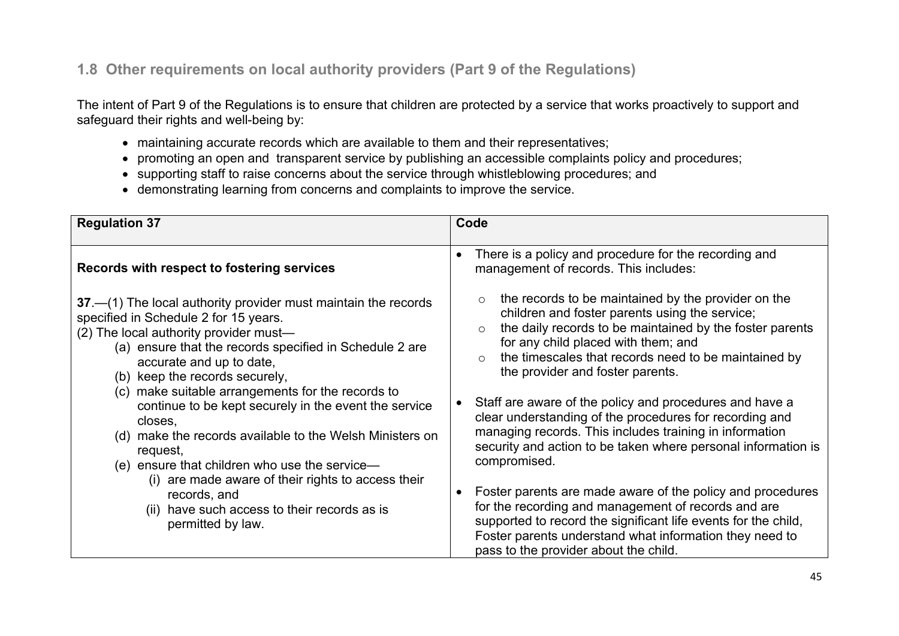## 1.8 Other requirements on local authority providers (Part 9 of the Regulations)

The intent of Part 9 of the Regulations is to ensure that children are protected by a service that works proactively to support and safeguard their rights and well-being by:

- maintaining accurate records which are available to them and their representatives;
- promoting an open and transparent service by publishing an accessible complaints policy and procedures;
- supporting staff to raise concerns about the service through whistleblowing procedures; and
- demonstrating learning from concerns and complaints to improve the service.

| Regulation 37 | Code |
|---|---|
| **Records with respect to fostering services**<br><br>**37**.—(1) The local authority provider must maintain the records specified in Schedule 2 for 15 years.<br>(2) The local authority provider must—<br>(a) ensure that the records specified in Schedule 2 are accurate and up to date,<br>(b) keep the records securely,<br>(c) make suitable arrangements for the records to continue to be kept securely in the event the service closes,<br>(d) make the records available to the Welsh Ministers on request,<br>(e) ensure that children who use the service—<br>(i) are made aware of their rights to access their records, and<br>(ii) have such access to their records as is permitted by law. | • There is a policy and procedure for the recording and management of records. This includes:<br>○ the records to be maintained by the provider on the children and foster parents using the service;<br>○ the daily records to be maintained by the foster parents for any child placed with them; and<br>○ the timescales that records need to be maintained by the provider and foster parents.<br><br>• Staff are aware of the policy and procedures and have a clear understanding of the procedures for recording and managing records. This includes training in information security and action to be taken where personal information is compromised.<br><br>• Foster parents are made aware of the policy and procedures for the recording and management of records and are supported to record the significant life events for the child, Foster parents understand what information they need to pass to the provider about the child. |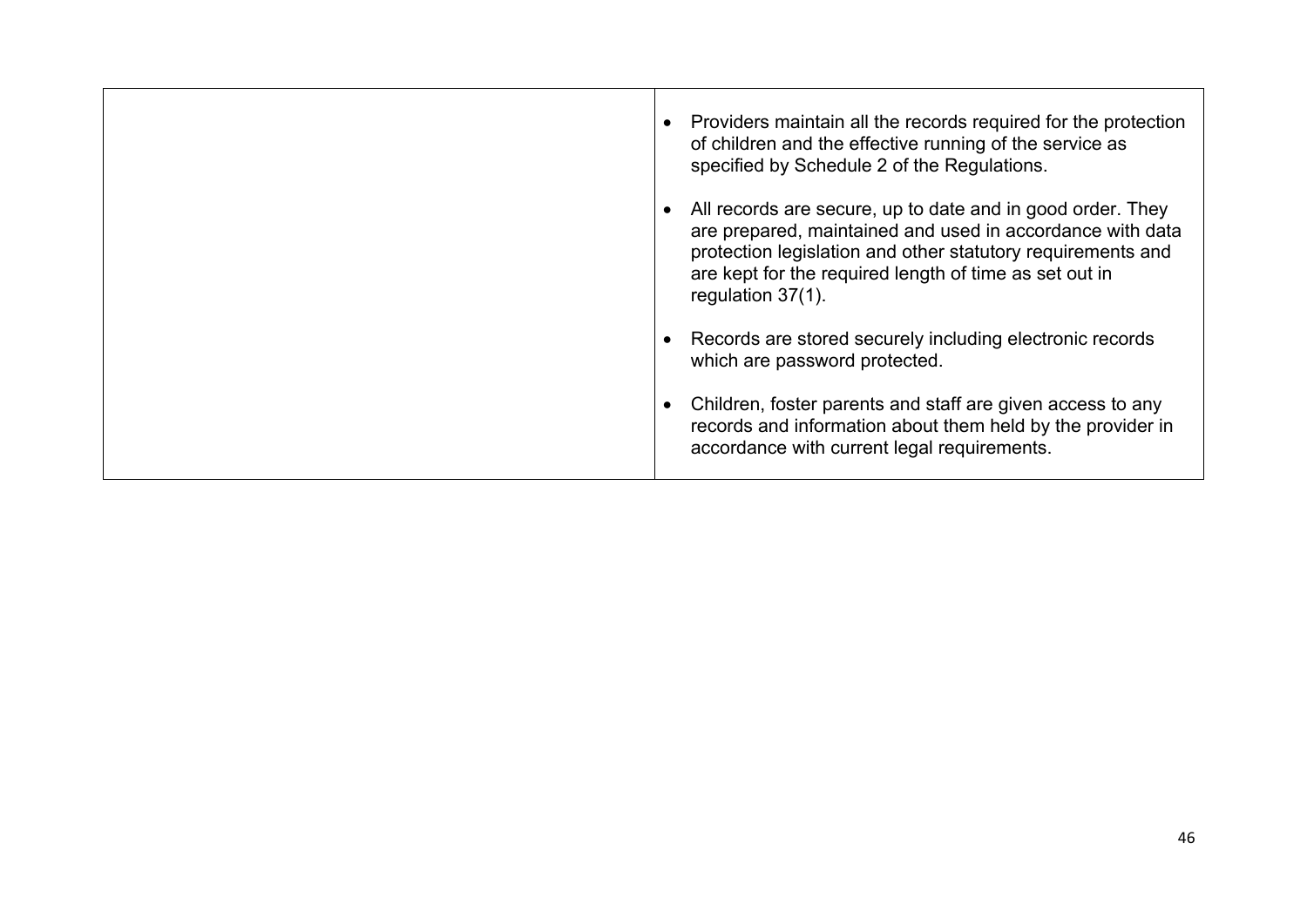| | |
|---|---|
| | • Providers maintain all the records required for the protection of children and the effective running of the service as specified by Schedule 2 of the Regulations.<br><br>• All records are secure, up to date and in good order. They are prepared, maintained and used in accordance with data protection legislation and other statutory requirements and are kept for the required length of time as set out in regulation 37(1).<br><br>• Records are stored securely including electronic records which are password protected.<br><br>• Children, foster parents and staff are given access to any records and information about them held by the provider in accordance with current legal requirements. |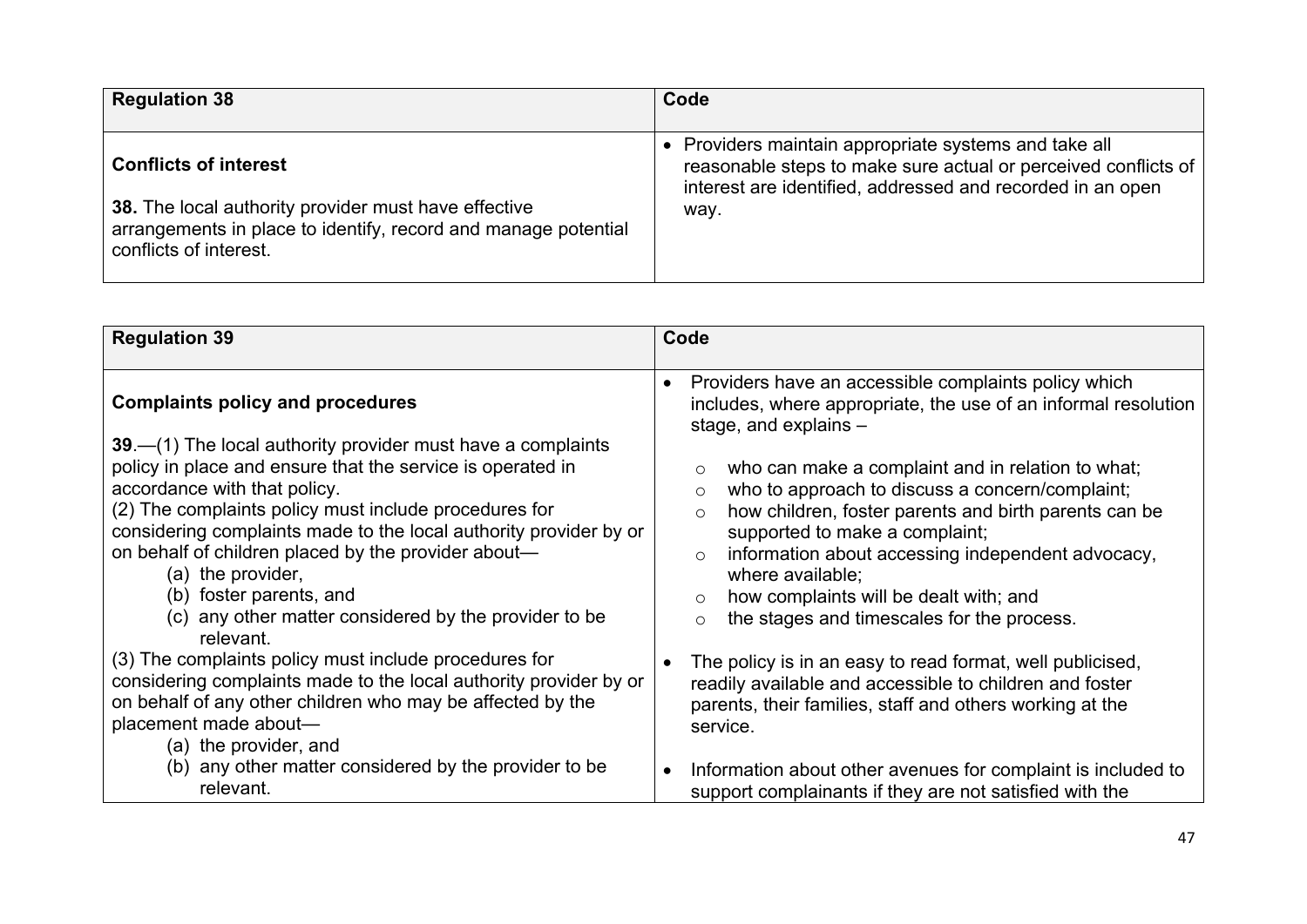| Regulation 38 | Code |
|---|---|
| **Conflicts of interest**<br><br>**38.** The local authority provider must have effective arrangements in place to identify, record and manage potential conflicts of interest. | • Providers maintain appropriate systems and take all reasonable steps to make sure actual or perceived conflicts of interest are identified, addressed and recorded in an open way. |

| Regulation 39 | Code |
|---|---|
| **Complaints policy and procedures**<br><br>**39**.—(1) The local authority provider must have a complaints policy in place and ensure that the service is operated in accordance with that policy.<br>(2) The complaints policy must include procedures for considering complaints made to the local authority provider by or on behalf of children placed by the provider about—<br>(a) the provider,<br>(b) foster parents, and<br>(c) any other matter considered by the provider to be relevant.<br>(3) The complaints policy must include procedures for considering complaints made to the local authority provider by or on behalf of any other children who may be affected by the placement made about—<br>(a) the provider, and<br>(b) any other matter considered by the provider to be relevant. | • Providers have an accessible complaints policy which includes, where appropriate, the use of an informal resolution stage, and explains –<br>○ who can make a complaint and in relation to what;<br>○ who to approach to discuss a concern/complaint;<br>○ how children, foster parents and birth parents can be supported to make a complaint;<br>○ information about accessing independent advocacy, where available;<br>○ how complaints will be dealt with; and<br>○ the stages and timescales for the process.<br><br>• The policy is in an easy to read format, well publicised, readily available and accessible to children and foster parents, their families, staff and others working at the service.<br><br>• Information about other avenues for complaint is included to support complainants if they are not satisfied with the |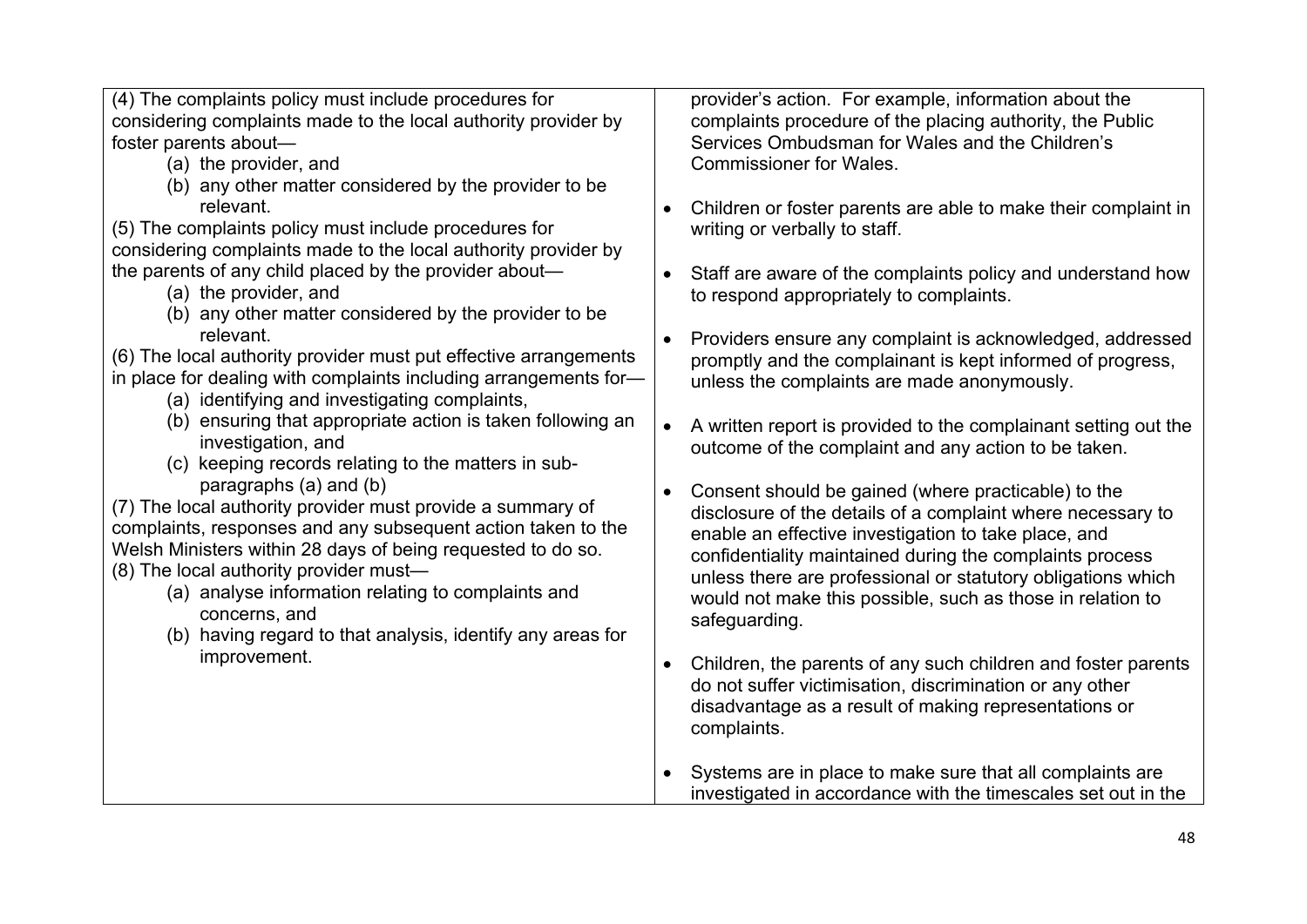| | |
|---|---|
| (4) The complaints policy must include procedures for considering complaints made to the local authority provider by foster parents about—<br>(a) the provider, and<br>(b) any other matter considered by the provider to be relevant.<br>(5) The complaints policy must include procedures for considering complaints made to the local authority provider by the parents of any child placed by the provider about—<br>(a) the provider, and<br>(b) any other matter considered by the provider to be relevant.<br>(6) The local authority provider must put effective arrangements in place for dealing with complaints including arrangements for—<br>(a) identifying and investigating complaints,<br>(b) ensuring that appropriate action is taken following an investigation, and<br>(c) keeping records relating to the matters in sub-paragraphs (a) and (b)<br>(7) The local authority provider must provide a summary of complaints, responses and any subsequent action taken to the Welsh Ministers within 28 days of being requested to do so.<br>(8) The local authority provider must—<br>(a) analyse information relating to complaints and concerns, and<br>(b) having regard to that analysis, identify any areas for improvement. | provider's action. For example, information about the complaints procedure of the placing authority, the Public Services Ombudsman for Wales and the Children's Commissioner for Wales.<br><br>• Children or foster parents are able to make their complaint in writing or verbally to staff.<br><br>• Staff are aware of the complaints policy and understand how to respond appropriately to complaints.<br><br>• Providers ensure any complaint is acknowledged, addressed promptly and the complainant is kept informed of progress, unless the complaints are made anonymously.<br><br>• A written report is provided to the complainant setting out the outcome of the complaint and any action to be taken.<br><br>• Consent should be gained (where practicable) to the disclosure of the details of a complaint where necessary to enable an effective investigation to take place, and confidentiality maintained during the complaints process unless there are professional or statutory obligations which would not make this possible, such as those in relation to safeguarding.<br><br>• Children, the parents of any such children and foster parents do not suffer victimisation, discrimination or any other disadvantage as a result of making representations or complaints.<br><br>• Systems are in place to make sure that all complaints are investigated in accordance with the timescales set out in the |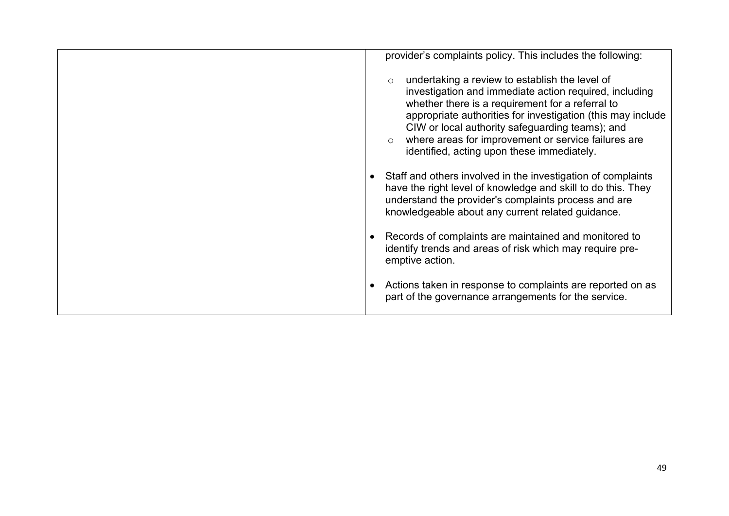| | |
|---|---|
| | provider's complaints policy. This includes the following:<br><br>◦ undertaking a review to establish the level of investigation and immediate action required, including whether there is a requirement for a referral to appropriate authorities for investigation (this may include CIW or local authority safeguarding teams); and<br>◦ where areas for improvement or service failures are identified, acting upon these immediately.<br><br>• Staff and others involved in the investigation of complaints have the right level of knowledge and skill to do this. They understand the provider's complaints process and are knowledgeable about any current related guidance.<br><br>• Records of complaints are maintained and monitored to identify trends and areas of risk which may require pre-emptive action.<br><br>• Actions taken in response to complaints are reported on as part of the governance arrangements for the service. |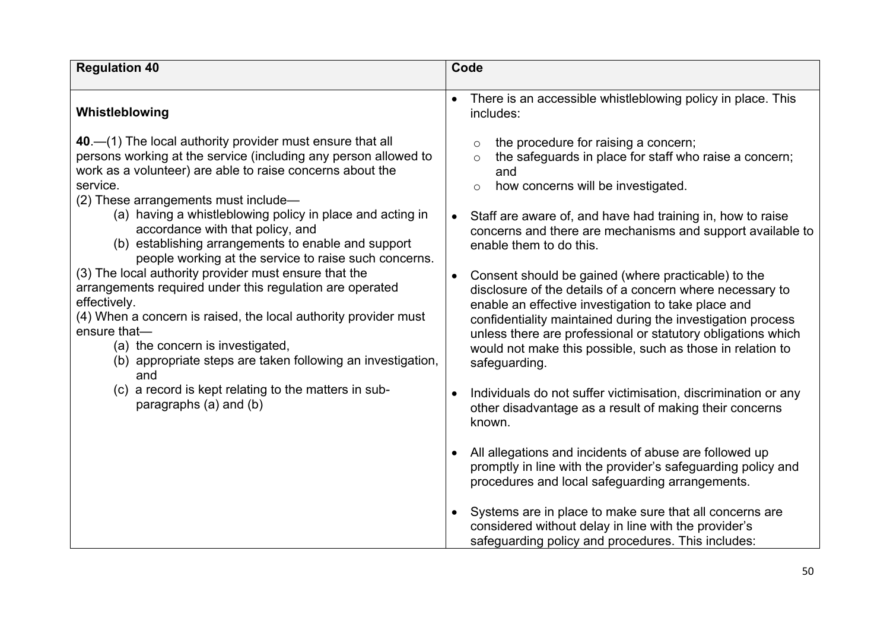| Regulation 40 | Code |
| --- | --- |
| **Whistleblowing**<br><br>**40**.—(1) The local authority provider must ensure that all persons working at the service (including any person allowed to work as a volunteer) are able to raise concerns about the service.<br>(2) These arrangements must include—<br>(a) having a whistleblowing policy in place and acting in accordance with that policy, and<br>(b) establishing arrangements to enable and support people working at the service to raise such concerns.<br>(3) The local authority provider must ensure that the arrangements required under this regulation are operated effectively.<br>(4) When a concern is raised, the local authority provider must ensure that—<br>(a) the concern is investigated,<br>(b) appropriate steps are taken following an investigation, and<br>(c) a record is kept relating to the matters in sub-paragraphs (a) and (b) | • There is an accessible whistleblowing policy in place. This includes:<br>&nbsp;&nbsp;&nbsp;&nbsp;○ the procedure for raising a concern;<br>&nbsp;&nbsp;&nbsp;&nbsp;○ the safeguards in place for staff who raise a concern; and<br>&nbsp;&nbsp;&nbsp;&nbsp;○ how concerns will be investigated.<br><br>• Staff are aware of, and have had training in, how to raise concerns and there are mechanisms and support available to enable them to do this.<br><br>• Consent should be gained (where practicable) to the disclosure of the details of a concern where necessary to enable an effective investigation to take place and confidentiality maintained during the investigation process unless there are professional or statutory obligations which would not make this possible, such as those in relation to safeguarding.<br><br>• Individuals do not suffer victimisation, discrimination or any other disadvantage as a result of making their concerns known.<br><br>• All allegations and incidents of abuse are followed up promptly in line with the provider's safeguarding policy and procedures and local safeguarding arrangements.<br><br>• Systems are in place to make sure that all concerns are considered without delay in line with the provider's safeguarding policy and procedures. This includes: |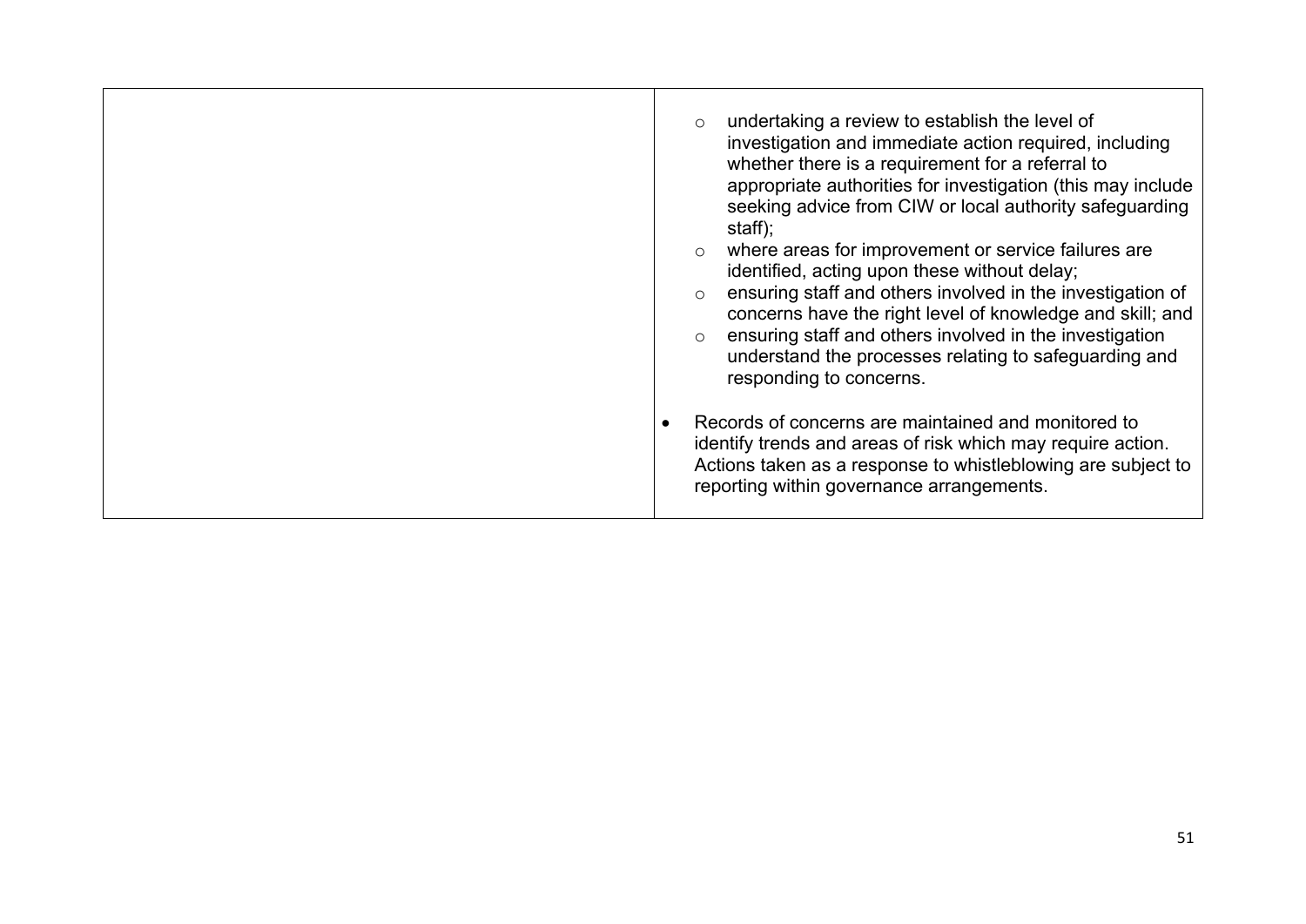| | |
|---|---|
| | <ul><li>undertaking a review to establish the level of investigation and immediate action required, including whether there is a requirement for a referral to appropriate authorities for investigation (this may include seeking advice from CIW or local authority safeguarding staff);</li><li>where areas for improvement or service failures are identified, acting upon these without delay;</li><li>ensuring staff and others involved in the investigation of concerns have the right level of knowledge and skill; and</li><li>ensuring staff and others involved in the investigation understand the processes relating to safeguarding and responding to concerns.</li></ul><ul><li>Records of concerns are maintained and monitored to identify trends and areas of risk which may require action. Actions taken as a response to whistleblowing are subject to reporting within governance arrangements.</li></ul> |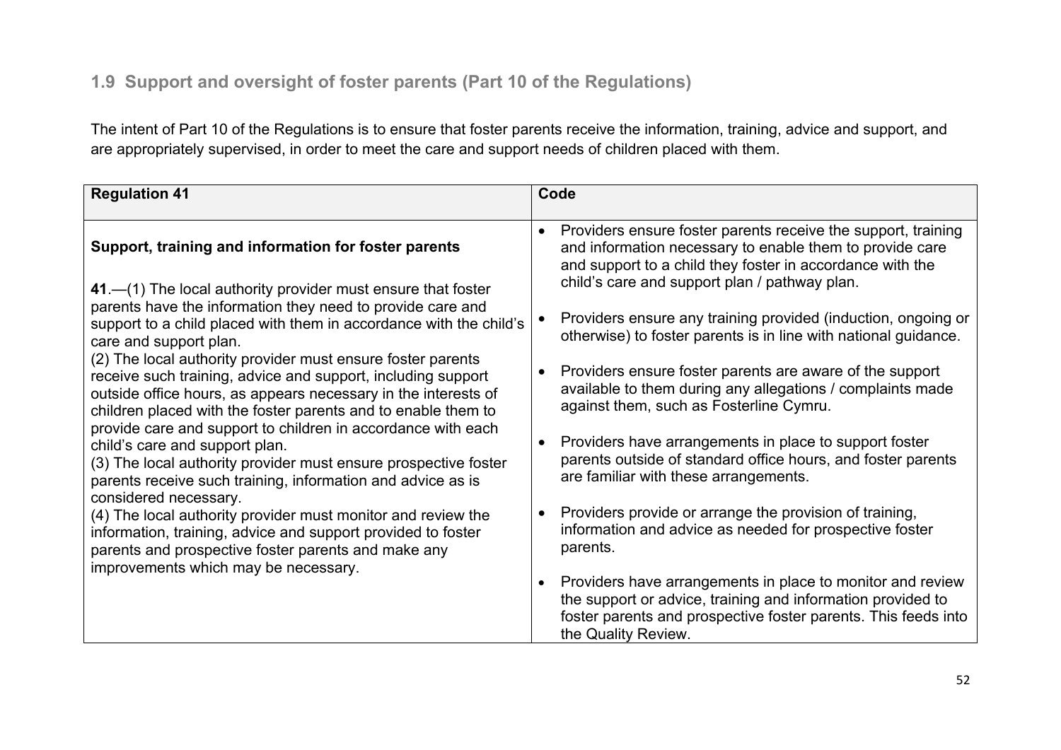## 1.9 Support and oversight of foster parents (Part 10 of the Regulations)

The intent of Part 10 of the Regulations is to ensure that foster parents receive the information, training, advice and support, and are appropriately supervised, in order to meet the care and support needs of children placed with them.

| Regulation 41 | Code |
|---|---|
| **Support, training and information for foster parents**<br><br>**41**.—(1) The local authority provider must ensure that foster parents have the information they need to provide care and support to a child placed with them in accordance with the child's care and support plan.<br>(2) The local authority provider must ensure foster parents receive such training, advice and support, including support outside office hours, as appears necessary in the interests of children placed with the foster parents and to enable them to provide care and support to children in accordance with each child's care and support plan.<br>(3) The local authority provider must ensure prospective foster parents receive such training, information and advice as is considered necessary.<br>(4) The local authority provider must monitor and review the information, training, advice and support provided to foster parents and prospective foster parents and make any improvements which may be necessary. | • Providers ensure foster parents receive the support, training and information necessary to enable them to provide care and support to a child they foster in accordance with the child's care and support plan / pathway plan.<br><br>• Providers ensure any training provided (induction, ongoing or otherwise) to foster parents is in line with national guidance.<br><br>• Providers ensure foster parents are aware of the support available to them during any allegations / complaints made against them, such as Fosterline Cymru.<br><br>• Providers have arrangements in place to support foster parents outside of standard office hours, and foster parents are familiar with these arrangements.<br><br>• Providers provide or arrange the provision of training, information and advice as needed for prospective foster parents.<br><br>• Providers have arrangements in place to monitor and review the support or advice, training and information provided to foster parents and prospective foster parents. This feeds into the Quality Review. |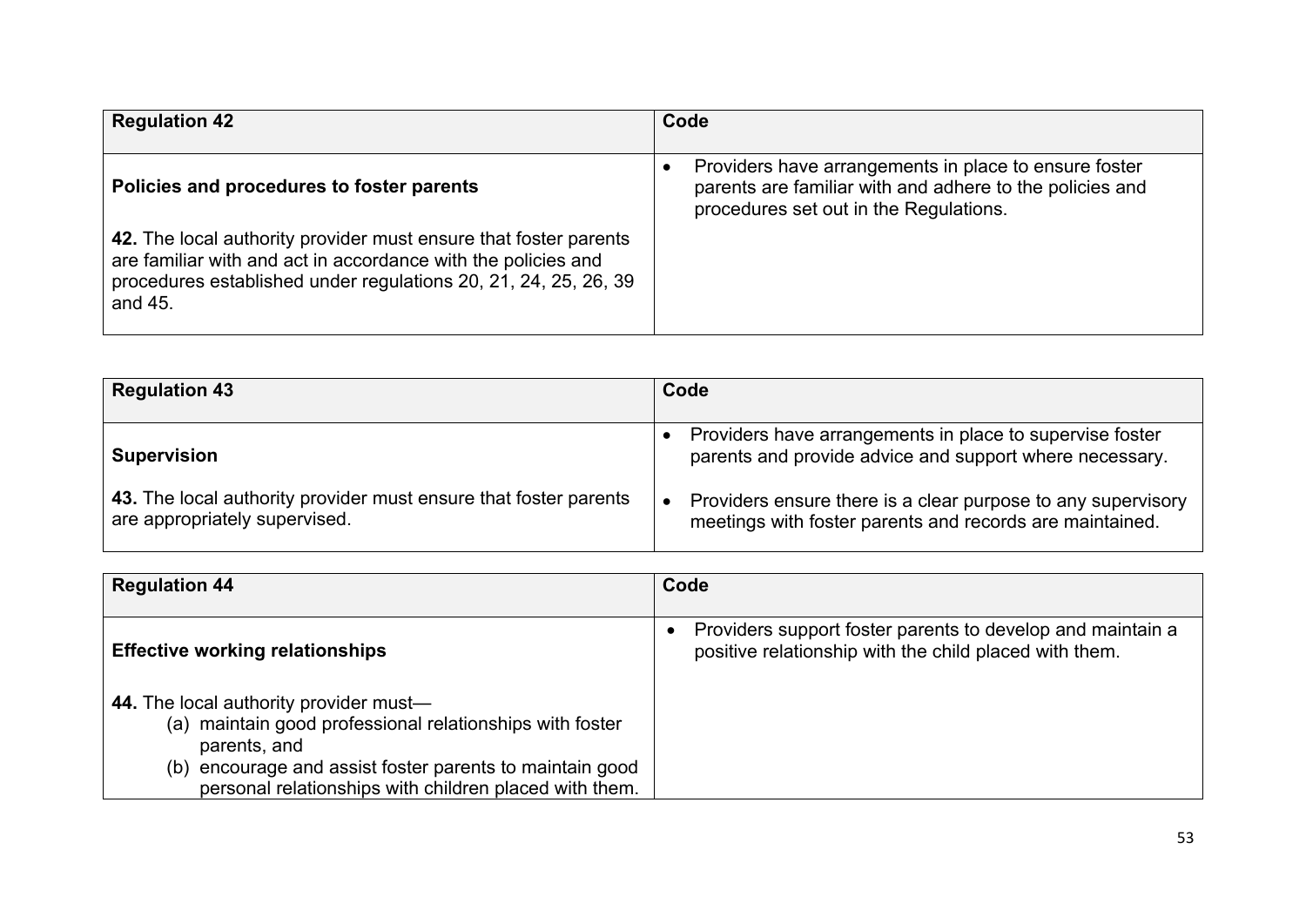| Regulation 42 | Code |
|---|---|
| **Policies and procedures to foster parents**<br><br>**42.** The local authority provider must ensure that foster parents are familiar with and act in accordance with the policies and procedures established under regulations 20, 21, 24, 25, 26, 39 and 45. | • Providers have arrangements in place to ensure foster parents are familiar with and adhere to the policies and procedures set out in the Regulations. |

| Regulation 43 | Code |
|---|---|
| **Supervision**<br><br>**43.** The local authority provider must ensure that foster parents are appropriately supervised. | • Providers have arrangements in place to supervise foster parents and provide advice and support where necessary.<br>• Providers ensure there is a clear purpose to any supervisory meetings with foster parents and records are maintained. |

| Regulation 44 | Code |
|---|---|
| **Effective working relationships**<br><br>**44.** The local authority provider must—<br>(a) maintain good professional relationships with foster parents, and<br>(b) encourage and assist foster parents to maintain good personal relationships with children placed with them. | • Providers support foster parents to develop and maintain a positive relationship with the child placed with them. |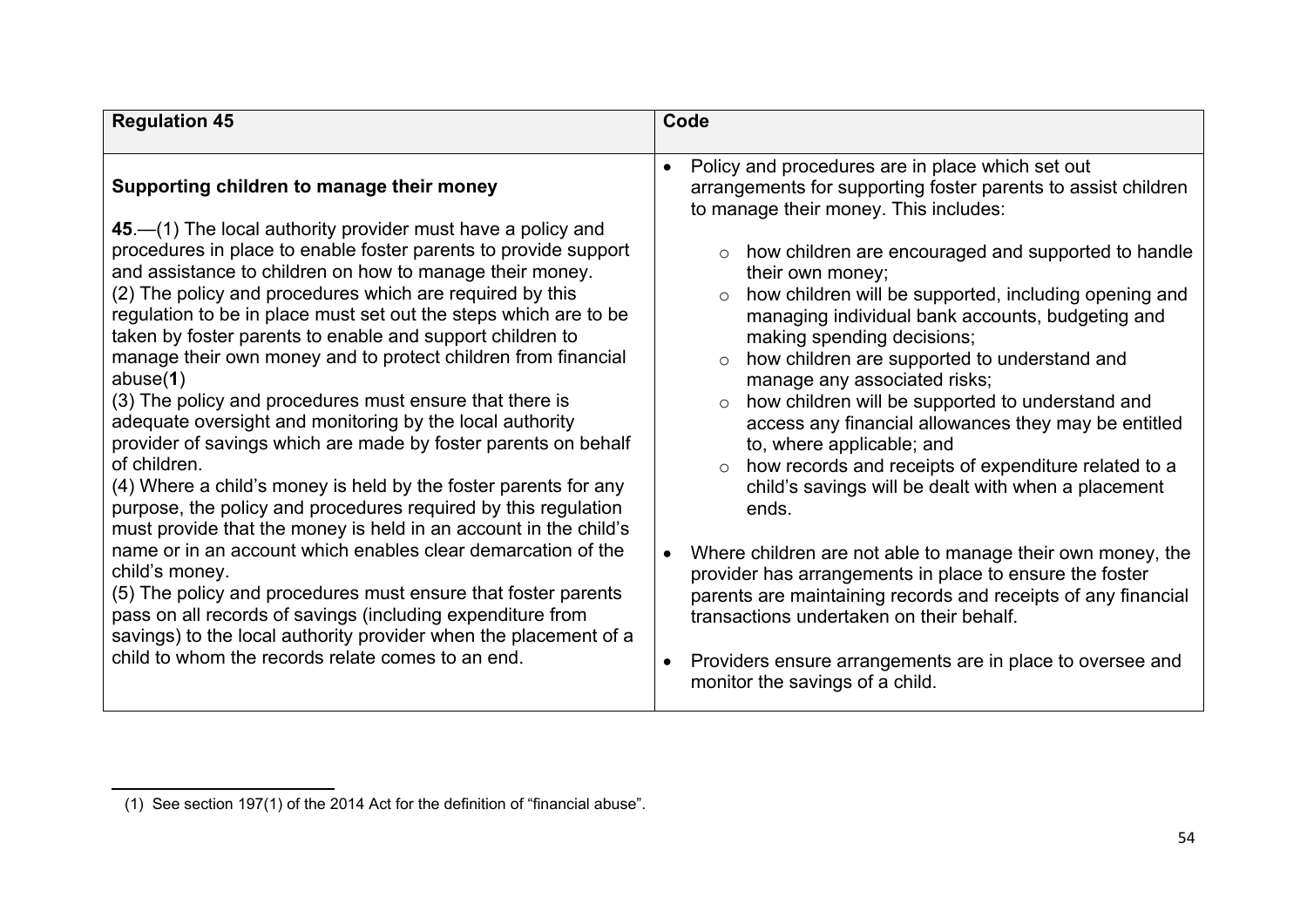| Regulation 45 | Code |
|---|---|
| **Supporting children to manage their money**<br><br>**45**.—(1) The local authority provider must have a policy and procedures in place to enable foster parents to provide support and assistance to children on how to manage their money.<br>(2) The policy and procedures which are required by this regulation to be in place must set out the steps which are to be taken by foster parents to enable and support children to manage their own money and to protect children from financial abuse(**1**)<br>(3) The policy and procedures must ensure that there is adequate oversight and monitoring by the local authority provider of savings which are made by foster parents on behalf of children.<br>(4) Where a child's money is held by the foster parents for any purpose, the policy and procedures required by this regulation must provide that the money is held in an account in the child's name or in an account which enables clear demarcation of the child's money.<br>(5) The policy and procedures must ensure that foster parents pass on all records of savings (including expenditure from savings) to the local authority provider when the placement of a child to whom the records relate comes to an end. | • Policy and procedures are in place which set out arrangements for supporting foster parents to assist children to manage their money. This includes:<br>&nbsp;&nbsp;&nbsp;&nbsp;○ how children are encouraged and supported to handle their own money;<br>&nbsp;&nbsp;&nbsp;&nbsp;○ how children will be supported, including opening and managing individual bank accounts, budgeting and making spending decisions;<br>&nbsp;&nbsp;&nbsp;&nbsp;○ how children are supported to understand and manage any associated risks;<br>&nbsp;&nbsp;&nbsp;&nbsp;○ how children will be supported to understand and access any financial allowances they may be entitled to, where applicable; and<br>&nbsp;&nbsp;&nbsp;&nbsp;○ how records and receipts of expenditure related to a child's savings will be dealt with when a placement ends.<br><br>• Where children are not able to manage their own money, the provider has arrangements in place to ensure the foster parents are maintaining records and receipts of any financial transactions undertaken on their behalf.<br><br>• Providers ensure arrangements are in place to oversee and monitor the savings of a child. |

(1) See section 197(1) of the 2014 Act for the definition of "financial abuse".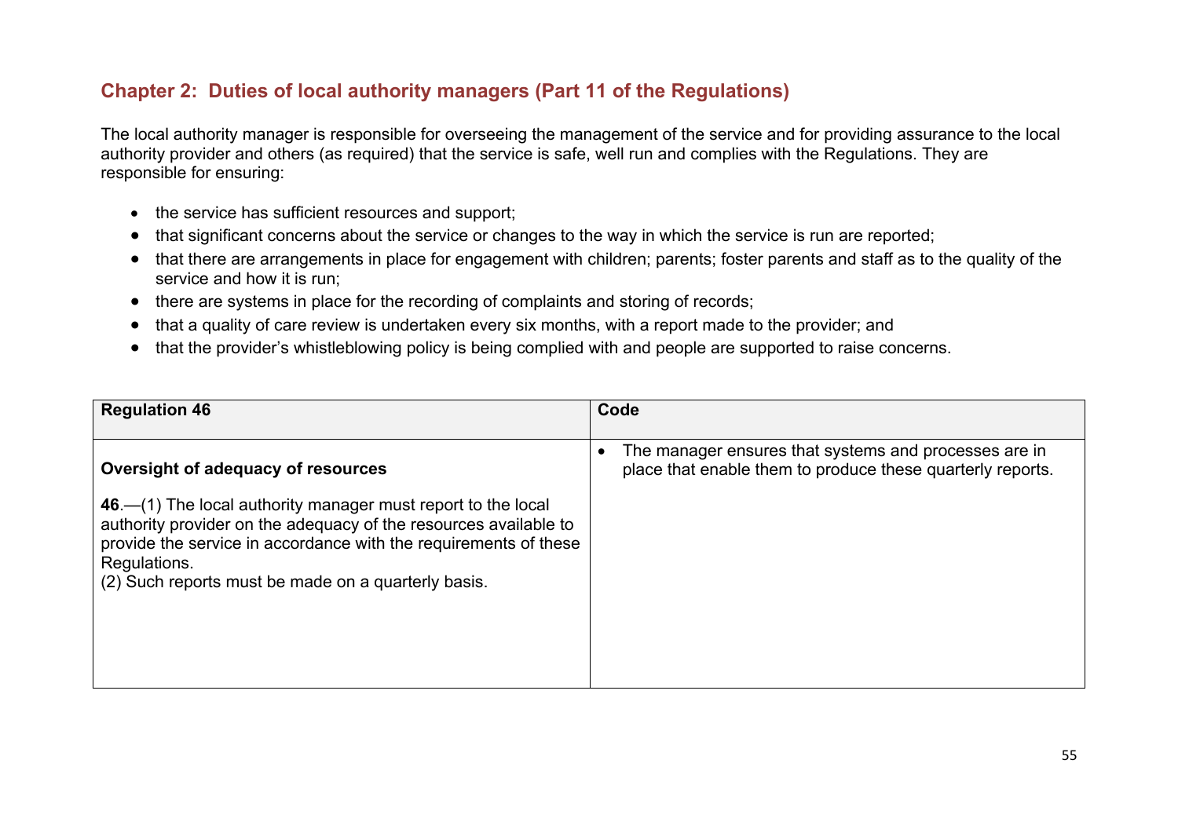## Chapter 2: Duties of local authority managers (Part 11 of the Regulations)

The local authority manager is responsible for overseeing the management of the service and for providing assurance to the local authority provider and others (as required) that the service is safe, well run and complies with the Regulations. They are responsible for ensuring:

- the service has sufficient resources and support;
- that significant concerns about the service or changes to the way in which the service is run are reported;
- that there are arrangements in place for engagement with children; parents; foster parents and staff as to the quality of the service and how it is run;
- there are systems in place for the recording of complaints and storing of records;
- that a quality of care review is undertaken every six months, with a report made to the provider; and
- that the provider's whistleblowing policy is being complied with and people are supported to raise concerns.

| Regulation 46 | Code |
|---|---|
| **Oversight of adequacy of resources**<br><br>**46**.—(1) The local authority manager must report to the local authority provider on the adequacy of the resources available to provide the service in accordance with the requirements of these Regulations.<br>(2) Such reports must be made on a quarterly basis. | • The manager ensures that systems and processes are in place that enable them to produce these quarterly reports. |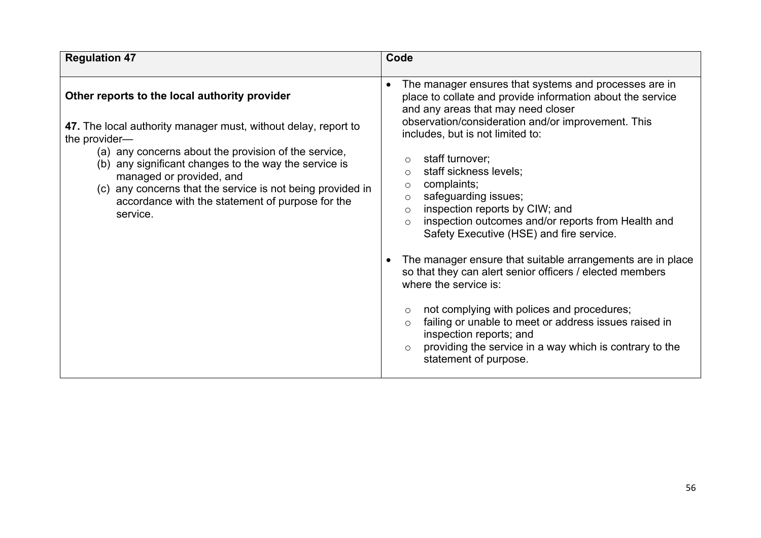| Regulation 47 | Code |
|---|---|
| **Other reports to the local authority provider**<br><br>**47.** The local authority manager must, without delay, report to the provider—<br>(a) any concerns about the provision of the service,<br>(b) any significant changes to the way the service is managed or provided, and<br>(c) any concerns that the service is not being provided in accordance with the statement of purpose for the service. | • The manager ensures that systems and processes are in place to collate and provide information about the service and any areas that may need closer observation/consideration and/or improvement. This includes, but is not limited to:<br><br>○ staff turnover;<br>○ staff sickness levels;<br>○ complaints;<br>○ safeguarding issues;<br>○ inspection reports by CIW; and<br>○ inspection outcomes and/or reports from Health and Safety Executive (HSE) and fire service.<br><br>• The manager ensure that suitable arrangements are in place so that they can alert senior officers / elected members where the service is:<br><br>○ not complying with polices and procedures;<br>○ failing or unable to meet or address issues raised in inspection reports; and<br>○ providing the service in a way which is contrary to the statement of purpose. |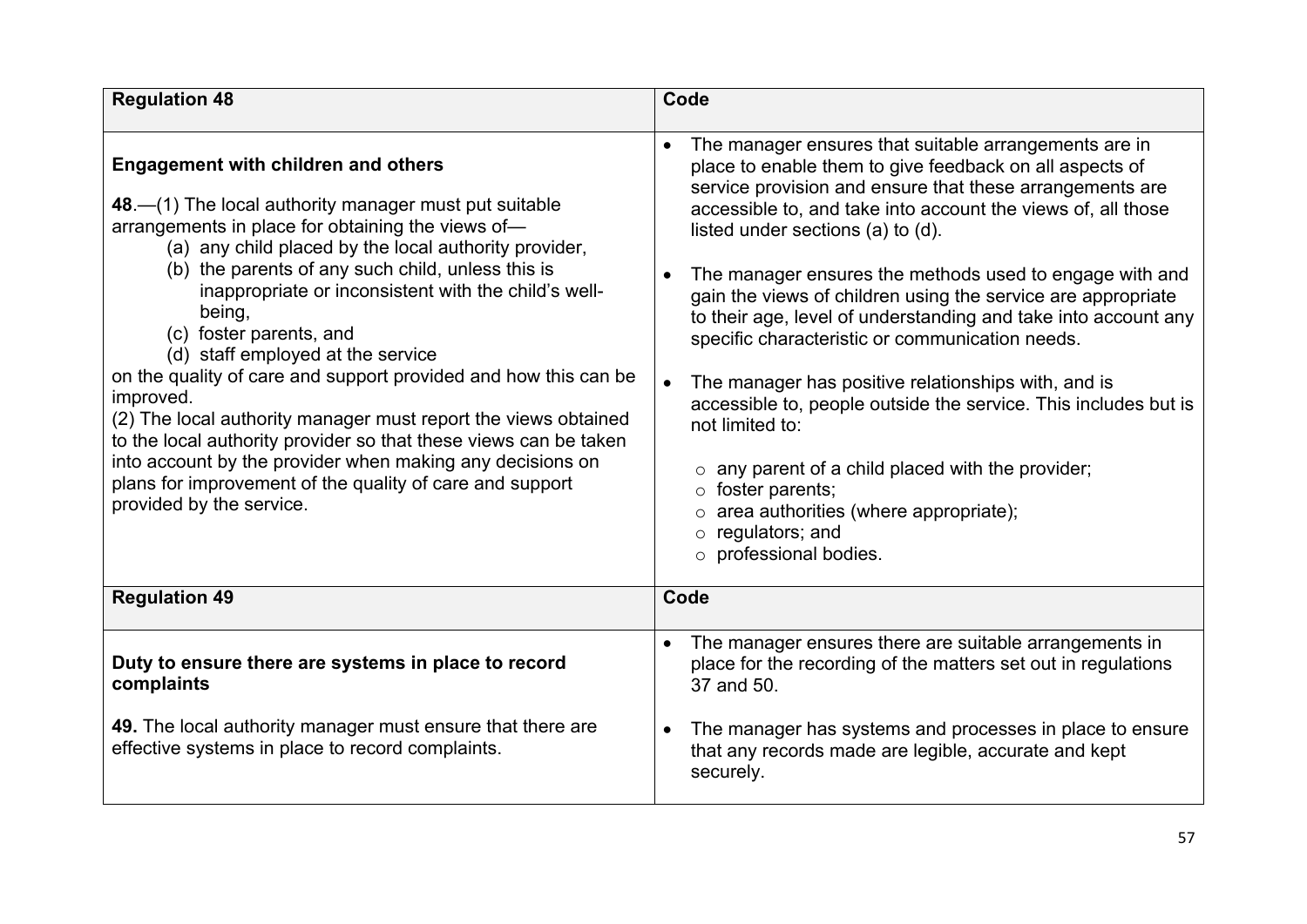| Regulation 48 | Code |
| --- | --- |
| **Engagement with children and others**<br><br>**48**.—(1) The local authority manager must put suitable arrangements in place for obtaining the views of—<br>(a) any child placed by the local authority provider,<br>(b) the parents of any such child, unless this is inappropriate or inconsistent with the child's well-being,<br>(c) foster parents, and<br>(d) staff employed at the service<br>on the quality of care and support provided and how this can be improved.<br>(2) The local authority manager must report the views obtained to the local authority provider so that these views can be taken into account by the provider when making any decisions on plans for improvement of the quality of care and support provided by the service. | • The manager ensures that suitable arrangements are in place to enable them to give feedback on all aspects of service provision and ensure that these arrangements are accessible to, and take into account the views of, all those listed under sections (a) to (d).<br><br>• The manager ensures the methods used to engage with and gain the views of children using the service are appropriate to their age, level of understanding and take into account any specific characteristic or communication needs.<br><br>• The manager has positive relationships with, and is accessible to, people outside the service. This includes but is not limited to:<br><br>○ any parent of a child placed with the provider;<br>○ foster parents;<br>○ area authorities (where appropriate);<br>○ regulators; and<br>○ professional bodies. |
| **Regulation 49** | **Code** |
| **Duty to ensure there are systems in place to record complaints**<br><br>**49.** The local authority manager must ensure that there are effective systems in place to record complaints. | • The manager ensures there are suitable arrangements in place for the recording of the matters set out in regulations 37 and 50.<br><br>• The manager has systems and processes in place to ensure that any records made are legible, accurate and kept securely. |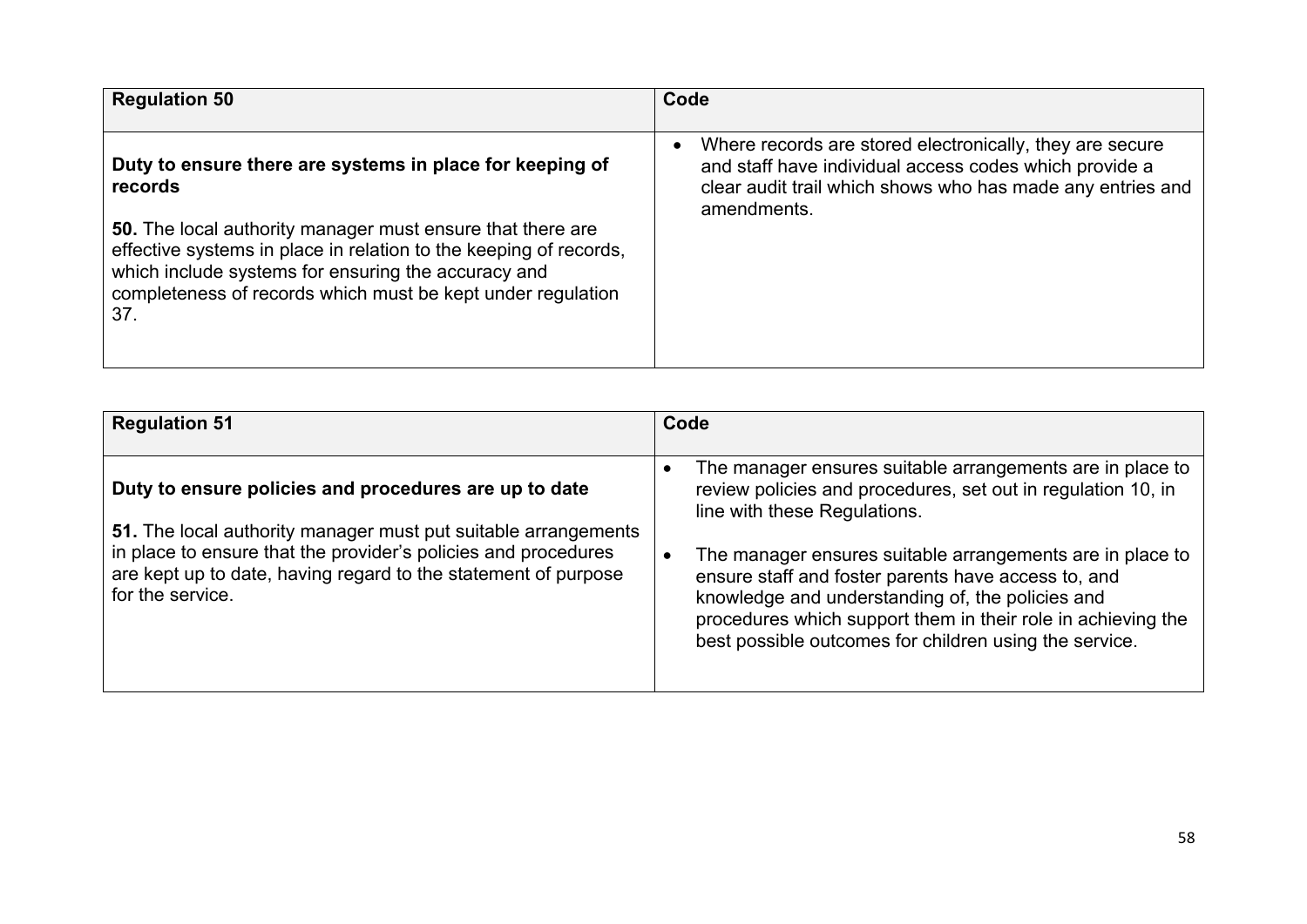| Regulation 50 | Code |
|---|---|
| **Duty to ensure there are systems in place for keeping of records**<br><br>**50.** The local authority manager must ensure that there are effective systems in place in relation to the keeping of records, which include systems for ensuring the accuracy and completeness of records which must be kept under regulation 37. | • Where records are stored electronically, they are secure and staff have individual access codes which provide a clear audit trail which shows who has made any entries and amendments. |

| Regulation 51 | Code |
|---|---|
| **Duty to ensure policies and procedures are up to date**<br><br>**51.** The local authority manager must put suitable arrangements in place to ensure that the provider's policies and procedures are kept up to date, having regard to the statement of purpose for the service. | • The manager ensures suitable arrangements are in place to review policies and procedures, set out in regulation 10, in line with these Regulations.<br><br>• The manager ensures suitable arrangements are in place to ensure staff and foster parents have access to, and knowledge and understanding of, the policies and procedures which support them in their role in achieving the best possible outcomes for children using the service. |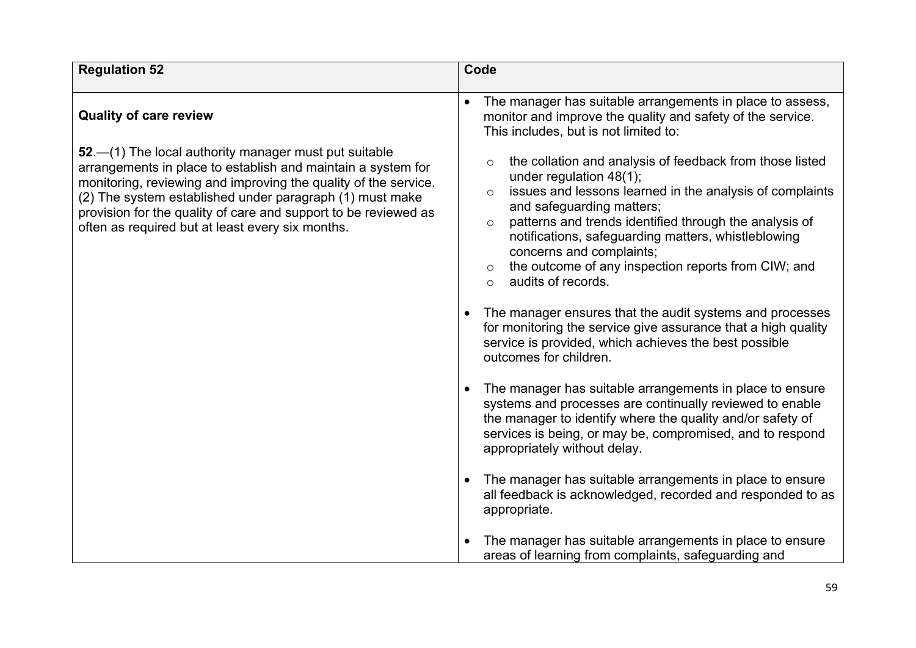| Regulation 52 | Code |
| --- | --- |
| **Quality of care review**<br><br>**52**.—(1) The local authority manager must put suitable arrangements in place to establish and maintain a system for monitoring, reviewing and improving the quality of the service.<br>(2) The system established under paragraph (1) must make provision for the quality of care and support to be reviewed as often as required but at least every six months. | • The manager has suitable arrangements in place to assess, monitor and improve the quality and safety of the service. This includes, but is not limited to:<br>&nbsp;&nbsp;&nbsp;&nbsp;○ the collation and analysis of feedback from those listed under regulation 48(1);<br>&nbsp;&nbsp;&nbsp;&nbsp;○ issues and lessons learned in the analysis of complaints and safeguarding matters;<br>&nbsp;&nbsp;&nbsp;&nbsp;○ patterns and trends identified through the analysis of notifications, safeguarding matters, whistleblowing concerns and complaints;<br>&nbsp;&nbsp;&nbsp;&nbsp;○ the outcome of any inspection reports from CIW; and<br>&nbsp;&nbsp;&nbsp;&nbsp;○ audits of records.<br><br>• The manager ensures that the audit systems and processes for monitoring the service give assurance that a high quality service is provided, which achieves the best possible outcomes for children.<br><br>• The manager has suitable arrangements in place to ensure systems and processes are continually reviewed to enable the manager to identify where the quality and/or safety of services is being, or may be, compromised, and to respond appropriately without delay.<br><br>• The manager has suitable arrangements in place to ensure all feedback is acknowledged, recorded and responded to as appropriate.<br><br>• The manager has suitable arrangements in place to ensure areas of learning from complaints, safeguarding and |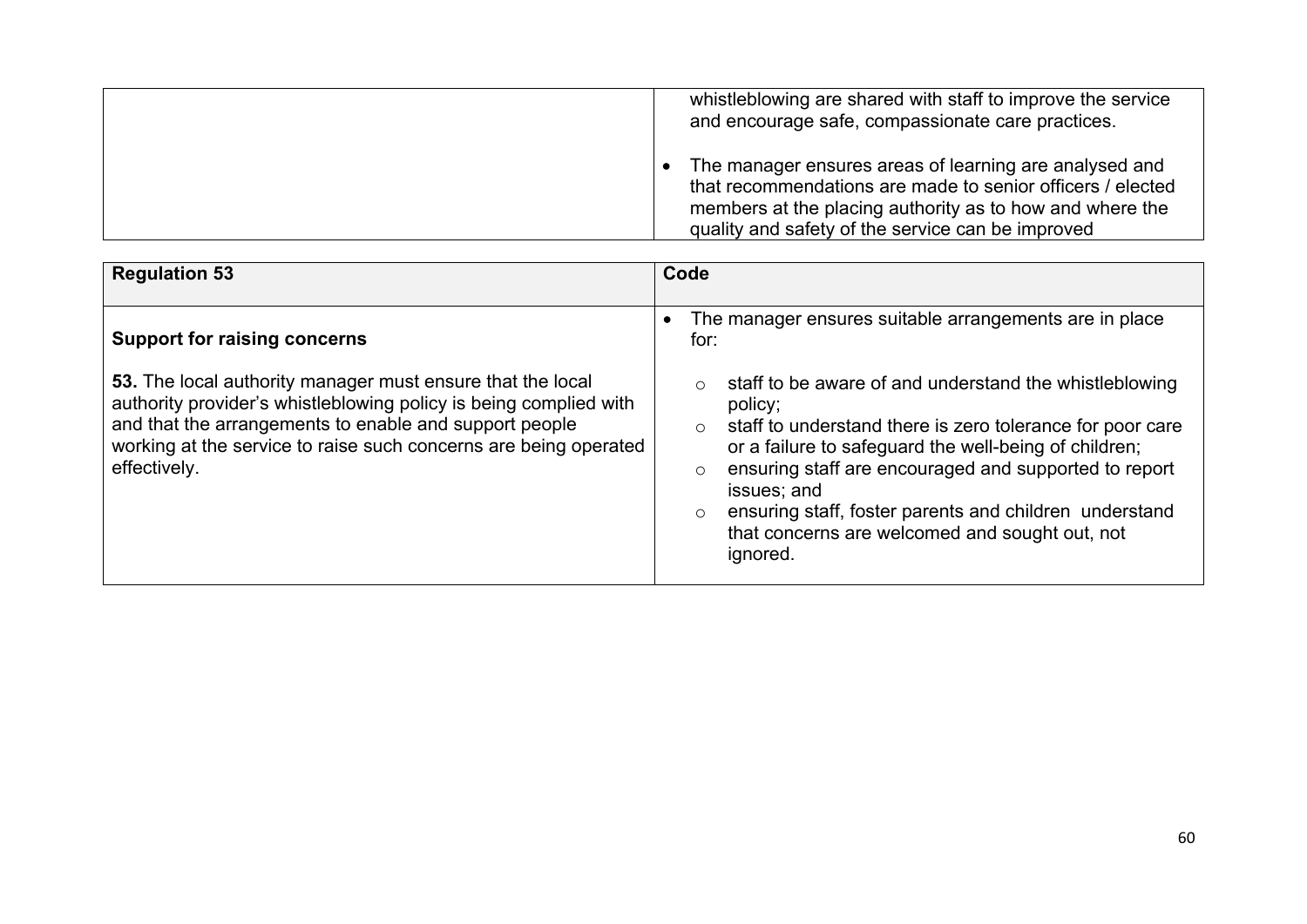| | |
|---|---|
| | whistleblowing are shared with staff to improve the service and encourage safe, compassionate care practices.<br><br>• The manager ensures areas of learning are analysed and that recommendations are made to senior officers / elected members at the placing authority as to how and where the quality and safety of the service can be improved |

| Regulation 53 | Code |
|---|---|
| **Support for raising concerns**<br><br>**53.** The local authority manager must ensure that the local authority provider's whistleblowing policy is being complied with and that the arrangements to enable and support people working at the service to raise such concerns are being operated effectively. | • The manager ensures suitable arrangements are in place for:<br><br>◦ staff to be aware of and understand the whistleblowing policy;<br>◦ staff to understand there is zero tolerance for poor care or a failure to safeguard the well-being of children;<br>◦ ensuring staff are encouraged and supported to report issues; and<br>◦ ensuring staff, foster parents and children understand that concerns are welcomed and sought out, not ignored. |